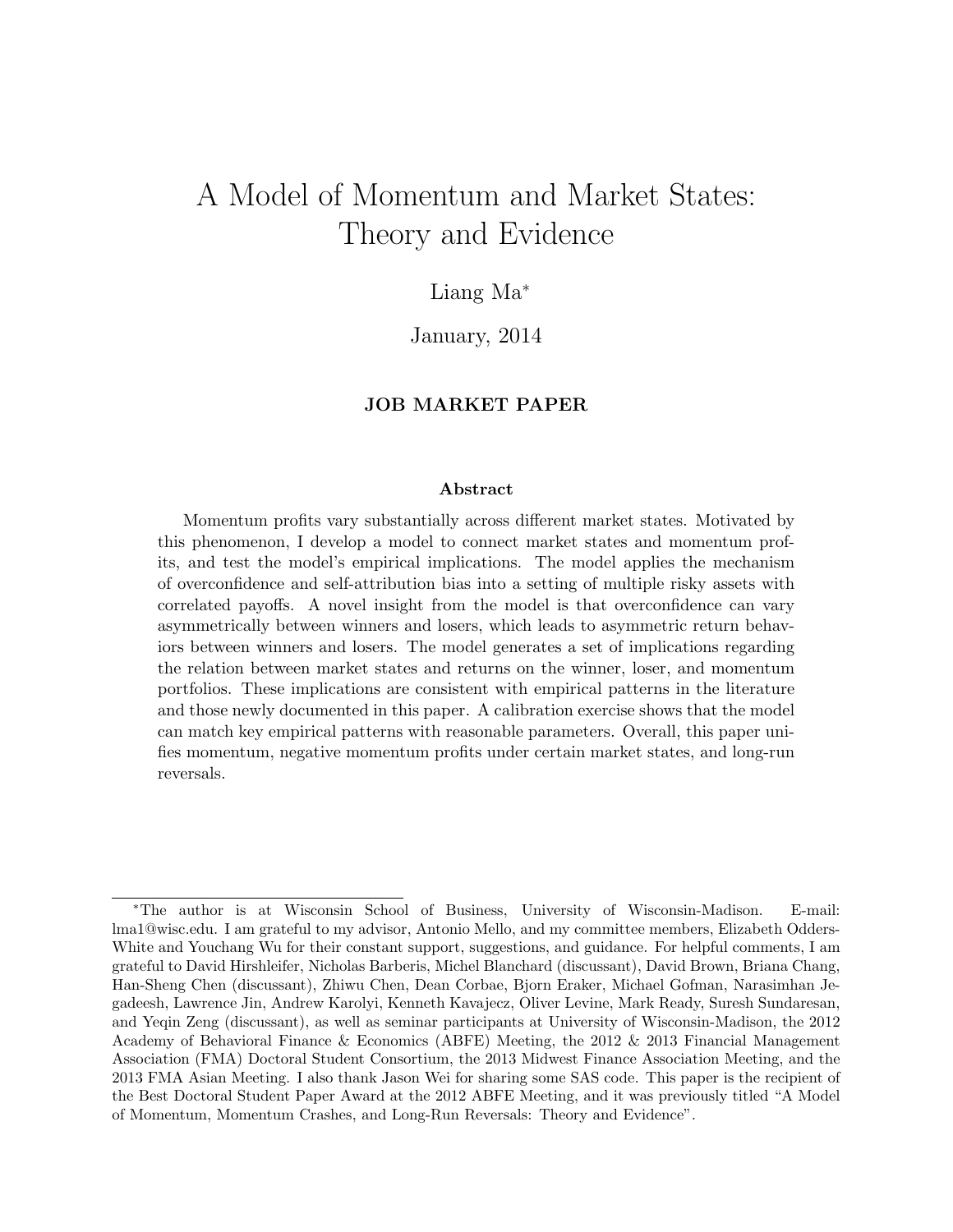# A Model of Momentum and Market States: Theory and Evidence

Liang Ma*

January, 2014

**JOB MARKET PAPER**

### Abstract

Momentum profits vary substantially across different market states. Motivated by this phenomenon, I develop a model to connect market states and momentum profits, and test the model's empirical implications. The model applies the mechanism of overconfidence and self-attribution bias into a setting of multiple risky assets with correlated payoffs. A novel insight from the model is that overconfidence can vary asymmetrically between winners and losers, which leads to asymmetric return behaviors between winners and losers. The model generates a set of implications regarding the relation between market states and returns on the winner, loser, and momentum portfolios. These implications are consistent with empirical patterns in the literature and those newly documented in this paper. A calibration exercise shows that the model can match key empirical patterns with reasonable parameters. Overall, this paper unifies momentum, negative momentum profits under certain market states, and long-run reversals.

---

*The author is at Wisconsin School of Business, University of Wisconsin-Madison. E-mail: lma1@wisc.edu. I am grateful to my advisor, Antonio Mello, and my committee members, Elizabeth Odders-White and Youchang Wu for their constant support, suggestions, and guidance. For helpful comments, I am grateful to David Hirshleifer, Nicholas Barberis, Michel Blanchard (discussant), David Brown, Briana Chang, Han-Sheng Chen (discussant), Zhiwu Chen, Dean Corbae, Bjorn Eraker, Michael Gofman, Narasimhan Jegadeesh, Lawrence Jin, Andrew Karolyi, Kenneth Kavajecz, Oliver Levine, Mark Ready, Suresh Sundaresan, and Yeqin Zeng (discussant), as well as seminar participants at University of Wisconsin-Madison, the 2012 Academy of Behavioral Finance & Economics (ABFE) Meeting, the 2012 & 2013 Financial Management Association (FMA) Doctoral Student Consortium, the 2013 Midwest Finance Association Meeting, and the 2013 FMA Asian Meeting. I also thank Jason Wei for sharing some SAS code. This paper is the recipient of the Best Doctoral Student Paper Award at the 2012 ABFE Meeting, and it was previously titled "A Model of Momentum, Momentum Crashes, and Long-Run Reversals: Theory and Evidence".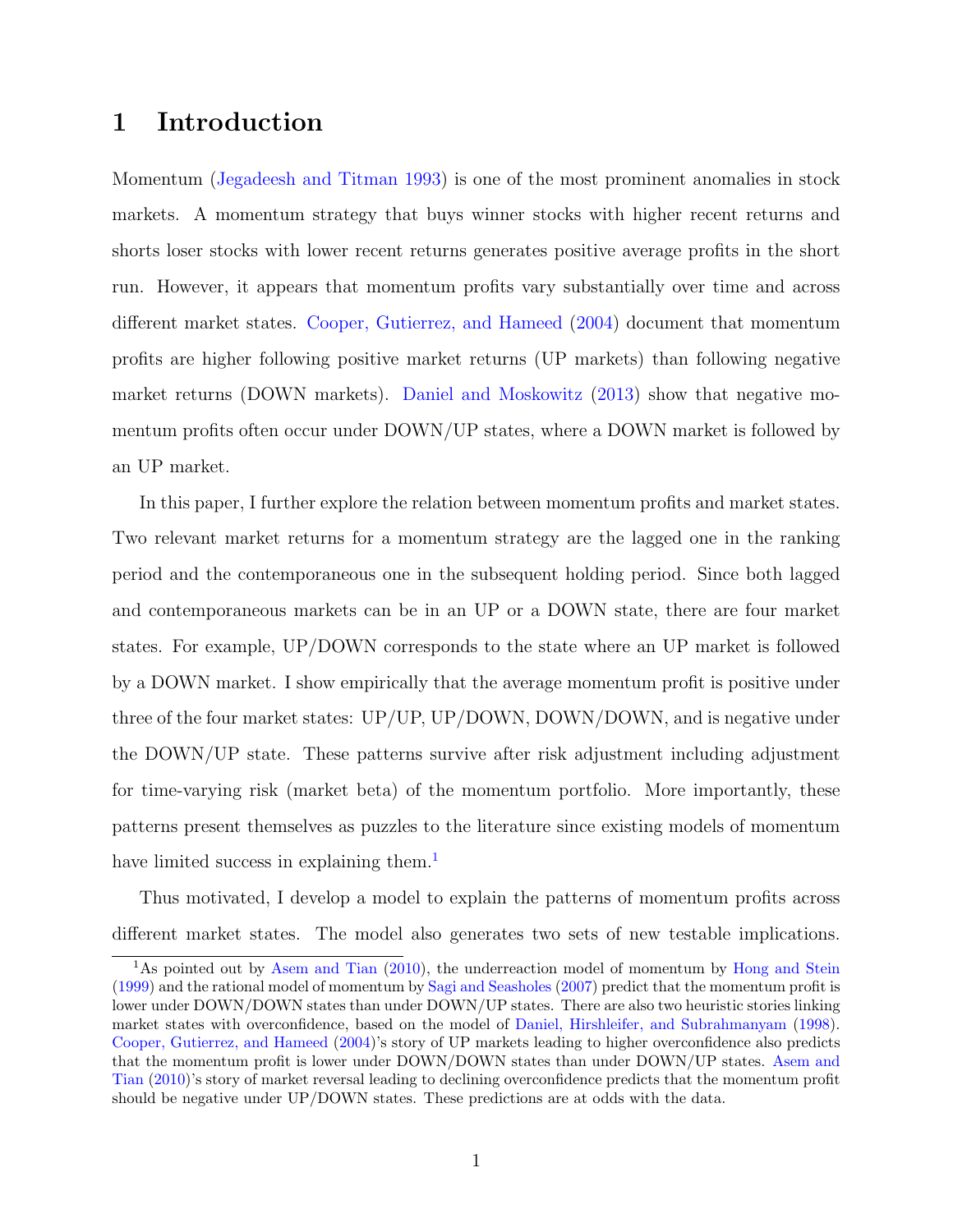# 1 Introduction

Momentum (Jegadeesh and Titman 1993) is one of the most prominent anomalies in stock markets. A momentum strategy that buys winner stocks with higher recent returns and shorts loser stocks with lower recent returns generates positive average profits in the short run. However, it appears that momentum profits vary substantially over time and across different market states. Cooper, Gutierrez, and Hameed (2004) document that momentum profits are higher following positive market returns (UP markets) than following negative market returns (DOWN markets). Daniel and Moskowitz (2013) show that negative momentum profits often occur under DOWN/UP states, where a DOWN market is followed by an UP market.

In this paper, I further explore the relation between momentum profits and market states. Two relevant market returns for a momentum strategy are the lagged one in the ranking period and the contemporaneous one in the subsequent holding period. Since both lagged and contemporaneous markets can be in an UP or a DOWN state, there are four market states. For example, UP/DOWN corresponds to the state where an UP market is followed by a DOWN market. I show empirically that the average momentum profit is positive under three of the four market states: UP/UP, UP/DOWN, DOWN/DOWN, and is negative under the DOWN/UP state. These patterns survive after risk adjustment including adjustment for time-varying risk (market beta) of the momentum portfolio. More importantly, these patterns present themselves as puzzles to the literature since existing models of momentum have limited success in explaining them.[1]

Thus motivated, I develop a model to explain the patterns of momentum profits across different market states. The model also generates two sets of new testable implications.

[1] As pointed out by Asem and Tian (2010), the underreaction model of momentum by Hong and Stein (1999) and the rational model of momentum by Sagi and Seasholes (2007) predict that the momentum profit is lower under DOWN/DOWN states than under DOWN/UP states. There are also two heuristic stories linking market states with overconfidence, based on the model of Daniel, Hirshleifer, and Subrahmanyam (1998). Cooper, Gutierrez, and Hameed (2004)'s story of UP markets leading to higher overconfidence also predicts that the momentum profit is lower under DOWN/DOWN states than under DOWN/UP states. Asem and Tian (2010)'s story of market reversal leading to declining overconfidence predicts that the momentum profit should be negative under UP/DOWN states. These predictions are at odds with the data.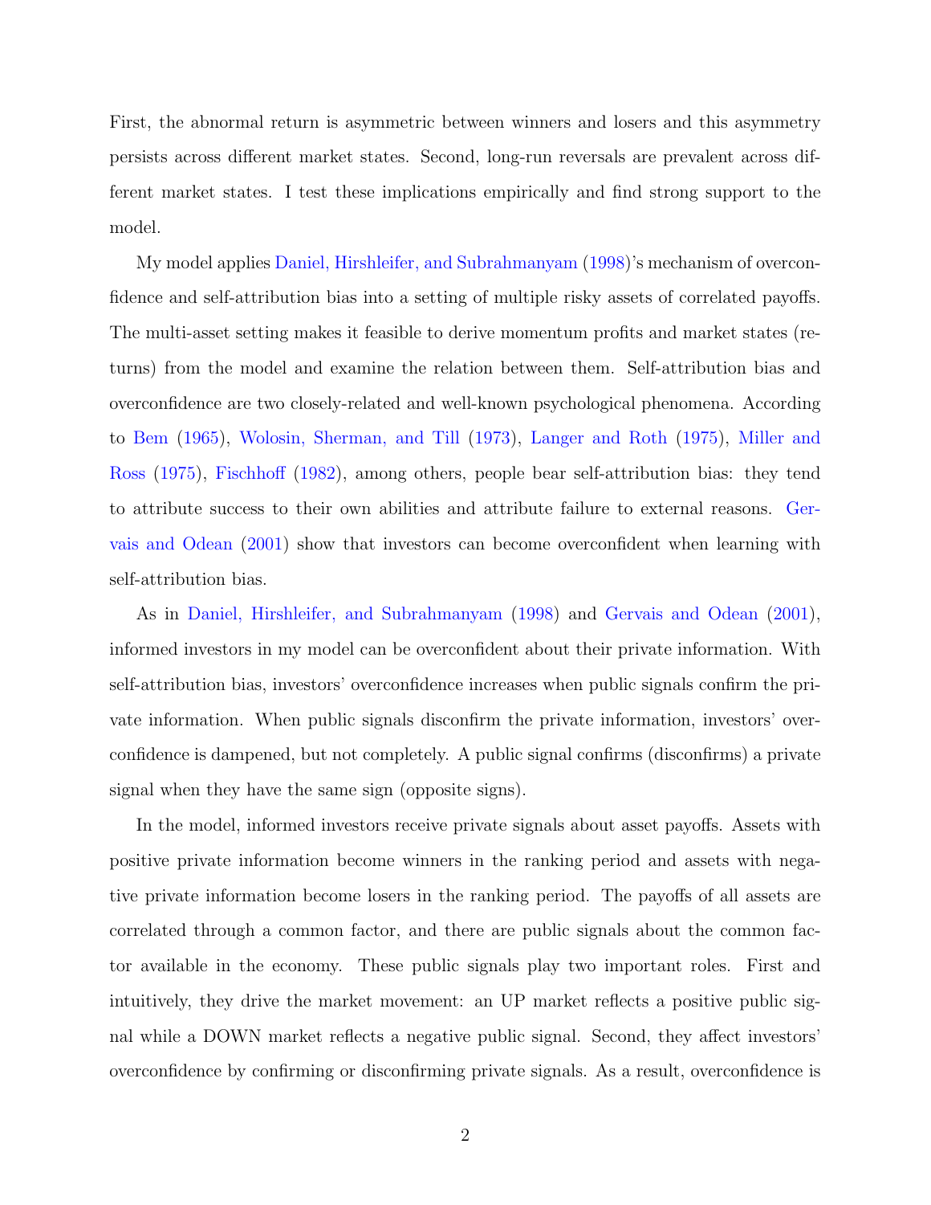First, the abnormal return is asymmetric between winners and losers and this asymmetry persists across different market states. Second, long-run reversals are prevalent across different market states. I test these implications empirically and find strong support to the model.

My model applies Daniel, Hirshleifer, and Subrahmanyam (1998)'s mechanism of overconfidence and self-attribution bias into a setting of multiple risky assets of correlated payoffs. The multi-asset setting makes it feasible to derive momentum profits and market states (returns) from the model and examine the relation between them. Self-attribution bias and overconfidence are two closely-related and well-known psychological phenomena. According to Bem (1965), Wolosin, Sherman, and Till (1973), Langer and Roth (1975), Miller and Ross (1975), Fischhoff (1982), among others, people bear self-attribution bias: they tend to attribute success to their own abilities and attribute failure to external reasons. Gervais and Odean (2001) show that investors can become overconfident when learning with self-attribution bias.

As in Daniel, Hirshleifer, and Subrahmanyam (1998) and Gervais and Odean (2001), informed investors in my model can be overconfident about their private information. With self-attribution bias, investors' overconfidence increases when public signals confirm the private information. When public signals disconfirm the private information, investors' overconfidence is dampened, but not completely. A public signal confirms (disconfirms) a private signal when they have the same sign (opposite signs).

In the model, informed investors receive private signals about asset payoffs. Assets with positive private information become winners in the ranking period and assets with negative private information become losers in the ranking period. The payoffs of all assets are correlated through a common factor, and there are public signals about the common factor available in the economy. These public signals play two important roles. First and intuitively, they drive the market movement: an UP market reflects a positive public signal while a DOWN market reflects a negative public signal. Second, they affect investors' overconfidence by confirming or disconfirming private signals. As a result, overconfidence is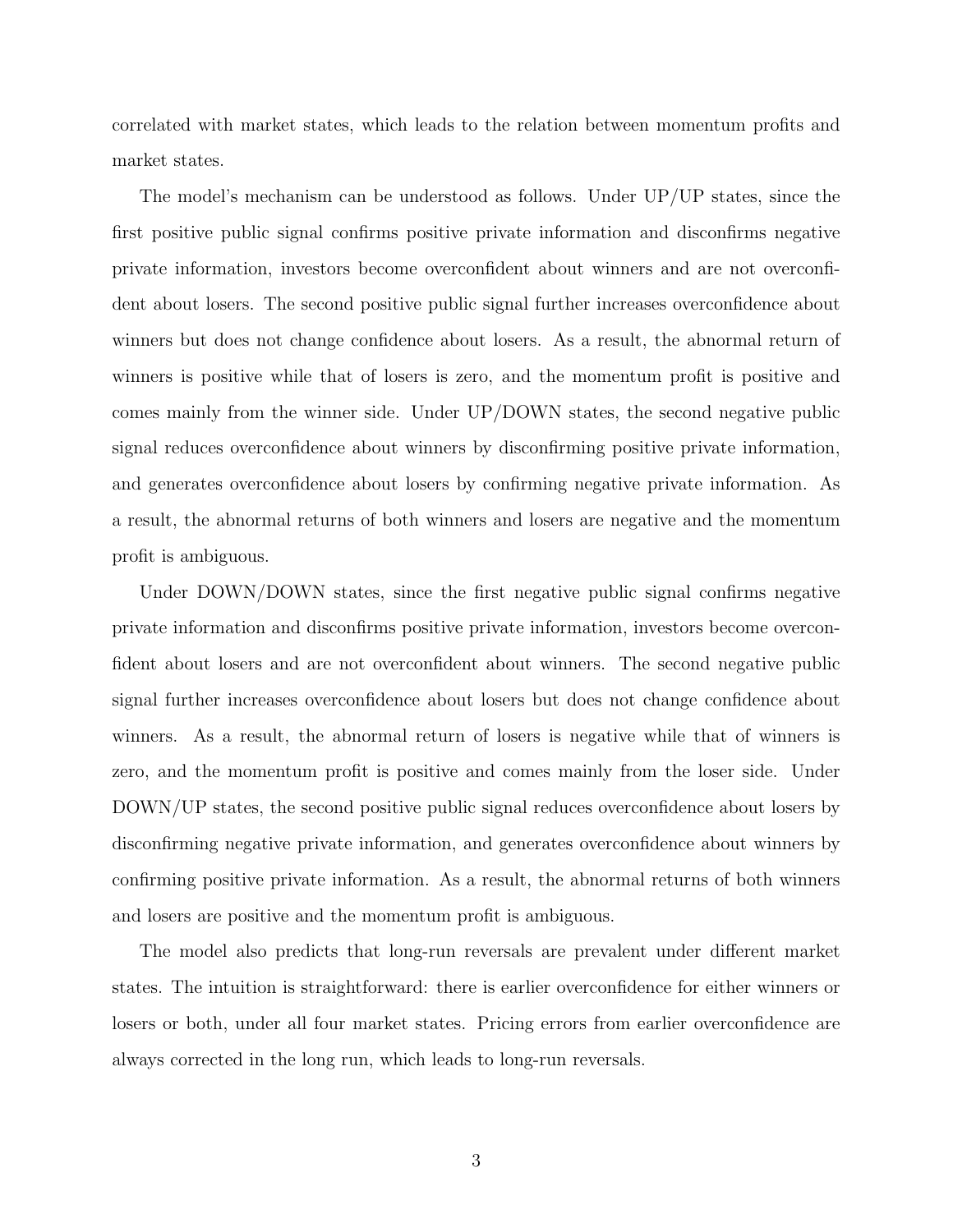correlated with market states, which leads to the relation between momentum profits and market states.

The model's mechanism can be understood as follows. Under UP/UP states, since the first positive public signal confirms positive private information and disconfirms negative private information, investors become overconfident about winners and are not overconfident about losers. The second positive public signal further increases overconfidence about winners but does not change confidence about losers. As a result, the abnormal return of winners is positive while that of losers is zero, and the momentum profit is positive and comes mainly from the winner side. Under UP/DOWN states, the second negative public signal reduces overconfidence about winners by disconfirming positive private information, and generates overconfidence about losers by confirming negative private information. As a result, the abnormal returns of both winners and losers are negative and the momentum profit is ambiguous.

Under DOWN/DOWN states, since the first negative public signal confirms negative private information and disconfirms positive private information, investors become overconfident about losers and are not overconfident about winners. The second negative public signal further increases overconfidence about losers but does not change confidence about winners. As a result, the abnormal return of losers is negative while that of winners is zero, and the momentum profit is positive and comes mainly from the loser side. Under DOWN/UP states, the second positive public signal reduces overconfidence about losers by disconfirming negative private information, and generates overconfidence about winners by confirming positive private information. As a result, the abnormal returns of both winners and losers are positive and the momentum profit is ambiguous.

The model also predicts that long-run reversals are prevalent under different market states. The intuition is straightforward: there is earlier overconfidence for either winners or losers or both, under all four market states. Pricing errors from earlier overconfidence are always corrected in the long run, which leads to long-run reversals.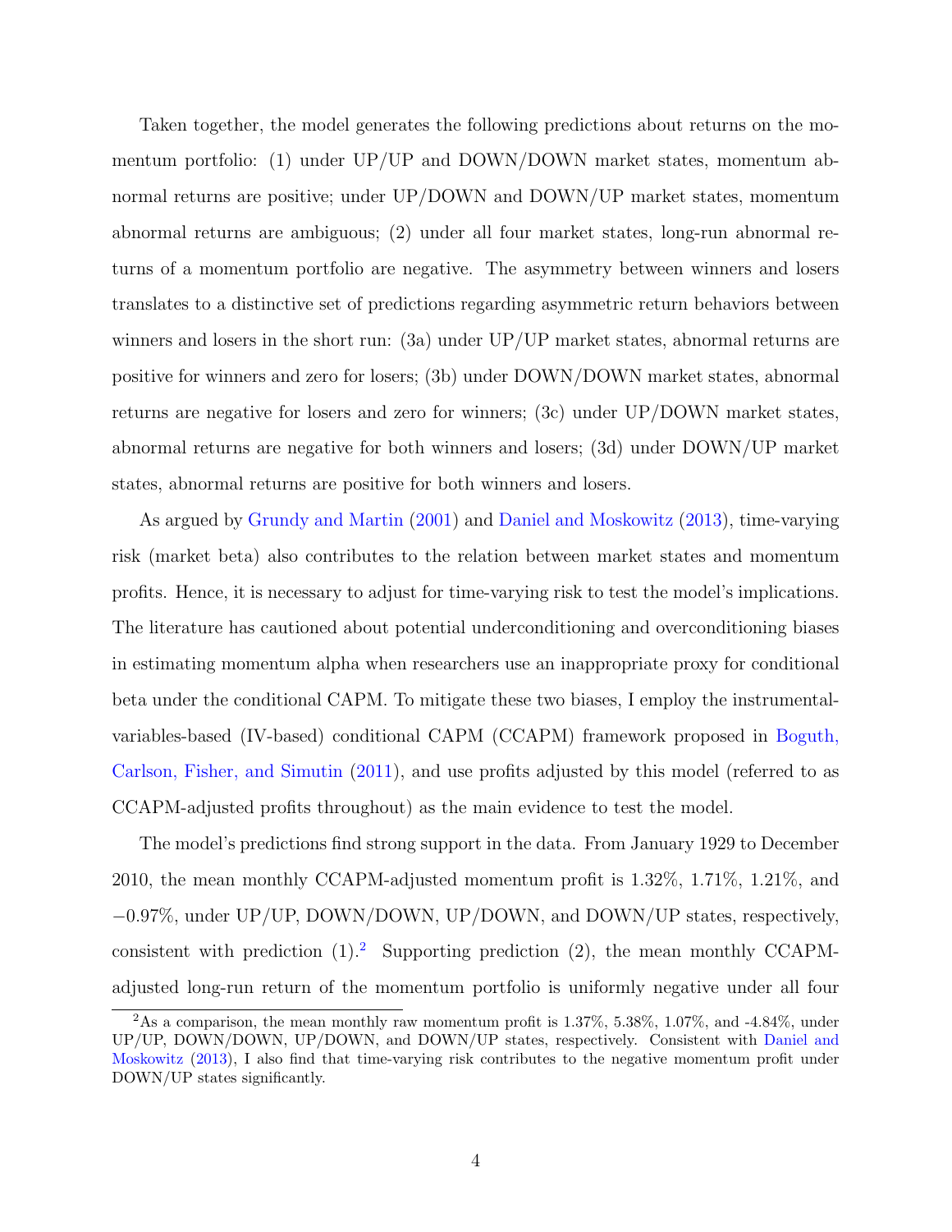Taken together, the model generates the following predictions about returns on the momentum portfolio: (1) under UP/UP and DOWN/DOWN market states, momentum abnormal returns are positive; under UP/DOWN and DOWN/UP market states, momentum abnormal returns are ambiguous; (2) under all four market states, long-run abnormal returns of a momentum portfolio are negative. The asymmetry between winners and losers translates to a distinctive set of predictions regarding asymmetric return behaviors between winners and losers in the short run: (3a) under UP/UP market states, abnormal returns are positive for winners and zero for losers; (3b) under DOWN/DOWN market states, abnormal returns are negative for losers and zero for winners; (3c) under UP/DOWN market states, abnormal returns are negative for both winners and losers; (3d) under DOWN/UP market states, abnormal returns are positive for both winners and losers.

As argued by Grundy and Martin (2001) and Daniel and Moskowitz (2013), time-varying risk (market beta) also contributes to the relation between market states and momentum profits. Hence, it is necessary to adjust for time-varying risk to test the model's implications. The literature has cautioned about potential underconditioning and overconditioning biases in estimating momentum alpha when researchers use an inappropriate proxy for conditional beta under the conditional CAPM. To mitigate these two biases, I employ the instrumental-variables-based (IV-based) conditional CAPM (CCAPM) framework proposed in Boguth, Carlson, Fisher, and Simutin (2011), and use profits adjusted by this model (referred to as CCAPM-adjusted profits throughout) as the main evidence to test the model.

The model's predictions find strong support in the data. From January 1929 to December 2010, the mean monthly CCAPM-adjusted momentum profit is 1.32%, 1.71%, 1.21%, and −0.97%, under UP/UP, DOWN/DOWN, UP/DOWN, and DOWN/UP states, respectively, consistent with prediction (1).[2] Supporting prediction (2), the mean monthly CCAPM-adjusted long-run return of the momentum portfolio is uniformly negative under all four

[2]As a comparison, the mean monthly raw momentum profit is 1.37%, 5.38%, 1.07%, and -4.84%, under UP/UP, DOWN/DOWN, UP/DOWN, and DOWN/UP states, respectively. Consistent with Daniel and Moskowitz (2013), I also find that time-varying risk contributes to the negative momentum profit under DOWN/UP states significantly.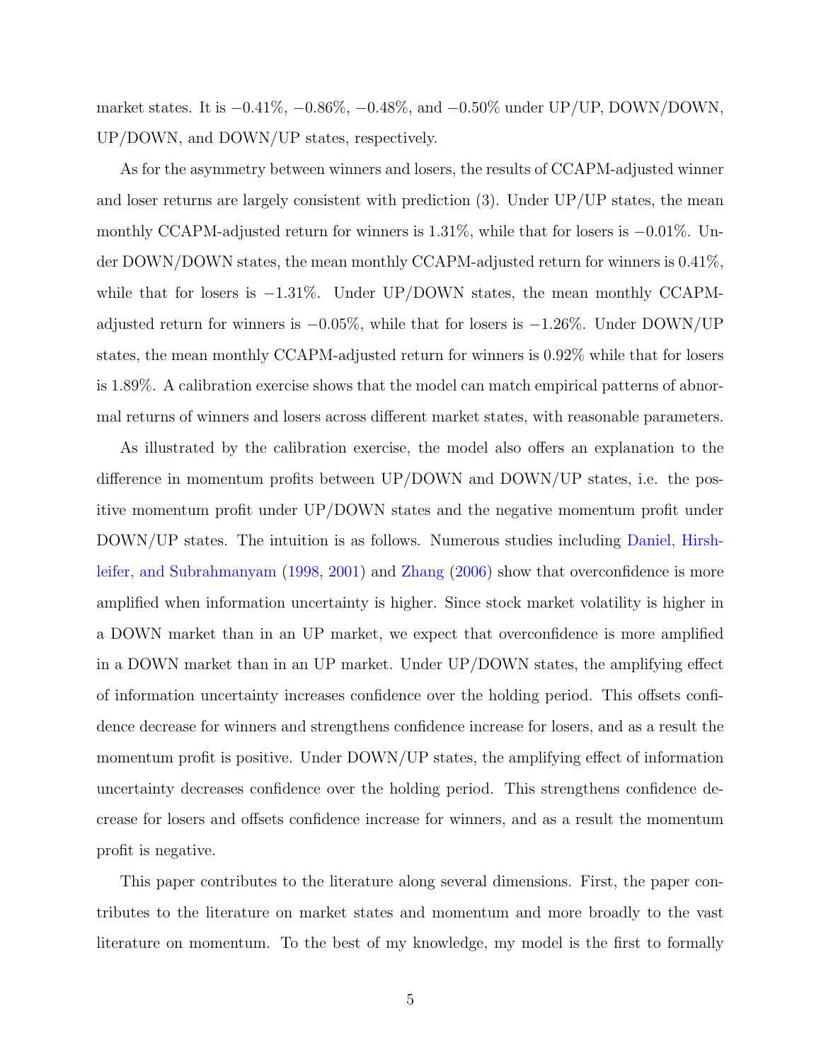market states. It is $-0.41\%$, $-0.86\%$, $-0.48\%$, and $-0.50\%$ under UP/UP, DOWN/DOWN, UP/DOWN, and DOWN/UP states, respectively.

As for the asymmetry between winners and losers, the results of CCAPM-adjusted winner and loser returns are largely consistent with prediction (3). Under UP/UP states, the mean monthly CCAPM-adjusted return for winners is 1.31%, while that for losers is $-0.01\%$. Under DOWN/DOWN states, the mean monthly CCAPM-adjusted return for winners is 0.41%, while that for losers is $-1.31\%$. Under UP/DOWN states, the mean monthly CCAPM-adjusted return for winners is $-0.05\%$, while that for losers is $-1.26\%$. Under DOWN/UP states, the mean monthly CCAPM-adjusted return for winners is 0.92% while that for losers is 1.89%. A calibration exercise shows that the model can match empirical patterns of abnormal returns of winners and losers across different market states, with reasonable parameters.

As illustrated by the calibration exercise, the model also offers an explanation to the difference in momentum profits between UP/DOWN and DOWN/UP states, i.e. the positive momentum profit under UP/DOWN states and the negative momentum profit under DOWN/UP states. The intuition is as follows. Numerous studies including Daniel, Hirshleifer, and Subrahmanyam (1998, 2001) and Zhang (2006) show that overconfidence is more amplified when information uncertainty is higher. Since stock market volatility is higher in a DOWN market than in an UP market, we expect that overconfidence is more amplified in a DOWN market than in an UP market. Under UP/DOWN states, the amplifying effect of information uncertainty increases confidence over the holding period. This offsets confidence decrease for winners and strengthens confidence increase for losers, and as a result the momentum profit is positive. Under DOWN/UP states, the amplifying effect of information uncertainty decreases confidence over the holding period. This strengthens confidence decrease for losers and offsets confidence increase for winners, and as a result the momentum profit is negative.

This paper contributes to the literature along several dimensions. First, the paper contributes to the literature on market states and momentum and more broadly to the vast literature on momentum. To the best of my knowledge, my model is the first to formally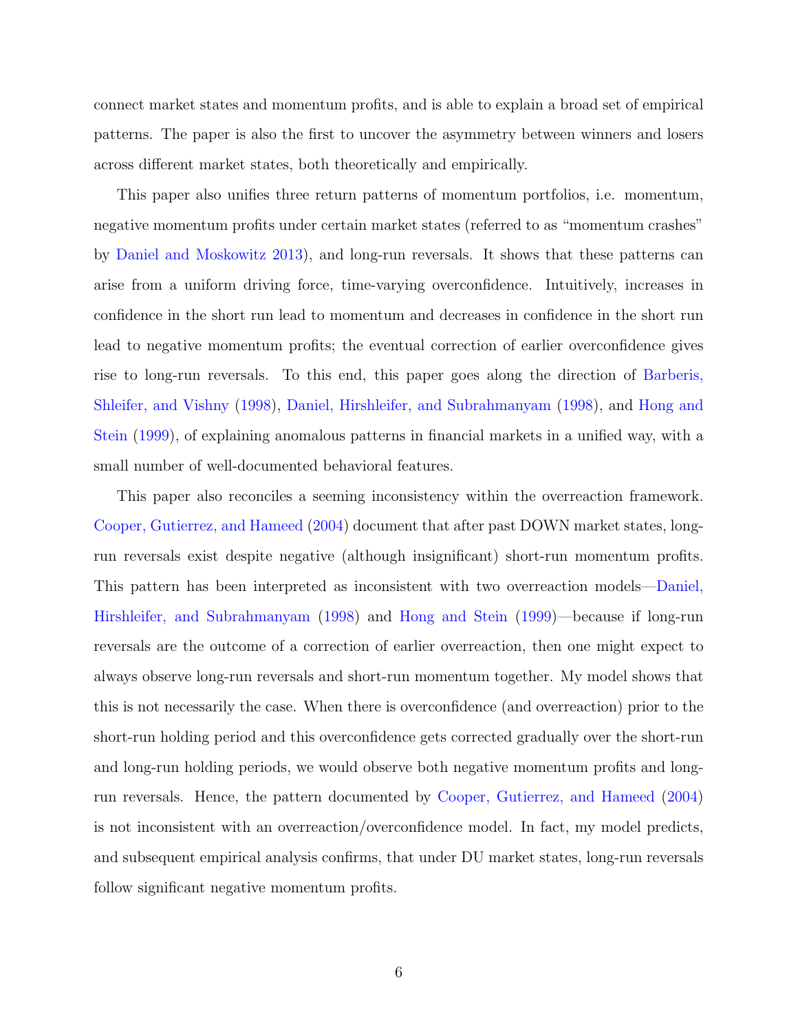connect market states and momentum profits, and is able to explain a broad set of empirical patterns. The paper is also the first to uncover the asymmetry between winners and losers across different market states, both theoretically and empirically.

This paper also unifies three return patterns of momentum portfolios, i.e. momentum, negative momentum profits under certain market states (referred to as "momentum crashes" by Daniel and Moskowitz 2013), and long-run reversals. It shows that these patterns can arise from a uniform driving force, time-varying overconfidence. Intuitively, increases in confidence in the short run lead to momentum and decreases in confidence in the short run lead to negative momentum profits; the eventual correction of earlier overconfidence gives rise to long-run reversals. To this end, this paper goes along the direction of Barberis, Shleifer, and Vishny (1998), Daniel, Hirshleifer, and Subrahmanyam (1998), and Hong and Stein (1999), of explaining anomalous patterns in financial markets in a unified way, with a small number of well-documented behavioral features.

This paper also reconciles a seeming inconsistency within the overreaction framework. Cooper, Gutierrez, and Hameed (2004) document that after past DOWN market states, long-run reversals exist despite negative (although insignificant) short-run momentum profits. This pattern has been interpreted as inconsistent with two overreaction models—Daniel, Hirshleifer, and Subrahmanyam (1998) and Hong and Stein (1999)—because if long-run reversals are the outcome of a correction of earlier overreaction, then one might expect to always observe long-run reversals and short-run momentum together. My model shows that this is not necessarily the case. When there is overconfidence (and overreaction) prior to the short-run holding period and this overconfidence gets corrected gradually over the short-run and long-run holding periods, we would observe both negative momentum profits and long-run reversals. Hence, the pattern documented by Cooper, Gutierrez, and Hameed (2004) is not inconsistent with an overreaction/overconfidence model. In fact, my model predicts, and subsequent empirical analysis confirms, that under DU market states, long-run reversals follow significant negative momentum profits.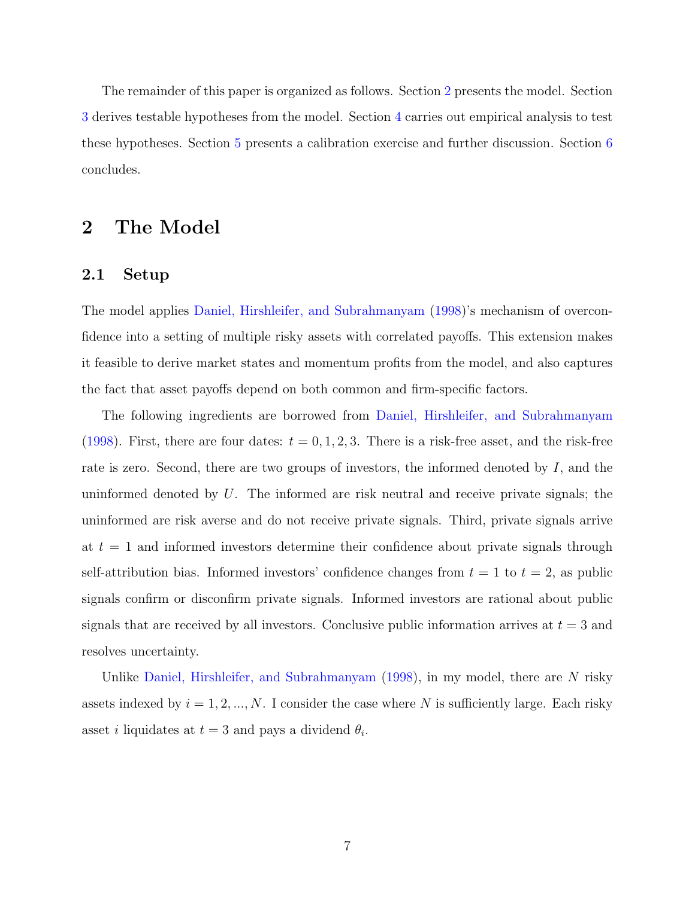The remainder of this paper is organized as follows. Section 2 presents the model. Section 3 derives testable hypotheses from the model. Section 4 carries out empirical analysis to test these hypotheses. Section 5 presents a calibration exercise and further discussion. Section 6 concludes.

## 2 The Model

### 2.1 Setup

The model applies Daniel, Hirshleifer, and Subrahmanyam (1998)'s mechanism of overconfidence into a setting of multiple risky assets with correlated payoffs. This extension makes it feasible to derive market states and momentum profits from the model, and also captures the fact that asset payoffs depend on both common and firm-specific factors.

The following ingredients are borrowed from Daniel, Hirshleifer, and Subrahmanyam (1998). First, there are four dates: $t = 0, 1, 2, 3$. There is a risk-free asset, and the risk-free rate is zero. Second, there are two groups of investors, the informed denoted by $I$, and the uninformed denoted by $U$. The informed are risk neutral and receive private signals; the uninformed are risk averse and do not receive private signals. Third, private signals arrive at $t = 1$ and informed investors determine their confidence about private signals through self-attribution bias. Informed investors' confidence changes from $t = 1$ to $t = 2$, as public signals confirm or disconfirm private signals. Informed investors are rational about public signals that are received by all investors. Conclusive public information arrives at $t = 3$ and resolves uncertainty.

Unlike Daniel, Hirshleifer, and Subrahmanyam (1998), in my model, there are $N$ risky assets indexed by $i = 1, 2, ..., N$. I consider the case where $N$ is sufficiently large. Each risky asset $i$ liquidates at $t = 3$ and pays a dividend $\theta_i$.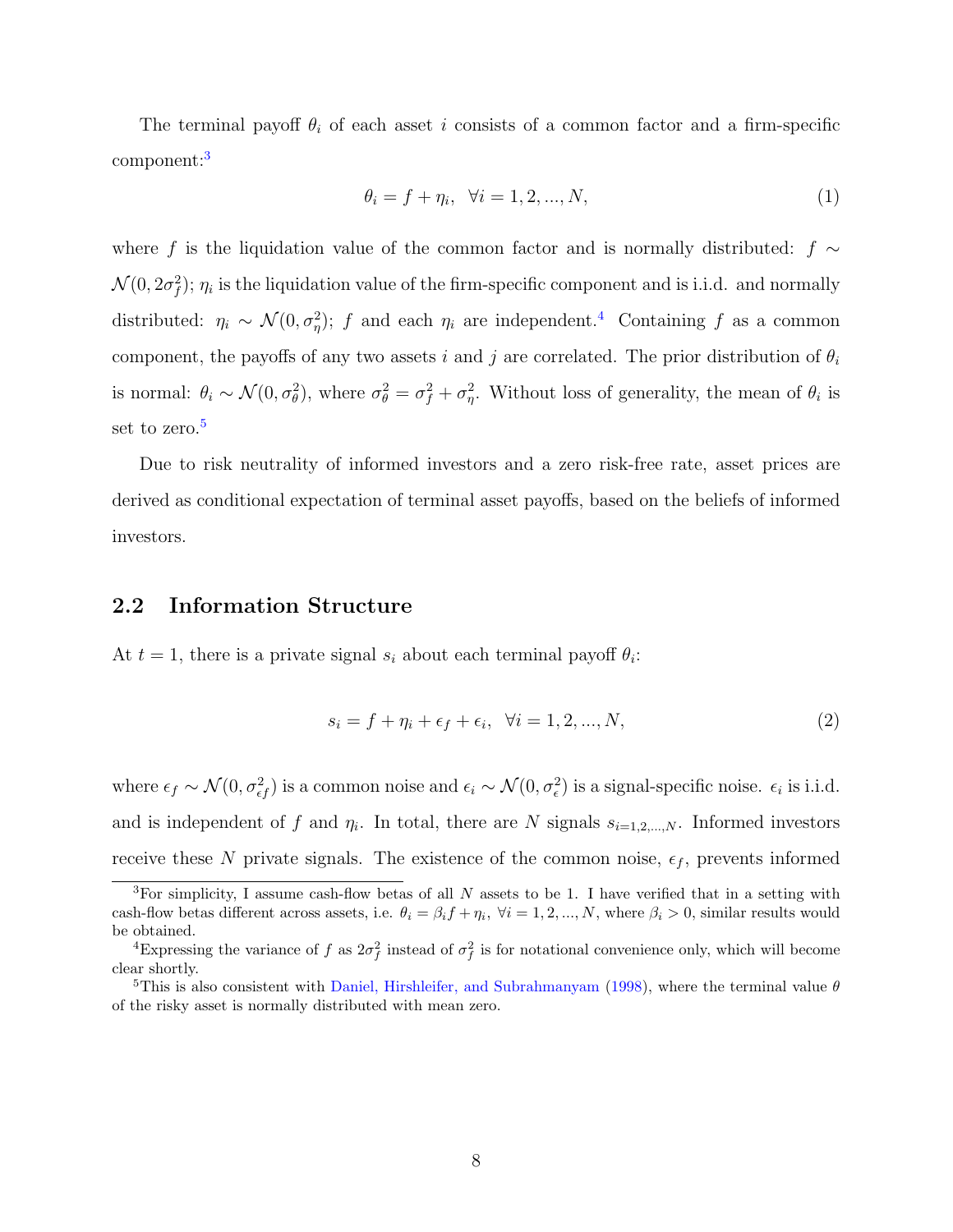The terminal payoff $\theta_i$ of each asset $i$ consists of a common factor and a firm-specific component:[3]

$$\theta_i = f + \eta_i, \quad \forall i = 1, 2, ..., N, \tag{1}$$

where $f$ is the liquidation value of the common factor and is normally distributed: $f \sim \mathcal{N}(0, 2\sigma_f^2)$; $\eta_i$ is the liquidation value of the firm-specific component and is i.i.d. and normally distributed: $\eta_i \sim \mathcal{N}(0, \sigma_\eta^2)$; $f$ and each $\eta_i$ are independent.[4] Containing $f$ as a common component, the payoffs of any two assets $i$ and $j$ are correlated. The prior distribution of $\theta_i$ is normal: $\theta_i \sim \mathcal{N}(0, \sigma_\theta^2)$, where $\sigma_\theta^2 = \sigma_f^2 + \sigma_\eta^2$. Without loss of generality, the mean of $\theta_i$ is set to zero.[5]

Due to risk neutrality of informed investors and a zero risk-free rate, asset prices are derived as conditional expectation of terminal asset payoffs, based on the beliefs of informed investors.

## 2.2 Information Structure

At $t = 1$, there is a private signal $s_i$ about each terminal payoff $\theta_i$:

$$s_i = f + \eta_i + \epsilon_f + \epsilon_i, \quad \forall i = 1, 2, ..., N, \tag{2}$$

where $\epsilon_f \sim \mathcal{N}(0, \sigma_{\epsilon f}^2)$ is a common noise and $\epsilon_i \sim \mathcal{N}(0, \sigma_\epsilon^2)$ is a signal-specific noise. $\epsilon_i$ is i.i.d. and is independent of $f$ and $\eta_i$. In total, there are $N$ signals $s_{i=1,2,...,N}$. Informed investors receive these $N$ private signals. The existence of the common noise, $\epsilon_f$, prevents informed

---

[3] For simplicity, I assume cash-flow betas of all $N$ assets to be 1. I have verified that in a setting with cash-flow betas different across assets, i.e. $\theta_i = \beta_i f + \eta_i$, $\forall i = 1, 2, ..., N$, where $\beta_i > 0$, similar results would be obtained.

[4] Expressing the variance of $f$ as $2\sigma_f^2$ instead of $\sigma_f^2$ is for notational convenience only, which will become clear shortly.

[5] This is also consistent with Daniel, Hirshleifer, and Subrahmanyam (1998), where the terminal value $\theta$ of the risky asset is normally distributed with mean zero.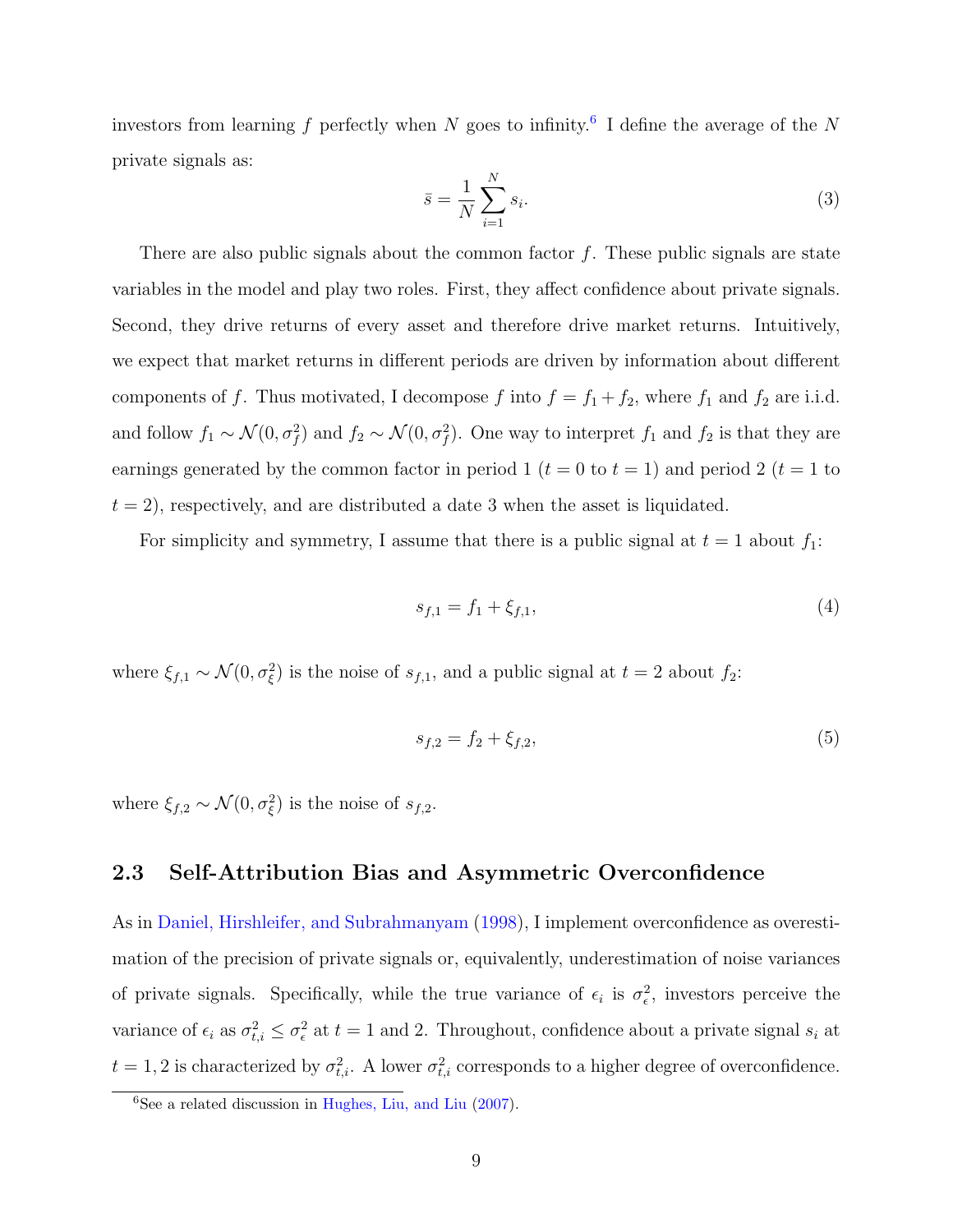investors from learning $f$ perfectly when $N$ goes to infinity.[6] I define the average of the $N$ private signals as:

$$\bar{s} = \frac{1}{N} \sum_{i=1}^{N} s_i. \tag{3}$$

There are also public signals about the common factor $f$. These public signals are state variables in the model and play two roles. First, they affect confidence about private signals. Second, they drive returns of every asset and therefore drive market returns. Intuitively, we expect that market returns in different periods are driven by information about different components of $f$. Thus motivated, I decompose $f$ into $f = f_1 + f_2$, where $f_1$ and $f_2$ are i.i.d. and follow $f_1 \sim \mathcal{N}(0, \sigma_f^2)$ and $f_2 \sim \mathcal{N}(0, \sigma_f^2)$. One way to interpret $f_1$ and $f_2$ is that they are earnings generated by the common factor in period 1 ($t = 0$ to $t = 1$) and period 2 ($t = 1$ to $t = 2$), respectively, and are distributed a date 3 when the asset is liquidated.

For simplicity and symmetry, I assume that there is a public signal at $t = 1$ about $f_1$:

$$s_{f,1} = f_1 + \xi_{f,1}, \tag{4}$$

where $\xi_{f,1} \sim \mathcal{N}(0, \sigma_\xi^2)$ is the noise of $s_{f,1}$, and a public signal at $t = 2$ about $f_2$:

$$s_{f,2} = f_2 + \xi_{f,2}, \tag{5}$$

where $\xi_{f,2} \sim \mathcal{N}(0, \sigma_\xi^2)$ is the noise of $s_{f,2}$.

## 2.3 Self-Attribution Bias and Asymmetric Overconfidence

As in Daniel, Hirshleifer, and Subrahmanyam (1998), I implement overconfidence as overestimation of the precision of private signals or, equivalently, underestimation of noise variances of private signals. Specifically, while the true variance of $\epsilon_i$ is $\sigma_\epsilon^2$, investors perceive the variance of $\epsilon_i$ as $\sigma_{t,i}^2 \leq \sigma_\epsilon^2$ at $t = 1$ and 2. Throughout, confidence about a private signal $s_i$ at $t = 1, 2$ is characterized by $\sigma_{t,i}^2$. A lower $\sigma_{t,i}^2$ corresponds to a higher degree of overconfidence.

[6] See a related discussion in Hughes, Liu, and Liu (2007).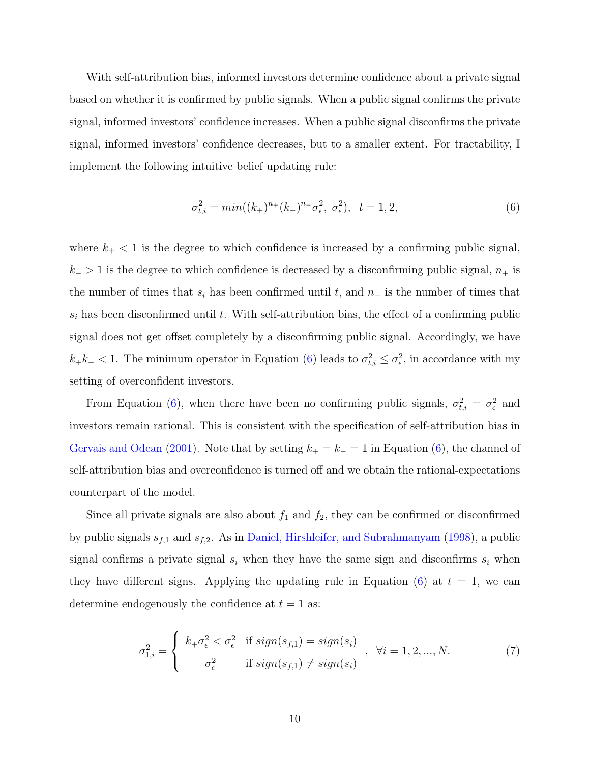With self-attribution bias, informed investors determine confidence about a private signal based on whether it is confirmed by public signals. When a public signal confirms the private signal, informed investors' confidence increases. When a public signal disconfirms the private signal, informed investors' confidence decreases, but to a smaller extent. For tractability, I implement the following intuitive belief updating rule:

$$\sigma_{t,i}^2 = min((k_+)^{n_+}(k_-)^{n_-}\sigma_\epsilon^2,\ \sigma_\epsilon^2),\ \ t = 1, 2, \tag{6}$$

where $k_+ < 1$ is the degree to which confidence is increased by a confirming public signal, $k_- > 1$ is the degree to which confidence is decreased by a disconfirming public signal, $n_+$ is the number of times that $s_i$ has been confirmed until $t$, and $n_-$ is the number of times that $s_i$ has been disconfirmed until $t$. With self-attribution bias, the effect of a confirming public signal does not get offset completely by a disconfirming public signal. Accordingly, we have $k_+k_- < 1$. The minimum operator in Equation (6) leads to $\sigma_{t,i}^2 \leq \sigma_\epsilon^2$, in accordance with my setting of overconfident investors.

From Equation (6), when there have been no confirming public signals, $\sigma_{t,i}^2 = \sigma_\epsilon^2$ and investors remain rational. This is consistent with the specification of self-attribution bias in Gervais and Odean (2001). Note that by setting $k_+ = k_- = 1$ in Equation (6), the channel of self-attribution bias and overconfidence is turned off and we obtain the rational-expectations counterpart of the model.

Since all private signals are also about $f_1$ and $f_2$, they can be confirmed or disconfirmed by public signals $s_{f,1}$ and $s_{f,2}$. As in Daniel, Hirshleifer, and Subrahmanyam (1998), a public signal confirms a private signal $s_i$ when they have the same sign and disconfirms $s_i$ when they have different signs. Applying the updating rule in Equation (6) at $t = 1$, we can determine endogenously the confidence at $t = 1$ as:

$$\sigma_{1,i}^2 = \begin{cases} k_+\sigma_\epsilon^2 < \sigma_\epsilon^2 & \text{if } sign(s_{f,1}) = sign(s_i) \\ \sigma_\epsilon^2 & \text{if } sign(s_{f,1}) \neq sign(s_i) \end{cases},\ \ \forall i = 1, 2, ..., N. \tag{7}$$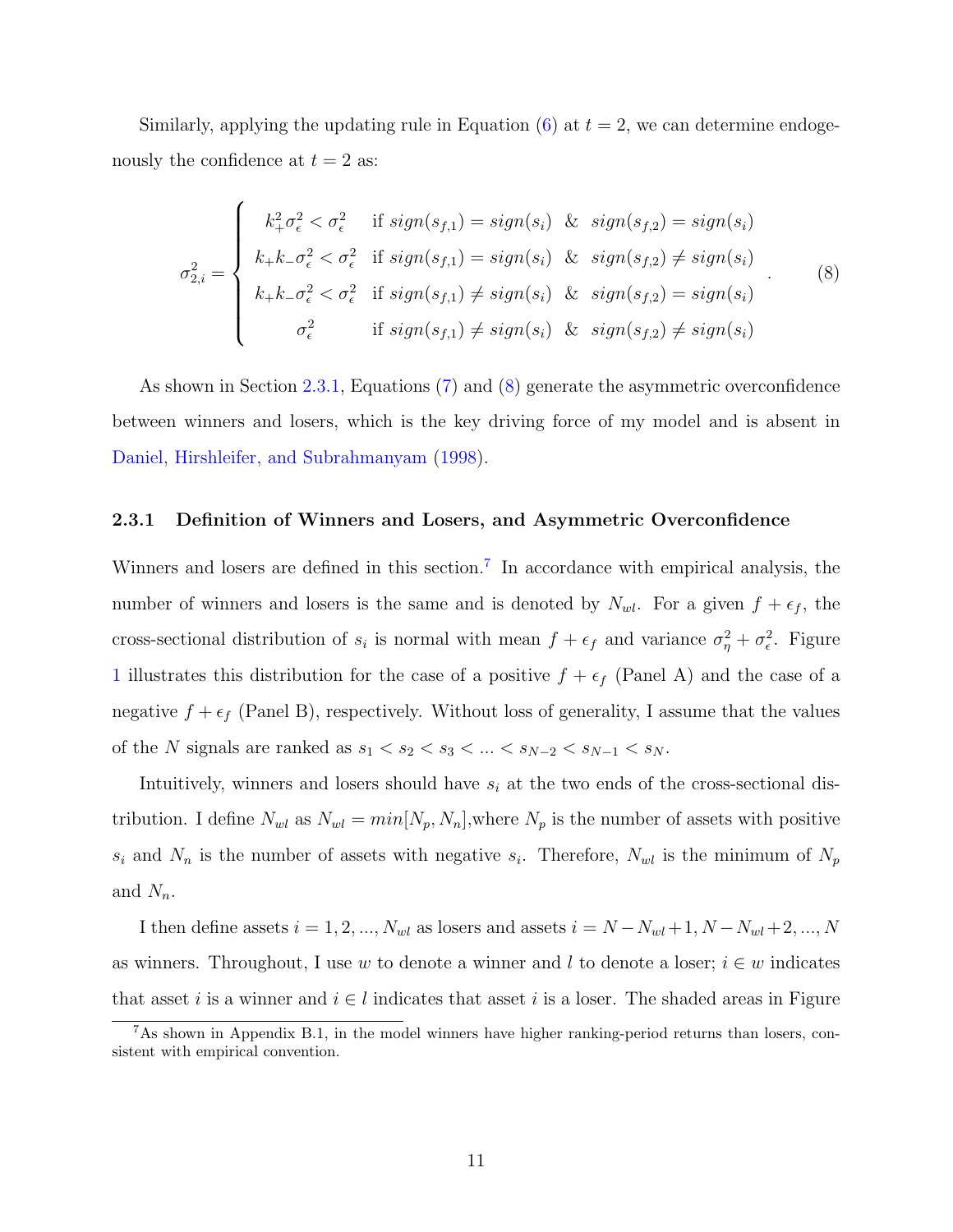Similarly, applying the updating rule in Equation (6) at $t = 2$, we can determine endogenously the confidence at $t = 2$ as:

$$
\sigma_{2,i}^2 = \begin{cases} k_+^2 \sigma_\epsilon^2 < \sigma_\epsilon^2 & \text{if } sign(s_{f,1}) = sign(s_i) \;\;\&\;\; sign(s_{f,2}) = sign(s_i) \\ k_+ k_- \sigma_\epsilon^2 < \sigma_\epsilon^2 & \text{if } sign(s_{f,1}) = sign(s_i) \;\;\&\;\; sign(s_{f,2}) \neq sign(s_i) \\ k_+ k_- \sigma_\epsilon^2 < \sigma_\epsilon^2 & \text{if } sign(s_{f,1}) \neq sign(s_i) \;\;\&\;\; sign(s_{f,2}) = sign(s_i) \\ \sigma_\epsilon^2 & \text{if } sign(s_{f,1}) \neq sign(s_i) \;\;\&\;\; sign(s_{f,2}) \neq sign(s_i) \end{cases} . \tag{8}
$$

As shown in Section 2.3.1, Equations (7) and (8) generate the asymmetric overconfidence between winners and losers, which is the key driving force of my model and is absent in Daniel, Hirshleifer, and Subrahmanyam (1998).

### 2.3.1 Definition of Winners and Losers, and Asymmetric Overconfidence

Winners and losers are defined in this section.[7] In accordance with empirical analysis, the number of winners and losers is the same and is denoted by $N_{wl}$. For a given $f + \epsilon_f$, the cross-sectional distribution of $s_i$ is normal with mean $f + \epsilon_f$ and variance $\sigma_\eta^2 + \sigma_\epsilon^2$. Figure 1 illustrates this distribution for the case of a positive $f + \epsilon_f$ (Panel A) and the case of a negative $f + \epsilon_f$ (Panel B), respectively. Without loss of generality, I assume that the values of the $N$ signals are ranked as $s_1 < s_2 < s_3 < ... < s_{N-2} < s_{N-1} < s_N$.

Intuitively, winners and losers should have $s_i$ at the two ends of the cross-sectional distribution. I define $N_{wl}$ as $N_{wl} = min[N_p, N_n]$,where $N_p$ is the number of assets with positive $s_i$ and $N_n$ is the number of assets with negative $s_i$. Therefore, $N_{wl}$ is the minimum of $N_p$ and $N_n$.

I then define assets $i = 1, 2, ..., N_{wl}$ as losers and assets $i = N - N_{wl} + 1, N - N_{wl} + 2, ..., N$ as winners. Throughout, I use $w$ to denote a winner and $l$ to denote a loser; $i \in w$ indicates that asset $i$ is a winner and $i \in l$ indicates that asset $i$ is a loser. The shaded areas in Figure

[7] As shown in Appendix B.1, in the model winners have higher ranking-period returns than losers, consistent with empirical convention.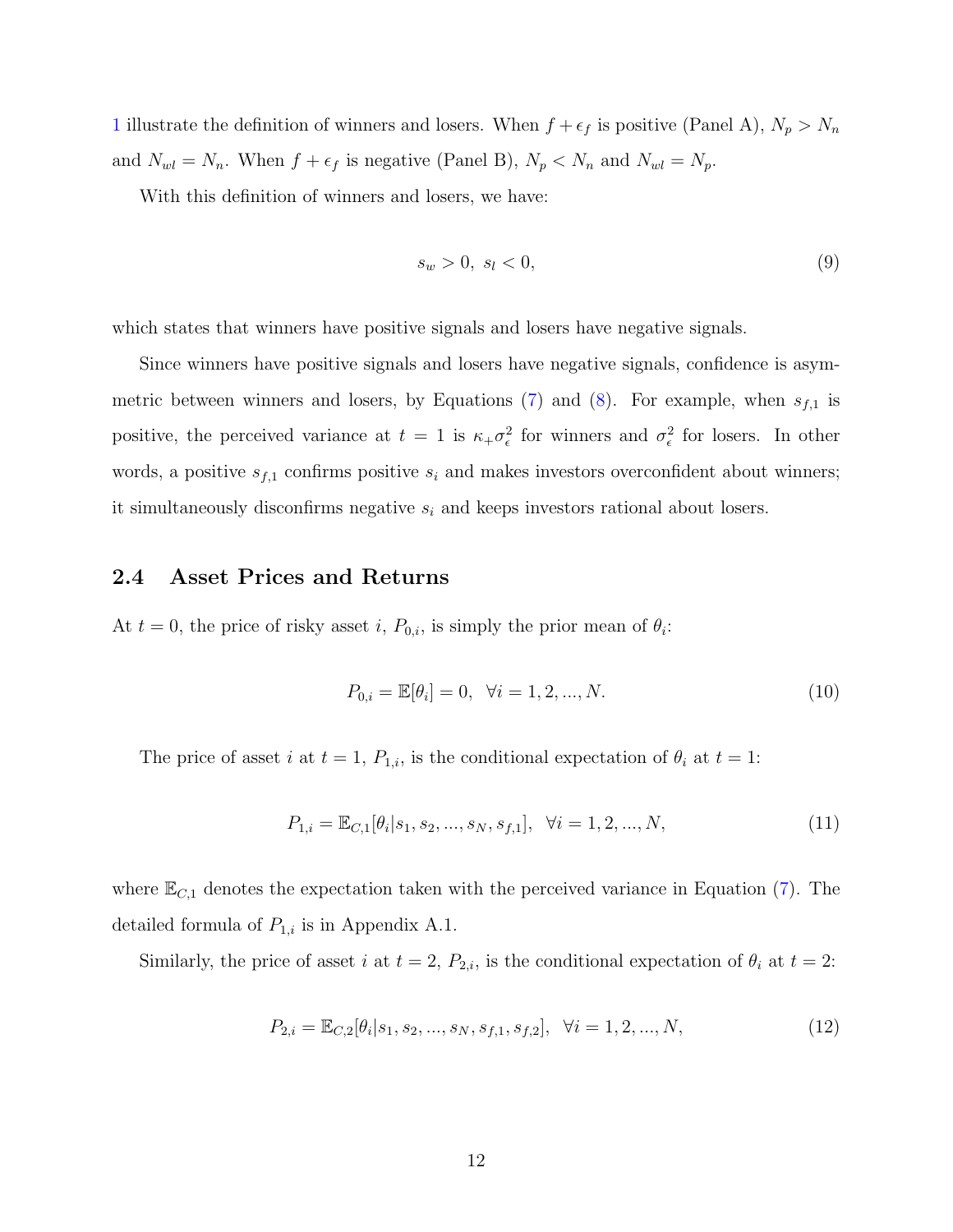1 illustrate the definition of winners and losers. When $f + \epsilon_f$ is positive (Panel A), $N_p > N_n$ and $N_{wl} = N_n$. When $f + \epsilon_f$ is negative (Panel B), $N_p < N_n$ and $N_{wl} = N_p$.

With this definition of winners and losers, we have:

$$s_w > 0, \; s_l < 0, \tag{9}$$

which states that winners have positive signals and losers have negative signals.

Since winners have positive signals and losers have negative signals, confidence is asymmetric between winners and losers, by Equations (7) and (8). For example, when $s_{f,1}$ is positive, the perceived variance at $t = 1$ is $\kappa_+ \sigma_\epsilon^2$ for winners and $\sigma_\epsilon^2$ for losers. In other words, a positive $s_{f,1}$ confirms positive $s_i$ and makes investors overconfident about winners; it simultaneously disconfirms negative $s_i$ and keeps investors rational about losers.

## 2.4 Asset Prices and Returns

At $t = 0$, the price of risky asset $i$, $P_{0,i}$, is simply the prior mean of $\theta_i$:

$$P_{0,i} = \mathbb{E}[\theta_i] = 0, \;\; \forall i = 1, 2, ..., N. \tag{10}$$

The price of asset $i$ at $t = 1$, $P_{1,i}$, is the conditional expectation of $\theta_i$ at $t = 1$:

$$P_{1,i} = \mathbb{E}_{C,1}[\theta_i | s_1, s_2, ..., s_N, s_{f,1}], \;\; \forall i = 1, 2, ..., N, \tag{11}$$

where $\mathbb{E}_{C,1}$ denotes the expectation taken with the perceived variance in Equation (7). The detailed formula of $P_{1,i}$ is in Appendix A.1.

Similarly, the price of asset $i$ at $t = 2$, $P_{2,i}$, is the conditional expectation of $\theta_i$ at $t = 2$:

$$P_{2,i} = \mathbb{E}_{C,2}[\theta_i | s_1, s_2, ..., s_N, s_{f,1}, s_{f,2}], \;\; \forall i = 1, 2, ..., N, \tag{12}$$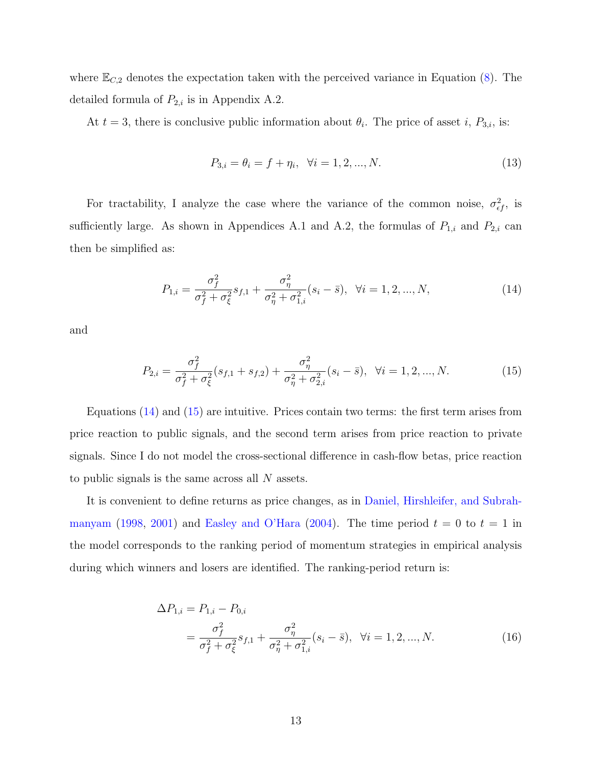where $\mathbb{E}_{C,2}$ denotes the expectation taken with the perceived variance in Equation (8). The detailed formula of $P_{2,i}$ is in Appendix A.2.

At $t = 3$, there is conclusive public information about $\theta_i$. The price of asset $i$, $P_{3,i}$, is:

$$P_{3,i} = \theta_i = f + \eta_i, \ \ \forall i = 1, 2, ..., N. \tag{13}$$

For tractability, I analyze the case where the variance of the common noise, $\sigma^2_{\epsilon f}$, is sufficiently large. As shown in Appendices A.1 and A.2, the formulas of $P_{1,i}$ and $P_{2,i}$ can then be simplified as:

$$P_{1,i} = \frac{\sigma_f^2}{\sigma_f^2 + \sigma_\xi^2} s_{f,1} + \frac{\sigma_\eta^2}{\sigma_\eta^2 + \sigma_{1,i}^2}(s_i - \bar{s}), \ \ \forall i = 1, 2, ..., N, \tag{14}$$

and

$$P_{2,i} = \frac{\sigma_f^2}{\sigma_f^2 + \sigma_\xi^2}(s_{f,1} + s_{f,2}) + \frac{\sigma_\eta^2}{\sigma_\eta^2 + \sigma_{2,i}^2}(s_i - \bar{s}), \ \ \forall i = 1, 2, ..., N. \tag{15}$$

Equations (14) and (15) are intuitive. Prices contain two terms: the first term arises from price reaction to public signals, and the second term arises from price reaction to private signals. Since I do not model the cross-sectional difference in cash-flow betas, price reaction to public signals is the same across all $N$ assets.

It is convenient to define returns as price changes, as in Daniel, Hirshleifer, and Subrahmanyam (1998, 2001) and Easley and O'Hara (2004). The time period $t = 0$ to $t = 1$ in the model corresponds to the ranking period of momentum strategies in empirical analysis during which winners and losers are identified. The ranking-period return is:

$$\begin{aligned}
\Delta P_{1,i} &= P_{1,i} - P_{0,i} \\
&= \frac{\sigma_f^2}{\sigma_f^2 + \sigma_\xi^2} s_{f,1} + \frac{\sigma_\eta^2}{\sigma_\eta^2 + \sigma_{1,i}^2}(s_i - \bar{s}), \ \ \forall i = 1, 2, ..., N.
\end{aligned} \tag{16}$$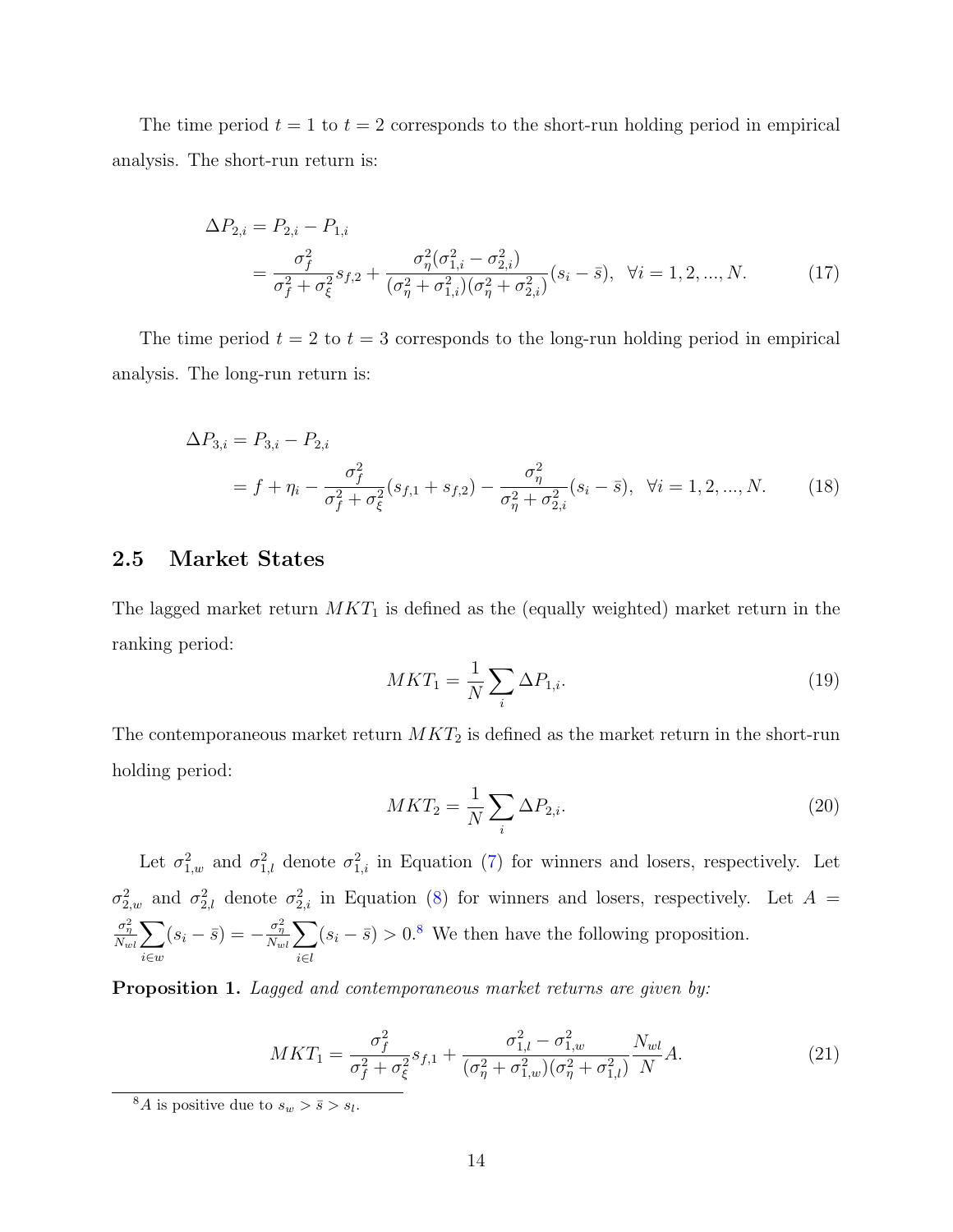The time period $t = 1$ to $t = 2$ corresponds to the short-run holding period in empirical analysis. The short-run return is:

$$
\begin{aligned}
\Delta P_{2,i} &= P_{2,i} - P_{1,i} \\
&= \frac{\sigma_f^2}{\sigma_f^2 + \sigma_\xi^2} s_{f,2} + \frac{\sigma_\eta^2(\sigma_{1,i}^2 - \sigma_{2,i}^2)}{(\sigma_\eta^2 + \sigma_{1,i}^2)(\sigma_\eta^2 + \sigma_{2,i}^2)}(s_i - \bar{s}), \ \ \forall i = 1, 2, ..., N. \qquad (17)
\end{aligned}
$$

The time period $t = 2$ to $t = 3$ corresponds to the long-run holding period in empirical analysis. The long-run return is:

$$
\begin{aligned}
\Delta P_{3,i} &= P_{3,i} - P_{2,i} \\
&= f + \eta_i - \frac{\sigma_f^2}{\sigma_f^2 + \sigma_\xi^2}(s_{f,1} + s_{f,2}) - \frac{\sigma_\eta^2}{\sigma_\eta^2 + \sigma_{2,i}^2}(s_i - \bar{s}), \ \ \forall i = 1, 2, ..., N. \qquad (18)
\end{aligned}
$$

## 2.5 Market States

The lagged market return $MKT_1$ is defined as the (equally weighted) market return in the ranking period:

$$
MKT_1 = \frac{1}{N}\sum_i \Delta P_{1,i}. \qquad (19)
$$

The contemporaneous market return $MKT_2$ is defined as the market return in the short-run holding period:

$$
MKT_2 = \frac{1}{N}\sum_i \Delta P_{2,i}. \qquad (20)
$$

Let $\sigma_{1,w}^2$ and $\sigma_{1,l}^2$ denote $\sigma_{1,i}^2$ in Equation (7) for winners and losers, respectively. Let $\sigma_{2,w}^2$ and $\sigma_{2,l}^2$ denote $\sigma_{2,i}^2$ in Equation (8) for winners and losers, respectively. Let $A = \frac{\sigma_\eta^2}{N_{wl}}\sum_{i\in w}(s_i - \bar{s}) = -\frac{\sigma_\eta^2}{N_{wl}}\sum_{i\in l}(s_i - \bar{s}) > 0$.[8] We then have the following proposition.

**Proposition 1.** *Lagged and contemporaneous market returns are given by:*

$$
MKT_1 = \frac{\sigma_f^2}{\sigma_f^2 + \sigma_\xi^2} s_{f,1} + \frac{\sigma_{1,l}^2 - \sigma_{1,w}^2}{(\sigma_\eta^2 + \sigma_{1,w}^2)(\sigma_\eta^2 + \sigma_{1,l}^2)} \frac{N_{wl}}{N} A. \qquad (21)
$$

[8] $A$ is positive due to $s_w > \bar{s} > s_l$.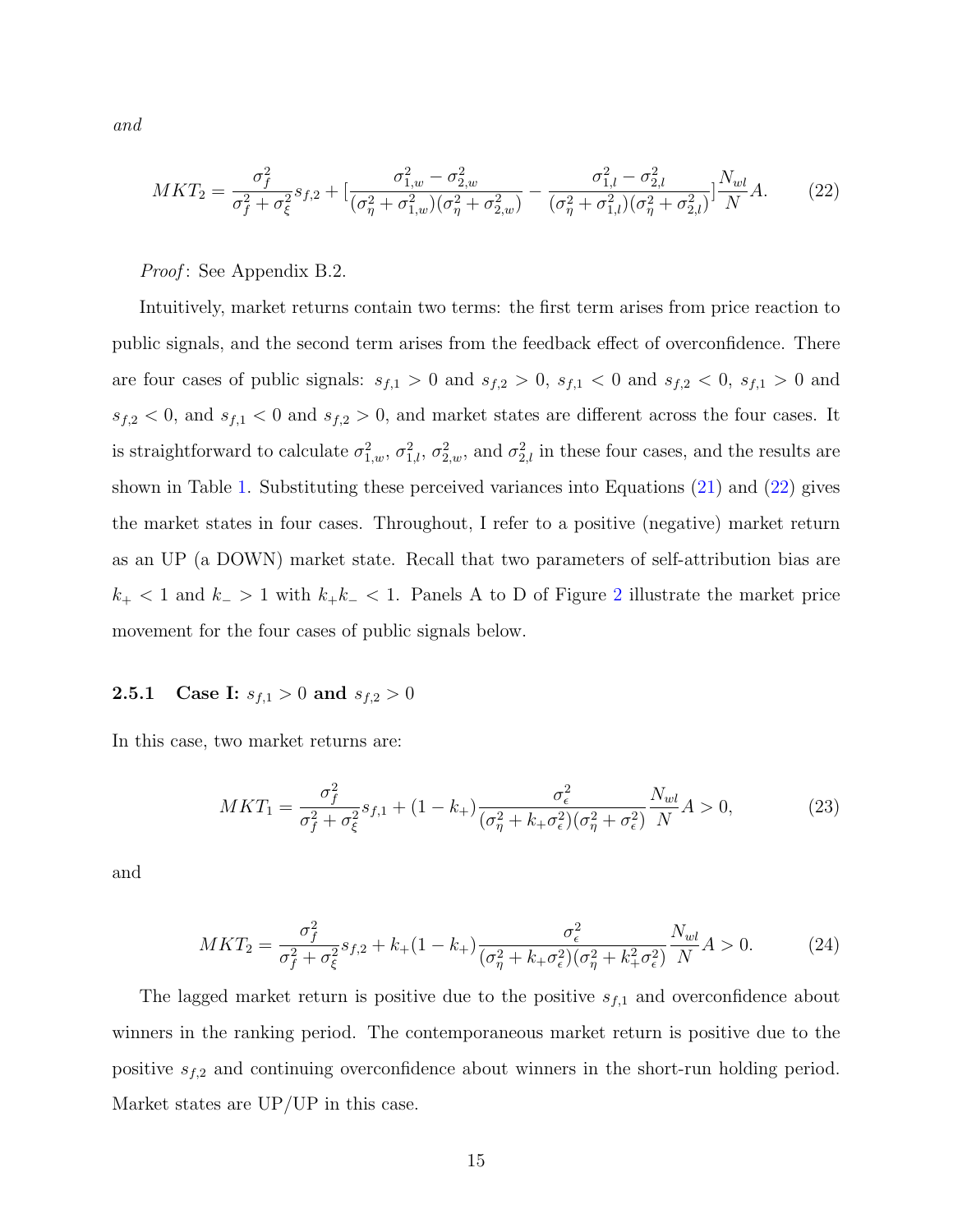*and*

$$MKT_2 = \frac{\sigma_f^2}{\sigma_f^2 + \sigma_\xi^2} s_{f,2} + [\frac{\sigma_{1,w}^2 - \sigma_{2,w}^2}{(\sigma_\eta^2 + \sigma_{1,w}^2)(\sigma_\eta^2 + \sigma_{2,w}^2)} - \frac{\sigma_{1,l}^2 - \sigma_{2,l}^2}{(\sigma_\eta^2 + \sigma_{1,l}^2)(\sigma_\eta^2 + \sigma_{2,l}^2)}] \frac{N_{wl}}{N} A. \tag{22}$$

*Proof*: See Appendix B.2.

Intuitively, market returns contain two terms: the first term arises from price reaction to public signals, and the second term arises from the feedback effect of overconfidence. There are four cases of public signals: $s_{f,1} > 0$ and $s_{f,2} > 0$, $s_{f,1} < 0$ and $s_{f,2} < 0$, $s_{f,1} > 0$ and $s_{f,2} < 0$, and $s_{f,1} < 0$ and $s_{f,2} > 0$, and market states are different across the four cases. It is straightforward to calculate $\sigma_{1,w}^2$, $\sigma_{1,l}^2$, $\sigma_{2,w}^2$, and $\sigma_{2,l}^2$ in these four cases, and the results are shown in Table 1. Substituting these perceived variances into Equations (21) and (22) gives the market states in four cases. Throughout, I refer to a positive (negative) market return as an UP (a DOWN) market state. Recall that two parameters of self-attribution bias are $k_+ < 1$ and $k_- > 1$ with $k_+ k_- < 1$. Panels A to D of Figure 2 illustrate the market price movement for the four cases of public signals below.

### 2.5.1 Case I: $s_{f,1} > 0$ and $s_{f,2} > 0$

In this case, two market returns are:

$$MKT_1 = \frac{\sigma_f^2}{\sigma_f^2 + \sigma_\xi^2} s_{f,1} + (1 - k_+) \frac{\sigma_\epsilon^2}{(\sigma_\eta^2 + k_+ \sigma_\epsilon^2)(\sigma_\eta^2 + \sigma_\epsilon^2)} \frac{N_{wl}}{N} A > 0, \tag{23}$$

and

$$MKT_2 = \frac{\sigma_f^2}{\sigma_f^2 + \sigma_\xi^2} s_{f,2} + k_+(1 - k_+) \frac{\sigma_\epsilon^2}{(\sigma_\eta^2 + k_+ \sigma_\epsilon^2)(\sigma_\eta^2 + k_+^2 \sigma_\epsilon^2)} \frac{N_{wl}}{N} A > 0. \tag{24}$$

The lagged market return is positive due to the positive $s_{f,1}$ and overconfidence about winners in the ranking period. The contemporaneous market return is positive due to the positive $s_{f,2}$ and continuing overconfidence about winners in the short-run holding period. Market states are UP/UP in this case.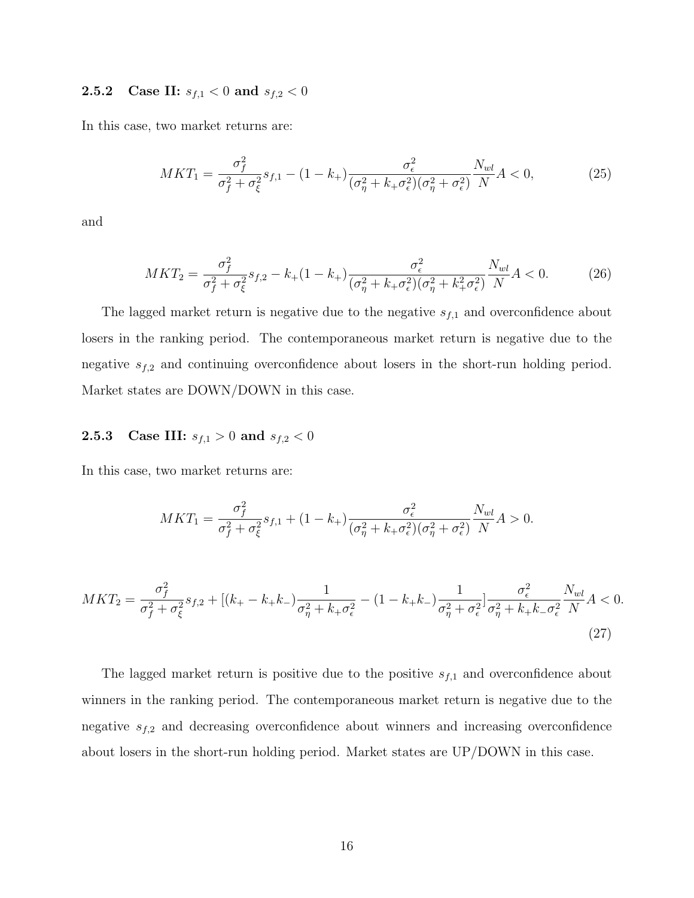### 2.5.2 Case II: $s_{f,1} < 0$ and $s_{f,2} < 0$

In this case, two market returns are:

$$MKT_1 = \frac{\sigma_f^2}{\sigma_f^2 + \sigma_\xi^2} s_{f,1} - (1 - k_+) \frac{\sigma_\epsilon^2}{(\sigma_\eta^2 + k_+ \sigma_\epsilon^2)(\sigma_\eta^2 + \sigma_\epsilon^2)} \frac{N_{wl}}{N} A < 0, \tag{25}$$

and

$$MKT_2 = \frac{\sigma_f^2}{\sigma_f^2 + \sigma_\xi^2} s_{f,2} - k_+ (1 - k_+) \frac{\sigma_\epsilon^2}{(\sigma_\eta^2 + k_+ \sigma_\epsilon^2)(\sigma_\eta^2 + k_+^2 \sigma_\epsilon^2)} \frac{N_{wl}}{N} A < 0. \tag{26}$$

The lagged market return is negative due to the negative $s_{f,1}$ and overconfidence about losers in the ranking period. The contemporaneous market return is negative due to the negative $s_{f,2}$ and continuing overconfidence about losers in the short-run holding period. Market states are DOWN/DOWN in this case.

### 2.5.3 Case III: $s_{f,1} > 0$ and $s_{f,2} < 0$

In this case, two market returns are:

$$MKT_1 = \frac{\sigma_f^2}{\sigma_f^2 + \sigma_\xi^2} s_{f,1} + (1 - k_+) \frac{\sigma_\epsilon^2}{(\sigma_\eta^2 + k_+ \sigma_\epsilon^2)(\sigma_\eta^2 + \sigma_\epsilon^2)} \frac{N_{wl}}{N} A > 0.$$

$$MKT_2 = \frac{\sigma_f^2}{\sigma_f^2 + \sigma_\xi^2} s_{f,2} + [(k_+ - k_+ k_-) \frac{1}{\sigma_\eta^2 + k_+ \sigma_\epsilon^2} - (1 - k_+ k_-) \frac{1}{\sigma_\eta^2 + \sigma_\epsilon^2}] \frac{\sigma_\epsilon^2}{\sigma_\eta^2 + k_+ k_- \sigma_\epsilon^2} \frac{N_{wl}}{N} A < 0. \tag{27}$$

The lagged market return is positive due to the positive $s_{f,1}$ and overconfidence about winners in the ranking period. The contemporaneous market return is negative due to the negative $s_{f,2}$ and decreasing overconfidence about winners and increasing overconfidence about losers in the short-run holding period. Market states are UP/DOWN in this case.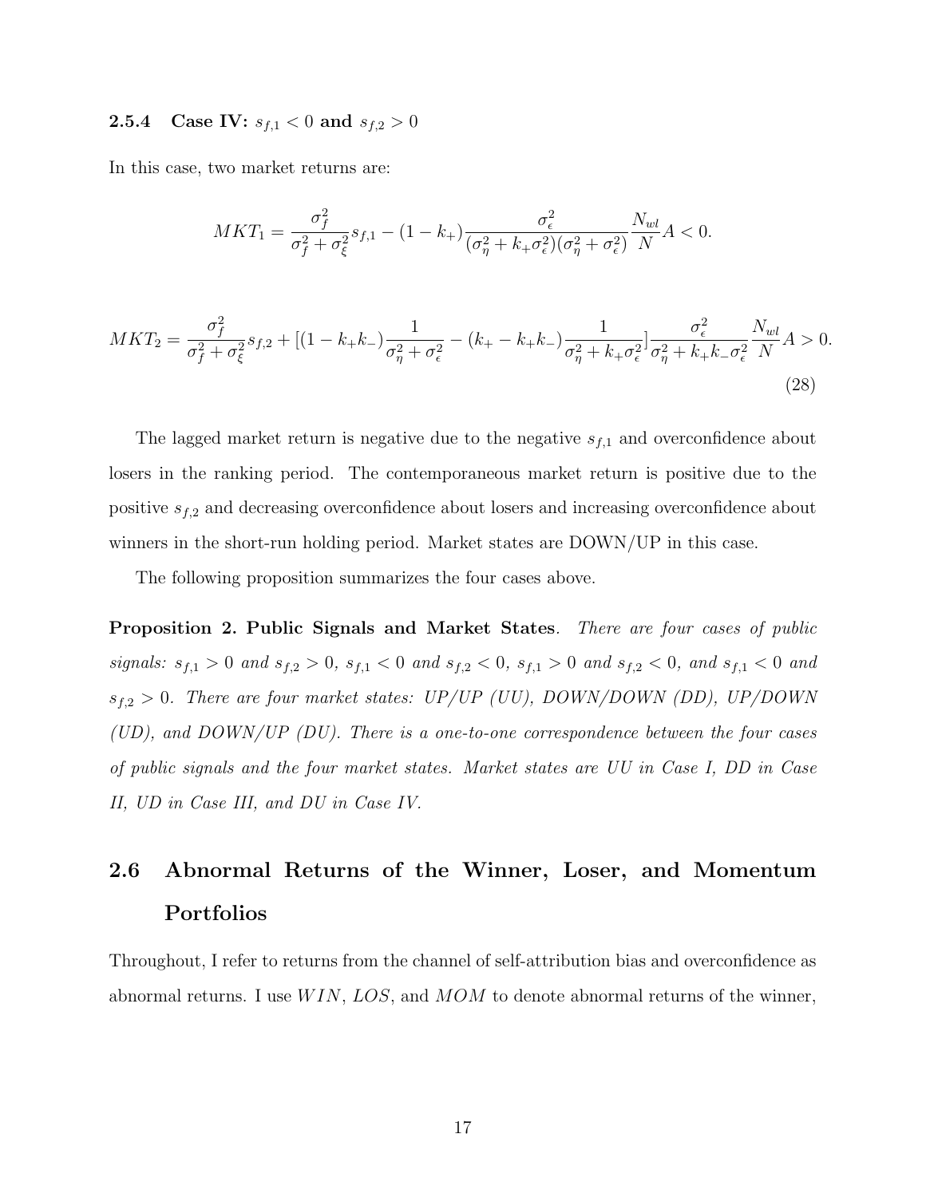### 2.5.4 Case IV: $s_{f,1} < 0$ and $s_{f,2} > 0$

In this case, two market returns are:

$$MKT_1 = \frac{\sigma_f^2}{\sigma_f^2 + \sigma_\xi^2} s_{f,1} - (1 - k_+) \frac{\sigma_\epsilon^2}{(\sigma_\eta^2 + k_+ \sigma_\epsilon^2)(\sigma_\eta^2 + \sigma_\epsilon^2)} \frac{N_{wl}}{N} A < 0.$$

$$MKT_2 = \frac{\sigma_f^2}{\sigma_f^2 + \sigma_\xi^2} s_{f,2} + [(1 - k_+ k_-) \frac{1}{\sigma_\eta^2 + \sigma_\epsilon^2} - (k_+ - k_+ k_-) \frac{1}{\sigma_\eta^2 + k_+ \sigma_\epsilon^2}] \frac{\sigma_\epsilon^2}{\sigma_\eta^2 + k_+ k_- \sigma_\epsilon^2} \frac{N_{wl}}{N} A > 0. \tag{28}$$

The lagged market return is negative due to the negative $s_{f,1}$ and overconfidence about losers in the ranking period. The contemporaneous market return is positive due to the positive $s_{f,2}$ and decreasing overconfidence about losers and increasing overconfidence about winners in the short-run holding period. Market states are DOWN/UP in this case.

The following proposition summarizes the four cases above.

**Proposition 2. Public Signals and Market States**. *There are four cases of public signals: $s_{f,1} > 0$ and $s_{f,2} > 0$, $s_{f,1} < 0$ and $s_{f,2} < 0$, $s_{f,1} > 0$ and $s_{f,2} < 0$, and $s_{f,1} < 0$ and $s_{f,2} > 0$. There are four market states: UP/UP (UU), DOWN/DOWN (DD), UP/DOWN (UD), and DOWN/UP (DU). There is a one-to-one correspondence between the four cases of public signals and the four market states. Market states are UU in Case I, DD in Case II, UD in Case III, and DU in Case IV.*

## 2.6 Abnormal Returns of the Winner, Loser, and Momentum Portfolios

Throughout, I refer to returns from the channel of self-attribution bias and overconfidence as abnormal returns. I use $WIN$, $LOS$, and $MOM$ to denote abnormal returns of the winner,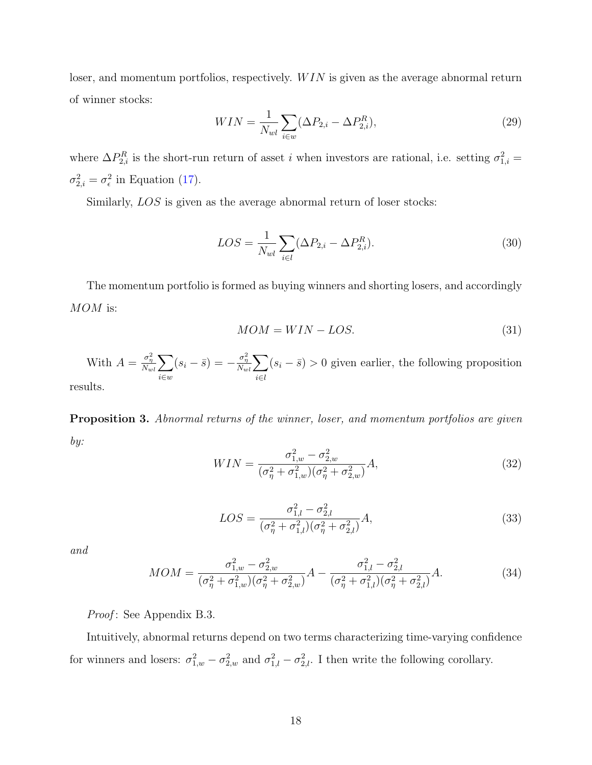loser, and momentum portfolios, respectively. $WIN$ is given as the average abnormal return of winner stocks:

$$WIN = \frac{1}{N_{wl}} \sum_{i \in w} (\Delta P_{2,i} - \Delta P_{2,i}^R), \tag{29}$$

where $\Delta P_{2,i}^R$ is the short-run return of asset $i$ when investors are rational, i.e. setting $\sigma_{1,i}^2 = \sigma_{2,i}^2 = \sigma_\epsilon^2$ in Equation (17).

Similarly, $LOS$ is given as the average abnormal return of loser stocks:

$$LOS = \frac{1}{N_{wl}} \sum_{i \in l} (\Delta P_{2,i} - \Delta P_{2,i}^R). \tag{30}$$

The momentum portfolio is formed as buying winners and shorting losers, and accordingly $MOM$ is:

$$MOM = WIN - LOS. \tag{31}$$

With $A = \frac{\sigma_\eta^2}{N_{wl}} \sum_{i \in w} (s_i - \bar{s}) = -\frac{\sigma_\eta^2}{N_{wl}} \sum_{i \in l} (s_i - \bar{s}) > 0$ given earlier, the following proposition results.

**Proposition 3.** *Abnormal returns of the winner, loser, and momentum portfolios are given by:*

$$WIN = \frac{\sigma_{1,w}^2 - \sigma_{2,w}^2}{(\sigma_\eta^2 + \sigma_{1,w}^2)(\sigma_\eta^2 + \sigma_{2,w}^2)} A, \tag{32}$$

$$LOS = \frac{\sigma_{1,l}^2 - \sigma_{2,l}^2}{(\sigma_\eta^2 + \sigma_{1,l}^2)(\sigma_\eta^2 + \sigma_{2,l}^2)} A, \tag{33}$$

*and*

$$MOM = \frac{\sigma_{1,w}^2 - \sigma_{2,w}^2}{(\sigma_\eta^2 + \sigma_{1,w}^2)(\sigma_\eta^2 + \sigma_{2,w}^2)} A - \frac{\sigma_{1,l}^2 - \sigma_{2,l}^2}{(\sigma_\eta^2 + \sigma_{1,l}^2)(\sigma_\eta^2 + \sigma_{2,l}^2)} A. \tag{34}$$

*Proof*: See Appendix B.3.

Intuitively, abnormal returns depend on two terms characterizing time-varying confidence for winners and losers: $\sigma_{1,w}^2 - \sigma_{2,w}^2$ and $\sigma_{1,l}^2 - \sigma_{2,l}^2$. I then write the following corollary.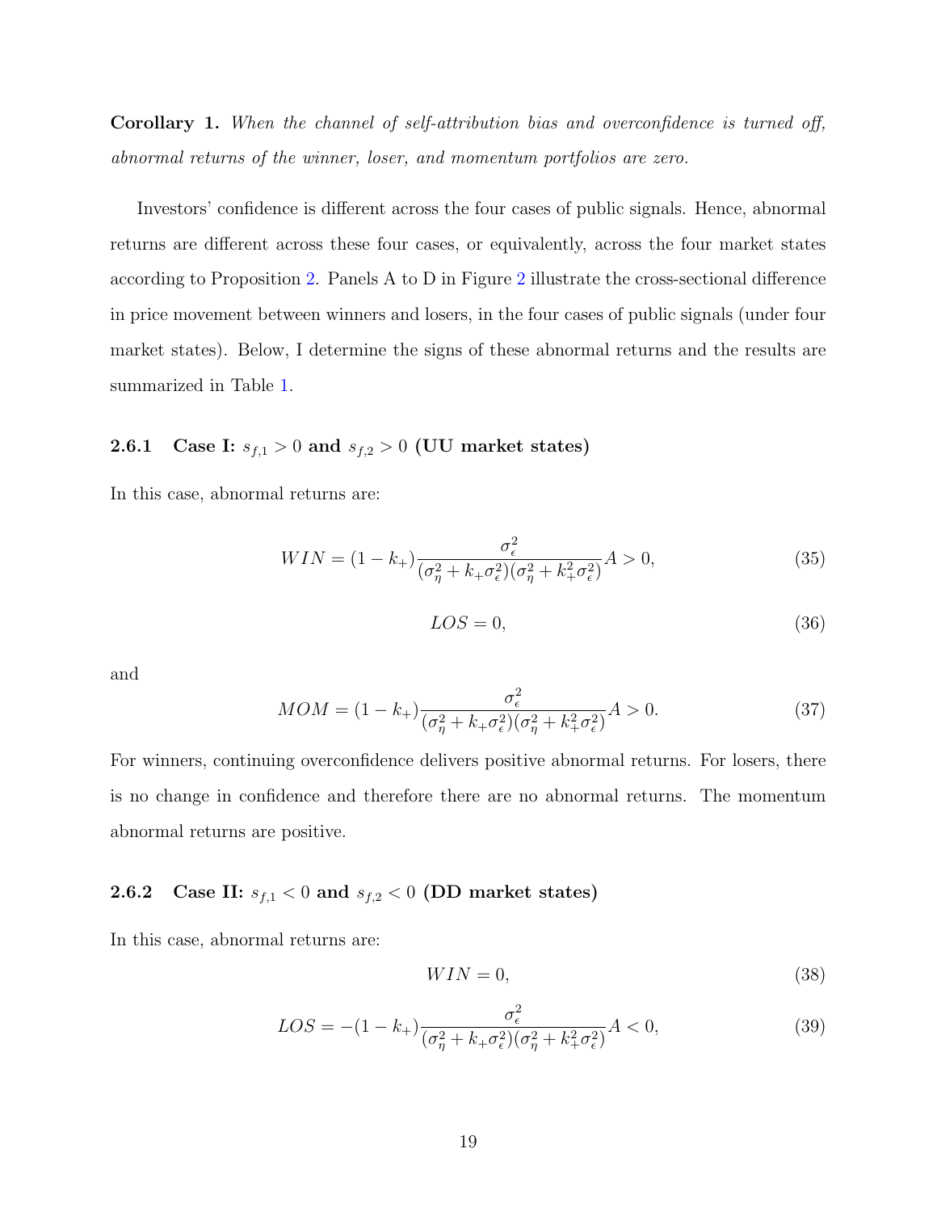**Corollary 1.** *When the channel of self-attribution bias and overconfidence is turned off, abnormal returns of the winner, loser, and momentum portfolios are zero.*

Investors' confidence is different across the four cases of public signals. Hence, abnormal returns are different across these four cases, or equivalently, across the four market states according to Proposition 2. Panels A to D in Figure 2 illustrate the cross-sectional difference in price movement between winners and losers, in the four cases of public signals (under four market states). Below, I determine the signs of these abnormal returns and the results are summarized in Table 1.

### 2.6.1 Case I: $s_{f,1} > 0$ and $s_{f,2} > 0$ (UU market states)

In this case, abnormal returns are:

$$WIN = (1 - k_+)\frac{\sigma_\epsilon^2}{(\sigma_\eta^2 + k_+\sigma_\epsilon^2)(\sigma_\eta^2 + k_+^2\sigma_\epsilon^2)}A > 0, \tag{35}$$

$$LOS = 0, \tag{36}$$

and

$$MOM = (1 - k_+)\frac{\sigma_\epsilon^2}{(\sigma_\eta^2 + k_+\sigma_\epsilon^2)(\sigma_\eta^2 + k_+^2\sigma_\epsilon^2)}A > 0. \tag{37}$$

For winners, continuing overconfidence delivers positive abnormal returns. For losers, there is no change in confidence and therefore there are no abnormal returns. The momentum abnormal returns are positive.

### 2.6.2 Case II: $s_{f,1} < 0$ and $s_{f,2} < 0$ (DD market states)

In this case, abnormal returns are:

$$WIN = 0, \tag{38}$$

$$LOS = -(1 - k_+)\frac{\sigma_\epsilon^2}{(\sigma_\eta^2 + k_+\sigma_\epsilon^2)(\sigma_\eta^2 + k_+^2\sigma_\epsilon^2)}A < 0, \tag{39}$$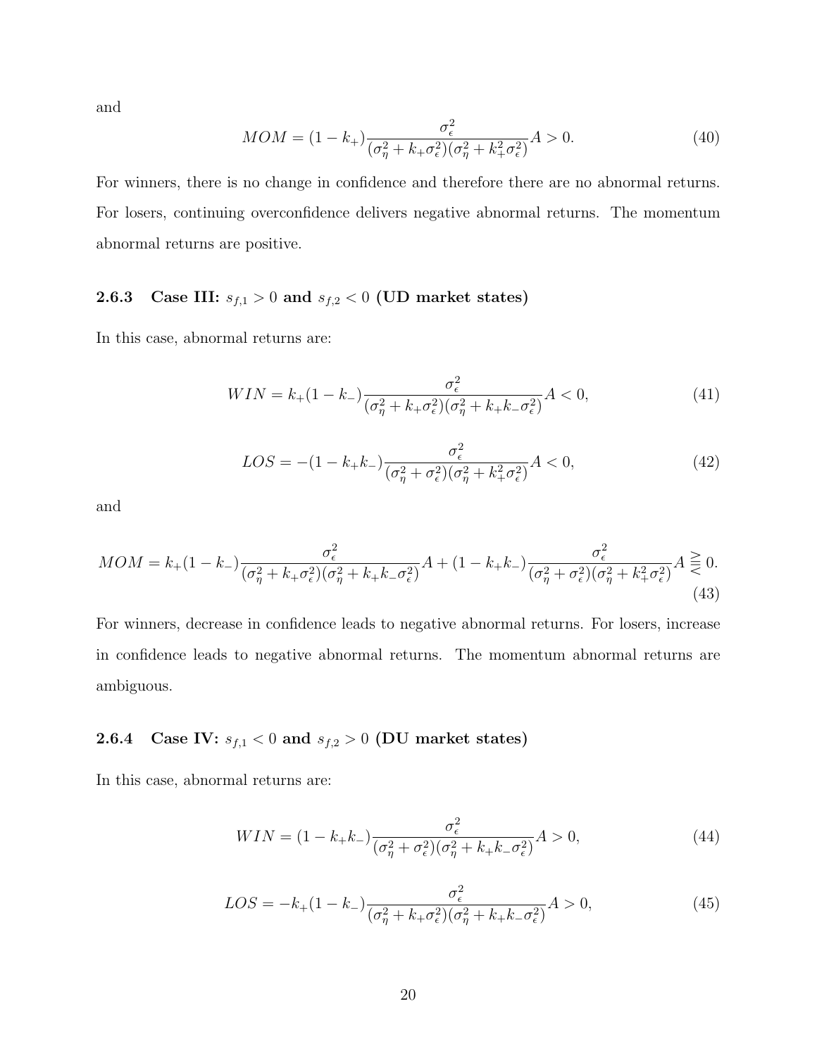and

$$MOM = (1 - k_+) \frac{\sigma_\epsilon^2}{(\sigma_\eta^2 + k_+ \sigma_\epsilon^2)(\sigma_\eta^2 + k_+^2 \sigma_\epsilon^2)} A > 0. \tag{40}$$

For winners, there is no change in confidence and therefore there are no abnormal returns. For losers, continuing overconfidence delivers negative abnormal returns. The momentum abnormal returns are positive.

### 2.6.3 Case III: $s_{f,1} > 0$ and $s_{f,2} < 0$ (UD market states)

In this case, abnormal returns are:

$$WIN = k_+(1 - k_-) \frac{\sigma_\epsilon^2}{(\sigma_\eta^2 + k_+ \sigma_\epsilon^2)(\sigma_\eta^2 + k_+ k_- \sigma_\epsilon^2)} A < 0, \tag{41}$$

$$LOS = -(1 - k_+ k_-) \frac{\sigma_\epsilon^2}{(\sigma_\eta^2 + \sigma_\epsilon^2)(\sigma_\eta^2 + k_+^2 \sigma_\epsilon^2)} A < 0, \tag{42}$$

and

$$MOM = k_+(1 - k_-) \frac{\sigma_\epsilon^2}{(\sigma_\eta^2 + k_+ \sigma_\epsilon^2)(\sigma_\eta^2 + k_+ k_- \sigma_\epsilon^2)} A + (1 - k_+ k_-) \frac{\sigma_\epsilon^2}{(\sigma_\eta^2 + \sigma_\epsilon^2)(\sigma_\eta^2 + k_+^2 \sigma_\epsilon^2)} A \gtreqless 0. \tag{43}$$

For winners, decrease in confidence leads to negative abnormal returns. For losers, increase in confidence leads to negative abnormal returns. The momentum abnormal returns are ambiguous.

### 2.6.4 Case IV: $s_{f,1} < 0$ and $s_{f,2} > 0$ (DU market states)

In this case, abnormal returns are:

$$WIN = (1 - k_+ k_-) \frac{\sigma_\epsilon^2}{(\sigma_\eta^2 + \sigma_\epsilon^2)(\sigma_\eta^2 + k_+ k_- \sigma_\epsilon^2)} A > 0, \tag{44}$$

$$LOS = -k_+(1 - k_-) \frac{\sigma_\epsilon^2}{(\sigma_\eta^2 + k_+ \sigma_\epsilon^2)(\sigma_\eta^2 + k_+ k_- \sigma_\epsilon^2)} A > 0, \tag{45}$$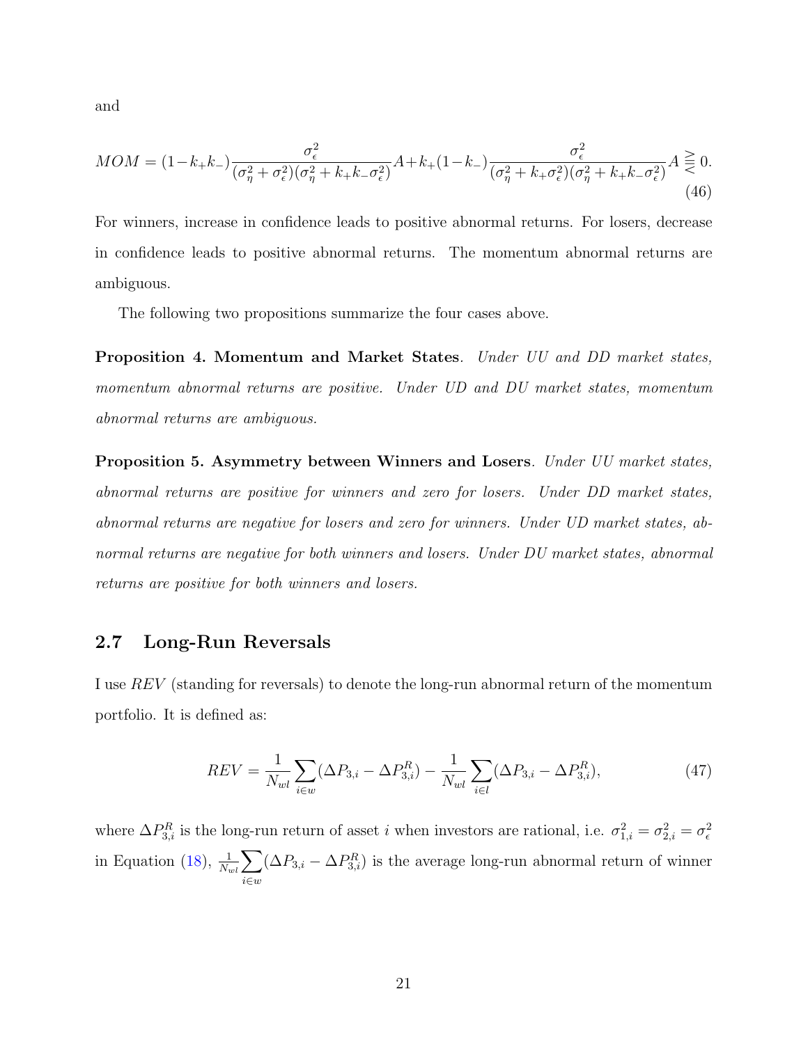and

$$MOM = (1-k_+k_-)\frac{\sigma_\epsilon^2}{(\sigma_\eta^2+\sigma_\epsilon^2)(\sigma_\eta^2+k_+k_-\sigma_\epsilon^2)}A + k_+(1-k_-)\frac{\sigma_\epsilon^2}{(\sigma_\eta^2+k_+\sigma_\epsilon^2)(\sigma_\eta^2+k_+k_-\sigma_\epsilon^2)}A \gtreqless 0. \tag{46}$$

For winners, increase in confidence leads to positive abnormal returns. For losers, decrease in confidence leads to positive abnormal returns. The momentum abnormal returns are ambiguous.

The following two propositions summarize the four cases above.

**Proposition 4. Momentum and Market States**. *Under UU and DD market states, momentum abnormal returns are positive. Under UD and DU market states, momentum abnormal returns are ambiguous.*

**Proposition 5. Asymmetry between Winners and Losers**. *Under UU market states, abnormal returns are positive for winners and zero for losers. Under DD market states, abnormal returns are negative for losers and zero for winners. Under UD market states, abnormal returns are negative for both winners and losers. Under DU market states, abnormal returns are positive for both winners and losers.*

## 2.7 Long-Run Reversals

I use $REV$ (standing for reversals) to denote the long-run abnormal return of the momentum portfolio. It is defined as:

$$REV = \frac{1}{N_{wl}}\sum_{i\in w}(\Delta P_{3,i} - \Delta P_{3,i}^R) - \frac{1}{N_{wl}}\sum_{i\in l}(\Delta P_{3,i} - \Delta P_{3,i}^R), \tag{47}$$

where $\Delta P_{3,i}^R$ is the long-run return of asset $i$ when investors are rational, i.e. $\sigma_{1,i}^2 = \sigma_{2,i}^2 = \sigma_\epsilon^2$ in Equation (18), $\frac{1}{N_{wl}}\sum_{i\in w}(\Delta P_{3,i} - \Delta P_{3,i}^R)$ is the average long-run abnormal return of winner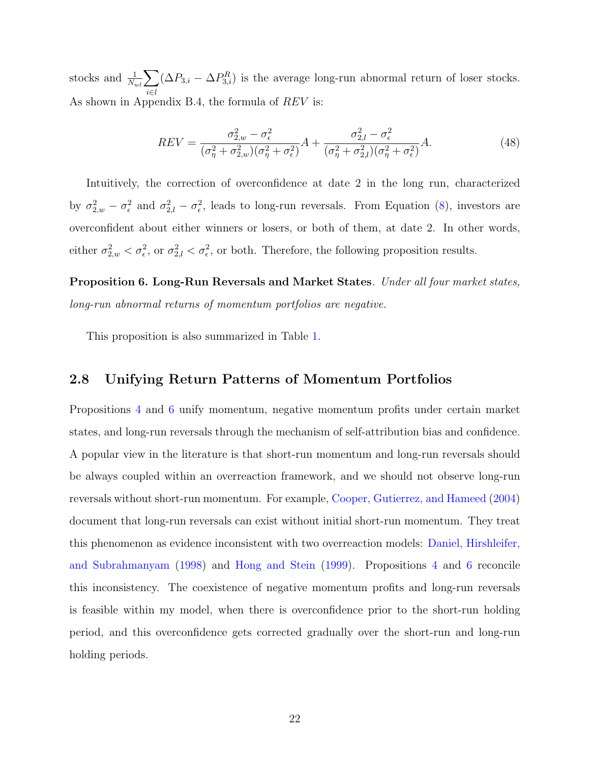stocks and $\frac{1}{N_{wl}}\sum_{i\in l}(\Delta P_{3,i} - \Delta P^R_{3,i})$ is the average long-run abnormal return of loser stocks. As shown in Appendix B.4, the formula of $REV$ is:

$$REV = \frac{\sigma^2_{2,w} - \sigma^2_\epsilon}{(\sigma^2_\eta + \sigma^2_{2,w})(\sigma^2_\eta + \sigma^2_\epsilon)}A + \frac{\sigma^2_{2,l} - \sigma^2_\epsilon}{(\sigma^2_\eta + \sigma^2_{2,l})(\sigma^2_\eta + \sigma^2_\epsilon)}A. \tag{48}$$

Intuitively, the correction of overconfidence at date 2 in the long run, characterized by $\sigma^2_{2,w} - \sigma^2_\epsilon$ and $\sigma^2_{2,l} - \sigma^2_\epsilon$, leads to long-run reversals. From Equation (8), investors are overconfident about either winners or losers, or both of them, at date 2. In other words, either $\sigma^2_{2,w} < \sigma^2_\epsilon$, or $\sigma^2_{2,l} < \sigma^2_\epsilon$, or both. Therefore, the following proposition results.

**Proposition 6. Long-Run Reversals and Market States**. *Under all four market states, long-run abnormal returns of momentum portfolios are negative.*

This proposition is also summarized in Table 1.

## 2.8 Unifying Return Patterns of Momentum Portfolios

Propositions 4 and 6 unify momentum, negative momentum profits under certain market states, and long-run reversals through the mechanism of self-attribution bias and confidence. A popular view in the literature is that short-run momentum and long-run reversals should be always coupled within an overreaction framework, and we should not observe long-run reversals without short-run momentum. For example, Cooper, Gutierrez, and Hameed (2004) document that long-run reversals can exist without initial short-run momentum. They treat this phenomenon as evidence inconsistent with two overreaction models: Daniel, Hirshleifer, and Subrahmanyam (1998) and Hong and Stein (1999). Propositions 4 and 6 reconcile this inconsistency. The coexistence of negative momentum profits and long-run reversals is feasible within my model, when there is overconfidence prior to the short-run holding period, and this overconfidence gets corrected gradually over the short-run and long-run holding periods.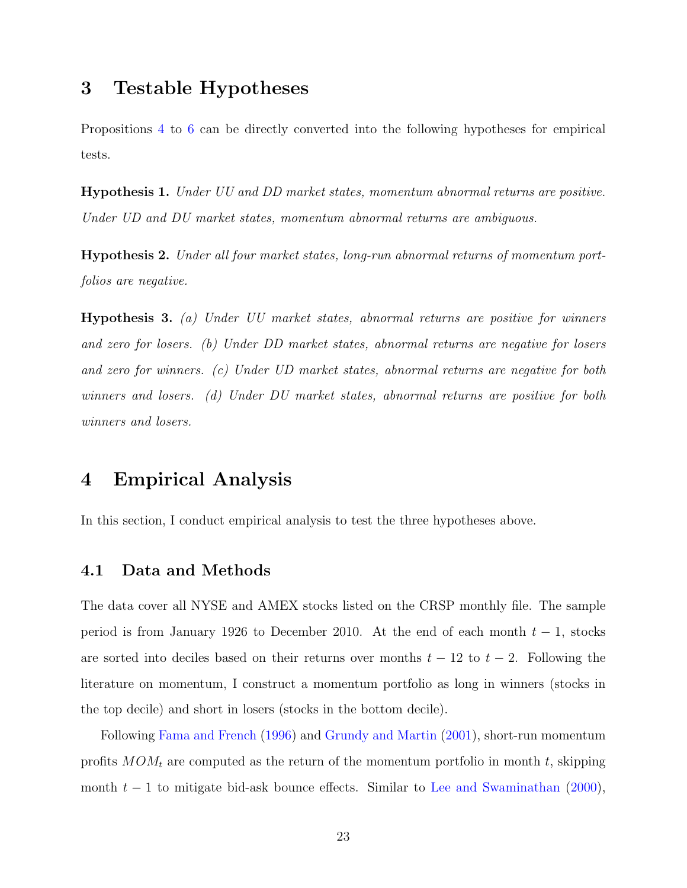# 3 Testable Hypotheses

Propositions 4 to 6 can be directly converted into the following hypotheses for empirical tests.

**Hypothesis 1.** *Under UU and DD market states, momentum abnormal returns are positive. Under UD and DU market states, momentum abnormal returns are ambiguous.*

**Hypothesis 2.** *Under all four market states, long-run abnormal returns of momentum portfolios are negative.*

**Hypothesis 3.** *(a) Under UU market states, abnormal returns are positive for winners and zero for losers. (b) Under DD market states, abnormal returns are negative for losers and zero for winners. (c) Under UD market states, abnormal returns are negative for both winners and losers. (d) Under DU market states, abnormal returns are positive for both winners and losers.*

# 4 Empirical Analysis

In this section, I conduct empirical analysis to test the three hypotheses above.

## 4.1 Data and Methods

The data cover all NYSE and AMEX stocks listed on the CRSP monthly file. The sample period is from January 1926 to December 2010. At the end of each month $t-1$, stocks are sorted into deciles based on their returns over months $t-12$ to $t-2$. Following the literature on momentum, I construct a momentum portfolio as long in winners (stocks in the top decile) and short in losers (stocks in the bottom decile).

Following Fama and French (1996) and Grundy and Martin (2001), short-run momentum profits $MOM_t$ are computed as the return of the momentum portfolio in month $t$, skipping month $t-1$ to mitigate bid-ask bounce effects. Similar to Lee and Swaminathan (2000),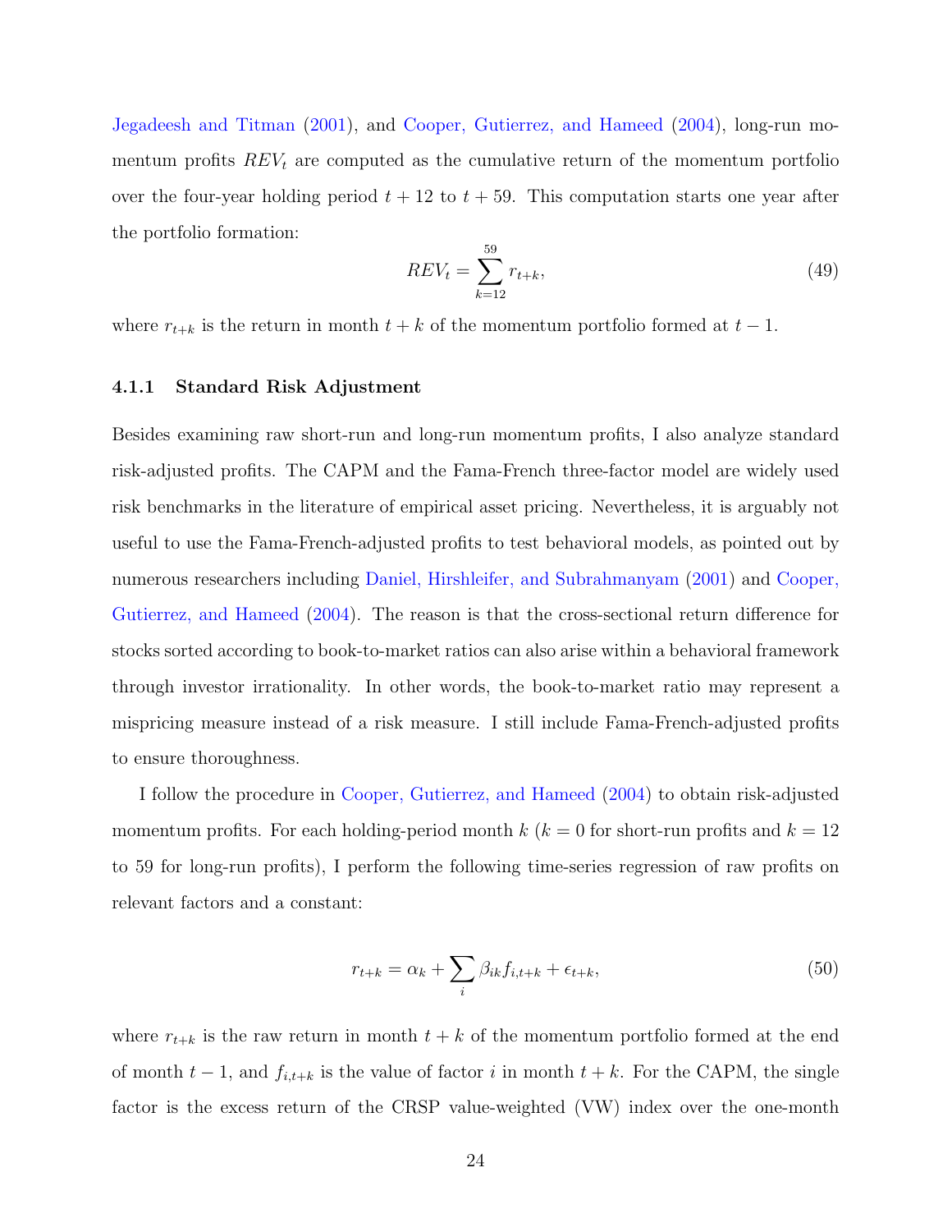Jegadeesh and Titman (2001), and Cooper, Gutierrez, and Hameed (2004), long-run momentum profits $REV_t$ are computed as the cumulative return of the momentum portfolio over the four-year holding period $t + 12$ to $t + 59$. This computation starts one year after the portfolio formation:

$$REV_t = \sum_{k=12}^{59} r_{t+k}, \tag{49}$$

where $r_{t+k}$ is the return in month $t + k$ of the momentum portfolio formed at $t - 1$.

### 4.1.1 Standard Risk Adjustment

Besides examining raw short-run and long-run momentum profits, I also analyze standard risk-adjusted profits. The CAPM and the Fama-French three-factor model are widely used risk benchmarks in the literature of empirical asset pricing. Nevertheless, it is arguably not useful to use the Fama-French-adjusted profits to test behavioral models, as pointed out by numerous researchers including Daniel, Hirshleifer, and Subrahmanyam (2001) and Cooper, Gutierrez, and Hameed (2004). The reason is that the cross-sectional return difference for stocks sorted according to book-to-market ratios can also arise within a behavioral framework through investor irrationality. In other words, the book-to-market ratio may represent a mispricing measure instead of a risk measure. I still include Fama-French-adjusted profits to ensure thoroughness.

I follow the procedure in Cooper, Gutierrez, and Hameed (2004) to obtain risk-adjusted momentum profits. For each holding-period month $k$ ($k = 0$ for short-run profits and $k = 12$ to 59 for long-run profits), I perform the following time-series regression of raw profits on relevant factors and a constant:

$$r_{t+k} = \alpha_k + \sum_i \beta_{ik} f_{i,t+k} + \epsilon_{t+k}, \tag{50}$$

where $r_{t+k}$ is the raw return in month $t + k$ of the momentum portfolio formed at the end of month $t - 1$, and $f_{i,t+k}$ is the value of factor $i$ in month $t + k$. For the CAPM, the single factor is the excess return of the CRSP value-weighted (VW) index over the one-month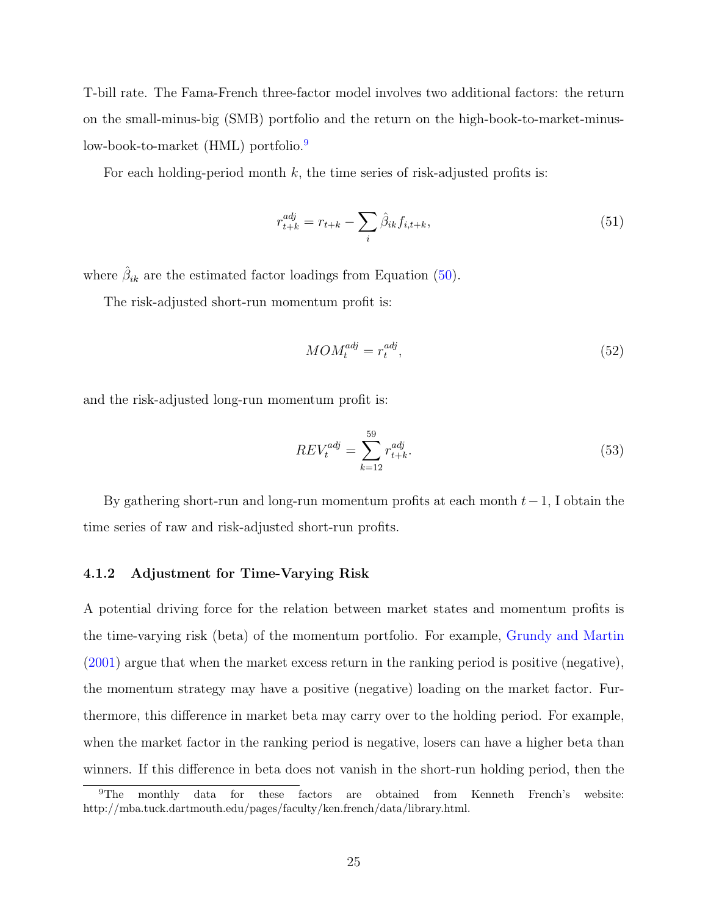T-bill rate. The Fama-French three-factor model involves two additional factors: the return on the small-minus-big (SMB) portfolio and the return on the high-book-to-market-minus-low-book-to-market (HML) portfolio.[9]

For each holding-period month $k$, the time series of risk-adjusted profits is:

$$r_{t+k}^{adj} = r_{t+k} - \sum_{i} \hat{\beta}_{ik} f_{i,t+k}, \tag{51}$$

where $\hat{\beta}_{ik}$ are the estimated factor loadings from Equation (50).

The risk-adjusted short-run momentum profit is:

$$MOM_t^{adj} = r_t^{adj}, \tag{52}$$

and the risk-adjusted long-run momentum profit is:

$$REV_t^{adj} = \sum_{k=12}^{59} r_{t+k}^{adj}. \tag{53}$$

By gathering short-run and long-run momentum profits at each month $t-1$, I obtain the time series of raw and risk-adjusted short-run profits.

### 4.1.2 Adjustment for Time-Varying Risk

A potential driving force for the relation between market states and momentum profits is the time-varying risk (beta) of the momentum portfolio. For example, Grundy and Martin (2001) argue that when the market excess return in the ranking period is positive (negative), the momentum strategy may have a positive (negative) loading on the market factor. Furthermore, this difference in market beta may carry over to the holding period. For example, when the market factor in the ranking period is negative, losers can have a higher beta than winners. If this difference in beta does not vanish in the short-run holding period, then the

[9] The monthly data for these factors are obtained from Kenneth French's website: http://mba.tuck.dartmouth.edu/pages/faculty/ken.french/data/library.html.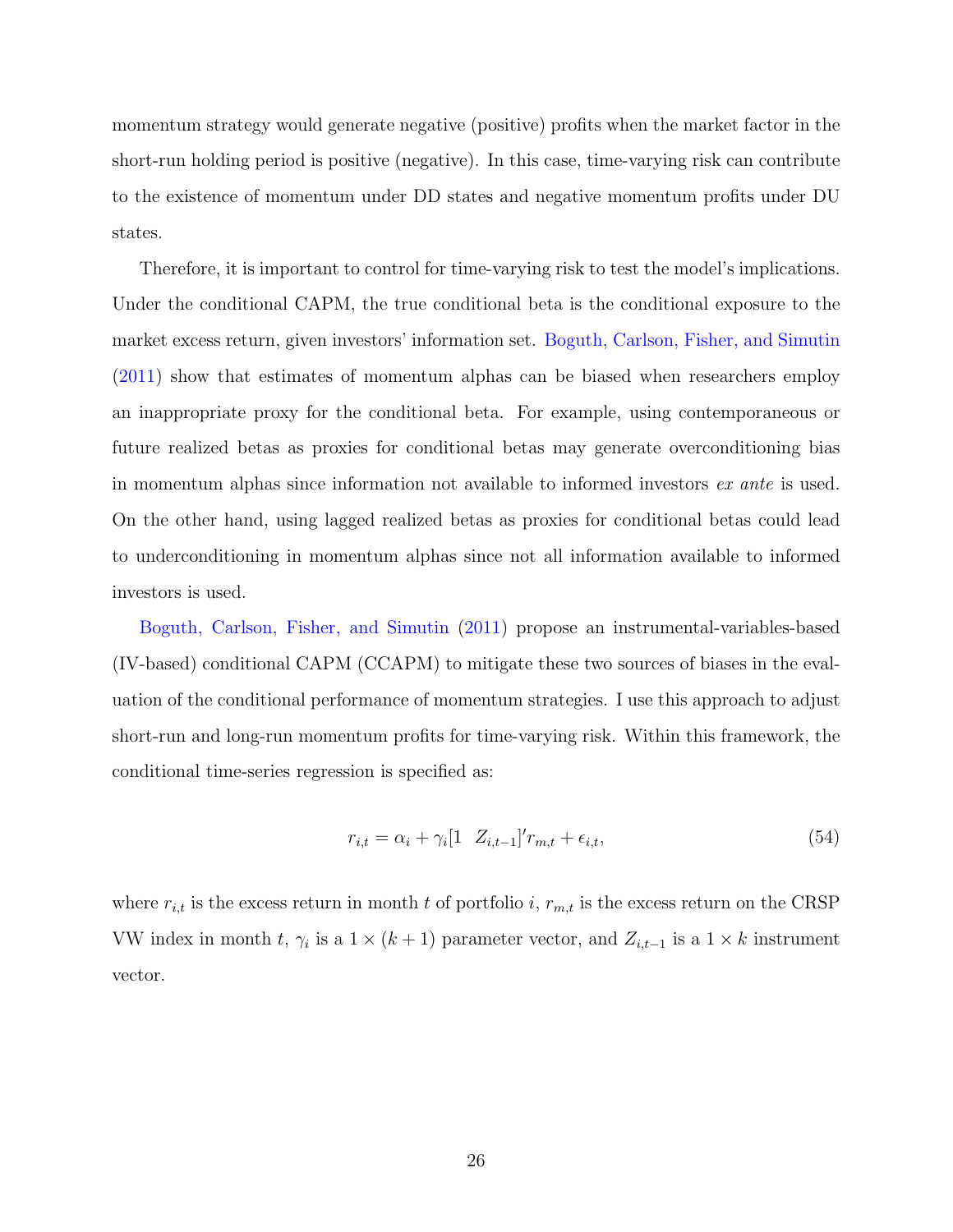momentum strategy would generate negative (positive) profits when the market factor in the short-run holding period is positive (negative). In this case, time-varying risk can contribute to the existence of momentum under DD states and negative momentum profits under DU states.

Therefore, it is important to control for time-varying risk to test the model's implications. Under the conditional CAPM, the true conditional beta is the conditional exposure to the market excess return, given investors' information set. Boguth, Carlson, Fisher, and Simutin (2011) show that estimates of momentum alphas can be biased when researchers employ an inappropriate proxy for the conditional beta. For example, using contemporaneous or future realized betas as proxies for conditional betas may generate overconditioning bias in momentum alphas since information not available to informed investors *ex ante* is used. On the other hand, using lagged realized betas as proxies for conditional betas could lead to underconditioning in momentum alphas since not all information available to informed investors is used.

Boguth, Carlson, Fisher, and Simutin (2011) propose an instrumental-variables-based (IV-based) conditional CAPM (CCAPM) to mitigate these two sources of biases in the evaluation of the conditional performance of momentum strategies. I use this approach to adjust short-run and long-run momentum profits for time-varying risk. Within this framework, the conditional time-series regression is specified as:

$$r_{i,t} = \alpha_i + \gamma_i [1 \quad Z_{i,t-1}]' r_{m,t} + \epsilon_{i,t}, \tag{54}$$

where $r_{i,t}$ is the excess return in month $t$ of portfolio $i$, $r_{m,t}$ is the excess return on the CRSP VW index in month $t$, $\gamma_i$ is a $1 \times (k+1)$ parameter vector, and $Z_{i,t-1}$ is a $1 \times k$ instrument vector.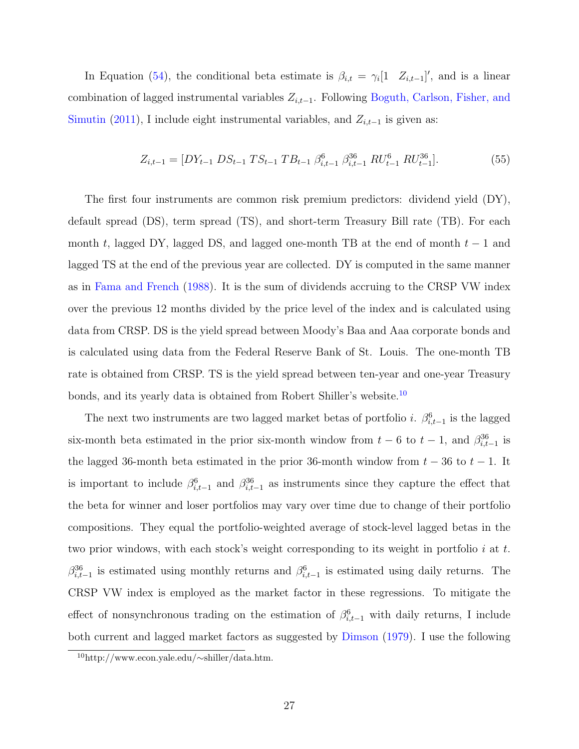In Equation (54), the conditional beta estimate is $\beta_{i,t} = \gamma_i [1 \quad Z_{i,t-1}]'$, and is a linear combination of lagged instrumental variables $Z_{i,t-1}$. Following Boguth, Carlson, Fisher, and Simutin (2011), I include eight instrumental variables, and $Z_{i,t-1}$ is given as:

$$Z_{i,t-1} = [DY_{t-1}\ DS_{t-1}\ TS_{t-1}\ TB_{t-1}\ \beta^{6}_{i,t-1}\ \beta^{36}_{i,t-1}\ RU^{6}_{t-1}\ RU^{36}_{t-1}]. \tag{55}$$

The first four instruments are common risk premium predictors: dividend yield (DY), default spread (DS), term spread (TS), and short-term Treasury Bill rate (TB). For each month $t$, lagged DY, lagged DS, and lagged one-month TB at the end of month $t-1$ and lagged TS at the end of the previous year are collected. DY is computed in the same manner as in Fama and French (1988). It is the sum of dividends accruing to the CRSP VW index over the previous 12 months divided by the price level of the index and is calculated using data from CRSP. DS is the yield spread between Moody's Baa and Aaa corporate bonds and is calculated using data from the Federal Reserve Bank of St. Louis. The one-month TB rate is obtained from CRSP. TS is the yield spread between ten-year and one-year Treasury bonds, and its yearly data is obtained from Robert Shiller's website.[10]

The next two instruments are two lagged market betas of portfolio $i$. $\beta^{6}_{i,t-1}$ is the lagged six-month beta estimated in the prior six-month window from $t-6$ to $t-1$, and $\beta^{36}_{i,t-1}$ is the lagged 36-month beta estimated in the prior 36-month window from $t-36$ to $t-1$. It is important to include $\beta^{6}_{i,t-1}$ and $\beta^{36}_{i,t-1}$ as instruments since they capture the effect that the beta for winner and loser portfolios may vary over time due to change of their portfolio compositions. They equal the portfolio-weighted average of stock-level lagged betas in the two prior windows, with each stock's weight corresponding to its weight in portfolio $i$ at $t$. $\beta^{36}_{i,t-1}$ is estimated using monthly returns and $\beta^{6}_{i,t-1}$ is estimated using daily returns. The CRSP VW index is employed as the market factor in these regressions. To mitigate the effect of nonsynchronous trading on the estimation of $\beta^{6}_{i,t-1}$ with daily returns, I include both current and lagged market factors as suggested by Dimson (1979). I use the following

[10] http://www.econ.yale.edu/~shiller/data.htm.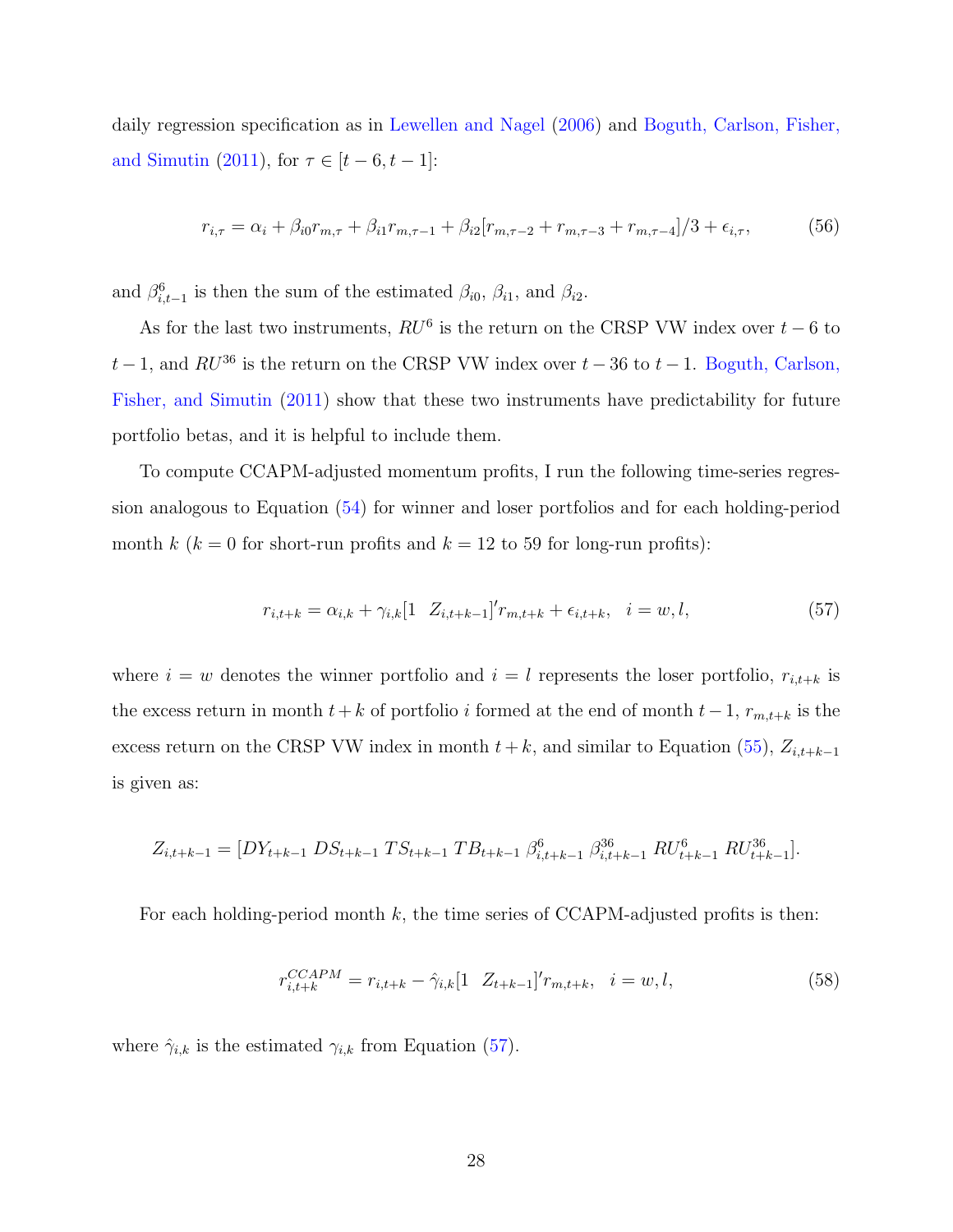daily regression specification as in Lewellen and Nagel (2006) and Boguth, Carlson, Fisher, and Simutin (2011), for $\tau \in [t-6, t-1]$:

$$r_{i,\tau} = \alpha_i + \beta_{i0} r_{m,\tau} + \beta_{i1} r_{m,\tau-1} + \beta_{i2}[r_{m,\tau-2} + r_{m,\tau-3} + r_{m,\tau-4}]/3 + \epsilon_{i,\tau}, \tag{56}$$

and $\beta^6_{i,t-1}$ is then the sum of the estimated $\beta_{i0}$, $\beta_{i1}$, and $\beta_{i2}$.

As for the last two instruments, $RU^6$ is the return on the CRSP VW index over $t-6$ to $t-1$, and $RU^{36}$ is the return on the CRSP VW index over $t-36$ to $t-1$. Boguth, Carlson, Fisher, and Simutin (2011) show that these two instruments have predictability for future portfolio betas, and it is helpful to include them.

To compute CCAPM-adjusted momentum profits, I run the following time-series regression analogous to Equation (54) for winner and loser portfolios and for each holding-period month $k$ ($k=0$ for short-run profits and $k=12$ to 59 for long-run profits):

$$r_{i,t+k} = \alpha_{i,k} + \gamma_{i,k}[1 \;\; Z_{i,t+k-1}]' r_{m,t+k} + \epsilon_{i,t+k}, \quad i = w, l, \tag{57}$$

where $i=w$ denotes the winner portfolio and $i=l$ represents the loser portfolio, $r_{i,t+k}$ is the excess return in month $t+k$ of portfolio $i$ formed at the end of month $t-1$, $r_{m,t+k}$ is the excess return on the CRSP VW index in month $t+k$, and similar to Equation (55), $Z_{i,t+k-1}$ is given as:

$$Z_{i,t+k-1} = [DY_{t+k-1} \; DS_{t+k-1} \; TS_{t+k-1} \; TB_{t+k-1} \; \beta^6_{i,t+k-1} \; \beta^{36}_{i,t+k-1} \; RU^6_{t+k-1} \; RU^{36}_{t+k-1}].$$

For each holding-period month $k$, the time series of CCAPM-adjusted profits is then:

$$r^{CCAPM}_{i,t+k} = r_{i,t+k} - \hat{\gamma}_{i,k}[1 \;\; Z_{t+k-1}]' r_{m,t+k}, \quad i = w, l, \tag{58}$$

where $\hat{\gamma}_{i,k}$ is the estimated $\gamma_{i,k}$ from Equation (57).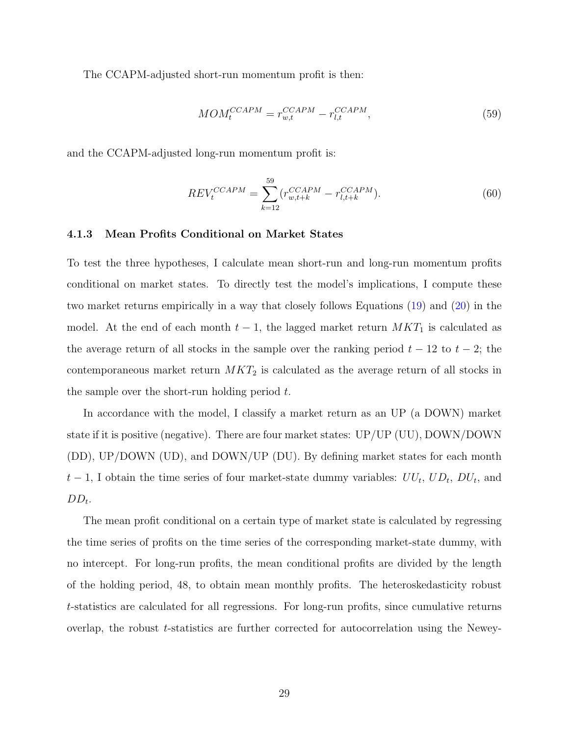The CCAPM-adjusted short-run momentum profit is then:

$$MOM_t^{CCAPM} = r_{w,t}^{CCAPM} - r_{l,t}^{CCAPM}, \tag{59}$$

and the CCAPM-adjusted long-run momentum profit is:

$$REV_t^{CCAPM} = \sum_{k=12}^{59} (r_{w,t+k}^{CCAPM} - r_{l,t+k}^{CCAPM}). \tag{60}$$

#### 4.1.3 Mean Profits Conditional on Market States

To test the three hypotheses, I calculate mean short-run and long-run momentum profits conditional on market states. To directly test the model's implications, I compute these two market returns empirically in a way that closely follows Equations (19) and (20) in the model. At the end of each month $t-1$, the lagged market return $MKT_1$ is calculated as the average return of all stocks in the sample over the ranking period $t-12$ to $t-2$; the contemporaneous market return $MKT_2$ is calculated as the average return of all stocks in the sample over the short-run holding period $t$.

In accordance with the model, I classify a market return as an UP (a DOWN) market state if it is positive (negative). There are four market states: UP/UP (UU), DOWN/DOWN (DD), UP/DOWN (UD), and DOWN/UP (DU). By defining market states for each month $t-1$, I obtain the time series of four market-state dummy variables: $UU_t$, $UD_t$, $DU_t$, and $DD_t$.

The mean profit conditional on a certain type of market state is calculated by regressing the time series of profits on the time series of the corresponding market-state dummy, with no intercept. For long-run profits, the mean conditional profits are divided by the length of the holding period, 48, to obtain mean monthly profits. The heteroskedasticity robust $t$-statistics are calculated for all regressions. For long-run profits, since cumulative returns overlap, the robust $t$-statistics are further corrected for autocorrelation using the Newey-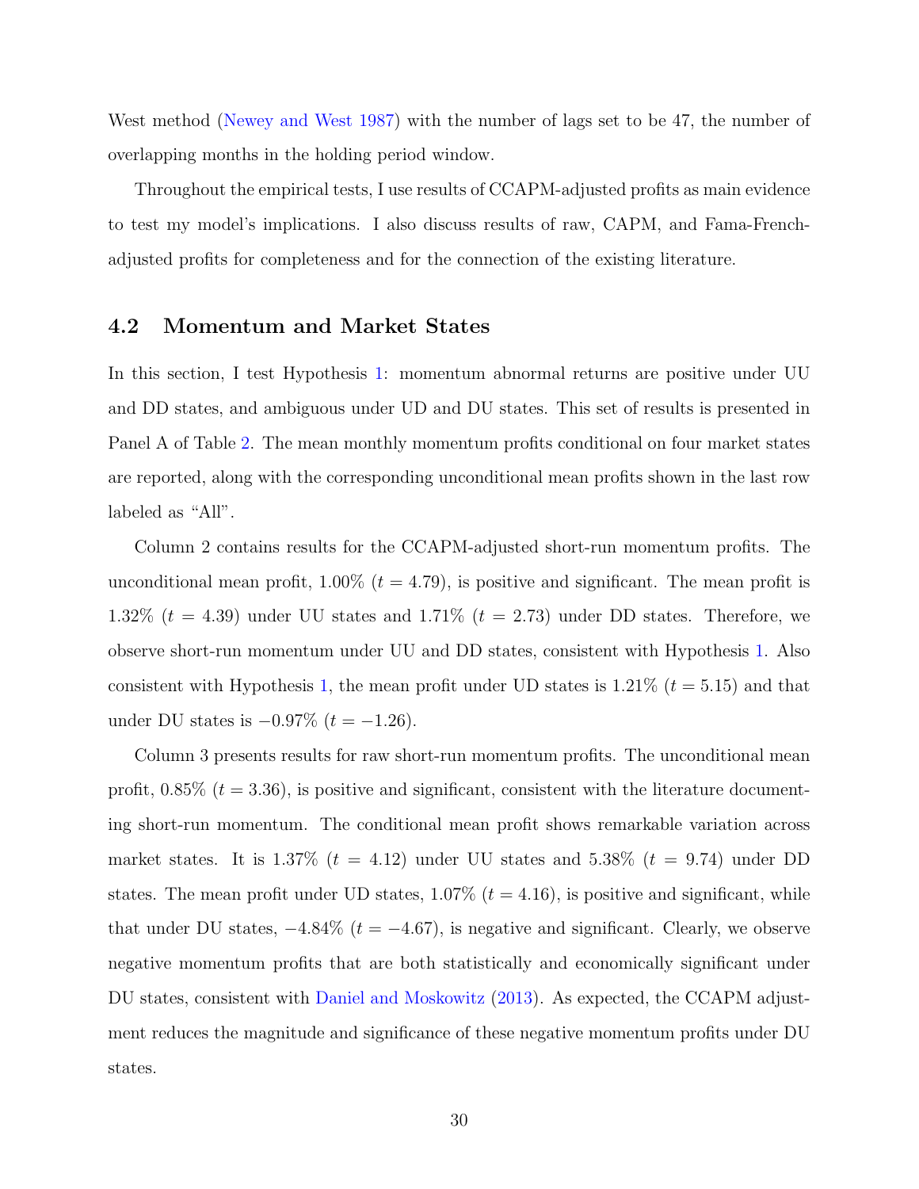West method (Newey and West 1987) with the number of lags set to be 47, the number of overlapping months in the holding period window.

Throughout the empirical tests, I use results of CCAPM-adjusted profits as main evidence to test my model's implications. I also discuss results of raw, CAPM, and Fama-French-adjusted profits for completeness and for the connection of the existing literature.

## 4.2 Momentum and Market States

In this section, I test Hypothesis 1: momentum abnormal returns are positive under UU and DD states, and ambiguous under UD and DU states. This set of results is presented in Panel A of Table 2. The mean monthly momentum profits conditional on four market states are reported, along with the corresponding unconditional mean profits shown in the last row labeled as "All".

Column 2 contains results for the CCAPM-adjusted short-run momentum profits. The unconditional mean profit, 1.00% ($t = 4.79$), is positive and significant. The mean profit is 1.32% ($t = 4.39$) under UU states and 1.71% ($t = 2.73$) under DD states. Therefore, we observe short-run momentum under UU and DD states, consistent with Hypothesis 1. Also consistent with Hypothesis 1, the mean profit under UD states is 1.21% ($t = 5.15$) and that under DU states is $-0.97$% ($t = -1.26$).

Column 3 presents results for raw short-run momentum profits. The unconditional mean profit, 0.85% ($t = 3.36$), is positive and significant, consistent with the literature documenting short-run momentum. The conditional mean profit shows remarkable variation across market states. It is 1.37% ($t = 4.12$) under UU states and 5.38% ($t = 9.74$) under DD states. The mean profit under UD states, 1.07% ($t = 4.16$), is positive and significant, while that under DU states, $-4.84$% ($t = -4.67$), is negative and significant. Clearly, we observe negative momentum profits that are both statistically and economically significant under DU states, consistent with Daniel and Moskowitz (2013). As expected, the CCAPM adjustment reduces the magnitude and significance of these negative momentum profits under DU states.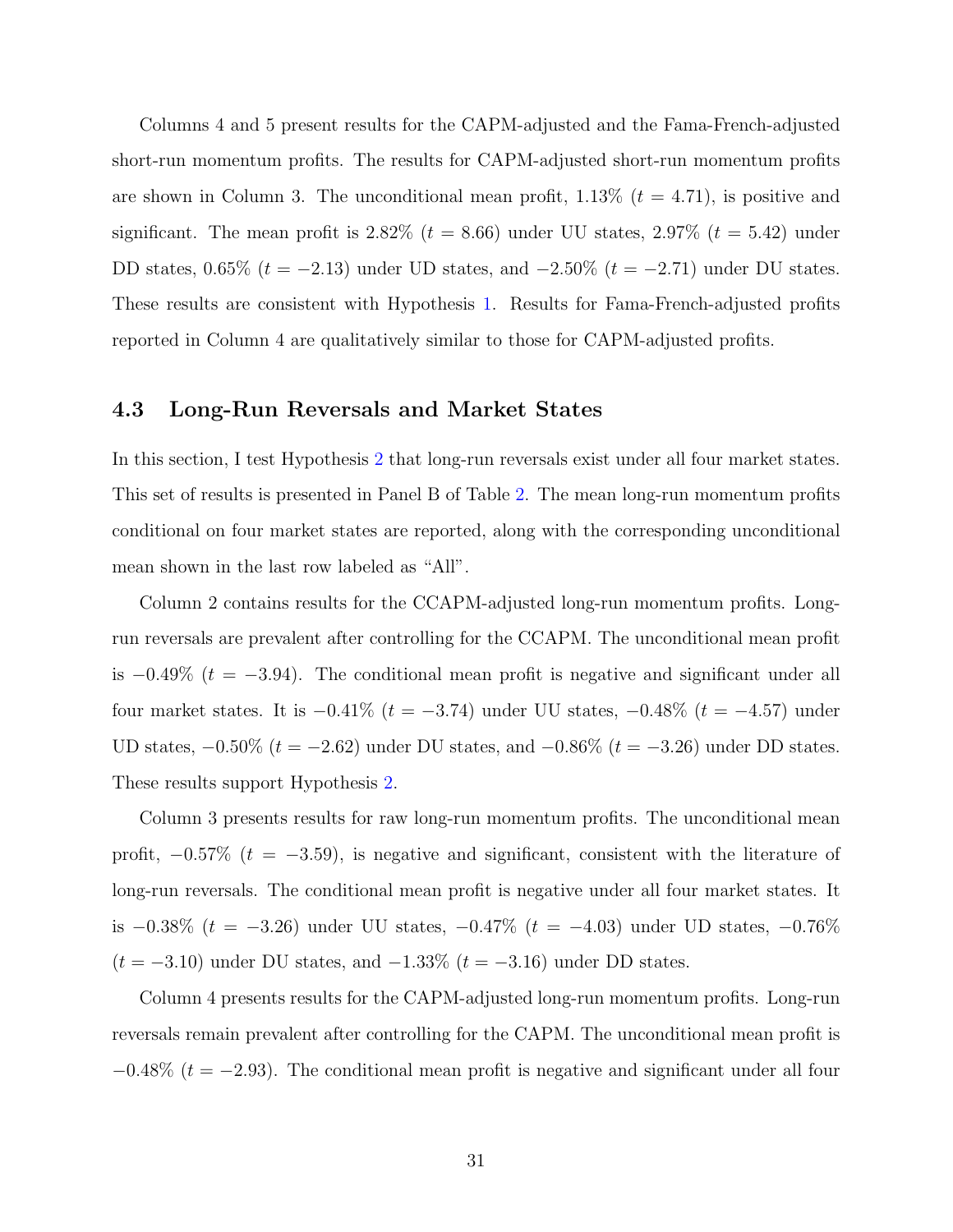Columns 4 and 5 present results for the CAPM-adjusted and the Fama-French-adjusted short-run momentum profits. The results for CAPM-adjusted short-run momentum profits are shown in Column 3. The unconditional mean profit, 1.13% ($t = 4.71$), is positive and significant. The mean profit is 2.82% ($t = 8.66$) under UU states, 2.97% ($t = 5.42$) under DD states, 0.65% ($t = -2.13$) under UD states, and −2.50% ($t = -2.71$) under DU states. These results are consistent with Hypothesis 1. Results for Fama-French-adjusted profits reported in Column 4 are qualitatively similar to those for CAPM-adjusted profits.

### 4.3 Long-Run Reversals and Market States

In this section, I test Hypothesis 2 that long-run reversals exist under all four market states. This set of results is presented in Panel B of Table 2. The mean long-run momentum profits conditional on four market states are reported, along with the corresponding unconditional mean shown in the last row labeled as "All".

Column 2 contains results for the CCAPM-adjusted long-run momentum profits. Long-run reversals are prevalent after controlling for the CCAPM. The unconditional mean profit is −0.49% ($t = -3.94$). The conditional mean profit is negative and significant under all four market states. It is −0.41% ($t = -3.74$) under UU states, −0.48% ($t = -4.57$) under UD states, −0.50% ($t = -2.62$) under DU states, and −0.86% ($t = -3.26$) under DD states. These results support Hypothesis 2.

Column 3 presents results for raw long-run momentum profits. The unconditional mean profit, −0.57% ($t = -3.59$), is negative and significant, consistent with the literature of long-run reversals. The conditional mean profit is negative under all four market states. It is −0.38% ($t = -3.26$) under UU states, −0.47% ($t = -4.03$) under UD states, −0.76% ($t = -3.10$) under DU states, and −1.33% ($t = -3.16$) under DD states.

Column 4 presents results for the CAPM-adjusted long-run momentum profits. Long-run reversals remain prevalent after controlling for the CAPM. The unconditional mean profit is −0.48% ($t = -2.93$). The conditional mean profit is negative and significant under all four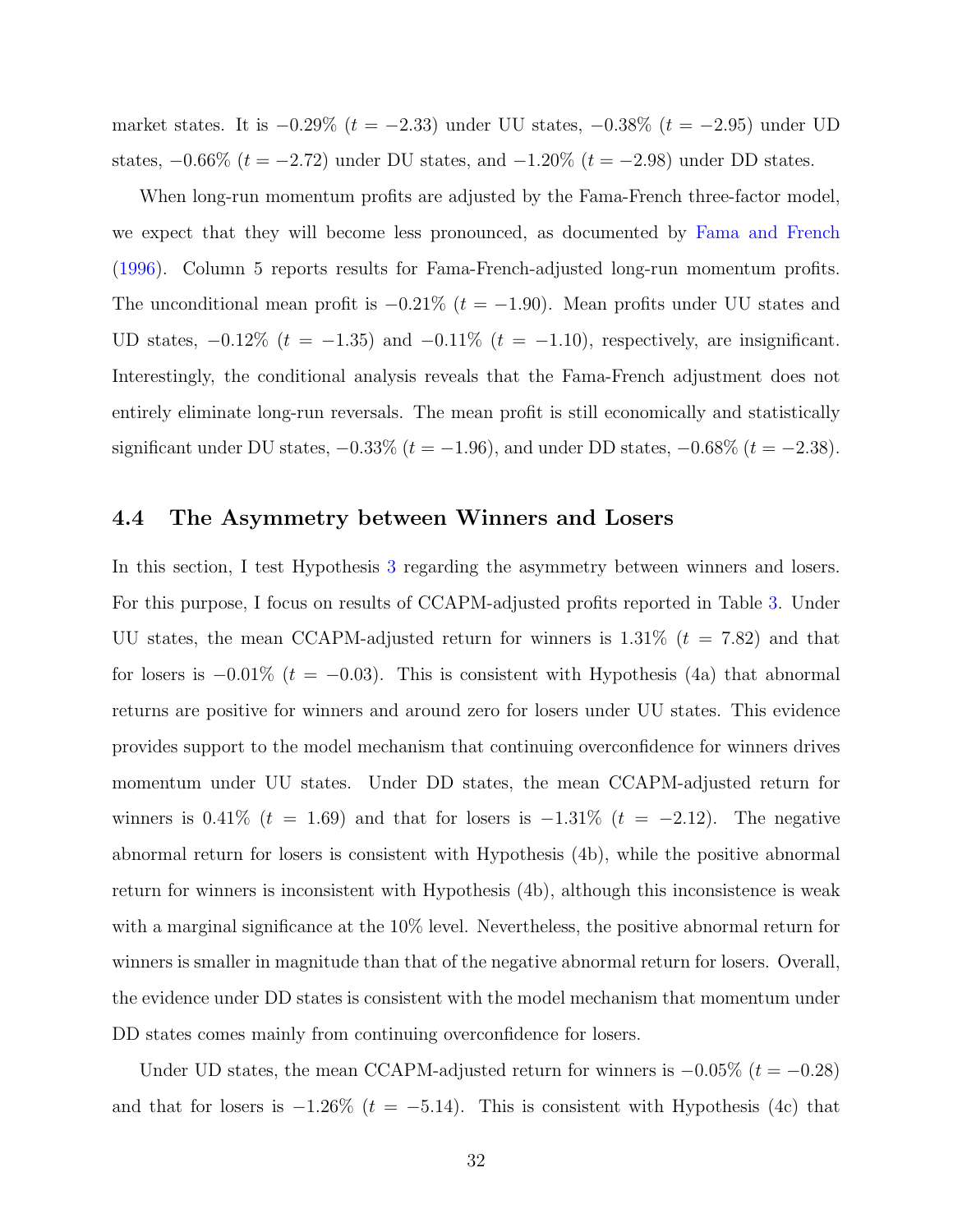market states. It is $-0.29\%$ ($t = -2.33$) under UU states, $-0.38\%$ ($t = -2.95$) under UD states, $-0.66\%$ ($t = -2.72$) under DU states, and $-1.20\%$ ($t = -2.98$) under DD states.

When long-run momentum profits are adjusted by the Fama-French three-factor model, we expect that they will become less pronounced, as documented by Fama and French (1996). Column 5 reports results for Fama-French-adjusted long-run momentum profits. The unconditional mean profit is $-0.21\%$ ($t = -1.90$). Mean profits under UU states and UD states, $-0.12\%$ ($t = -1.35$) and $-0.11\%$ ($t = -1.10$), respectively, are insignificant. Interestingly, the conditional analysis reveals that the Fama-French adjustment does not entirely eliminate long-run reversals. The mean profit is still economically and statistically significant under DU states, $-0.33\%$ ($t = -1.96$), and under DD states, $-0.68\%$ ($t = -2.38$).

### 4.4 The Asymmetry between Winners and Losers

In this section, I test Hypothesis 3 regarding the asymmetry between winners and losers. For this purpose, I focus on results of CCAPM-adjusted profits reported in Table 3. Under UU states, the mean CCAPM-adjusted return for winners is $1.31\%$ ($t = 7.82$) and that for losers is $-0.01\%$ ($t = -0.03$). This is consistent with Hypothesis (4a) that abnormal returns are positive for winners and around zero for losers under UU states. This evidence provides support to the model mechanism that continuing overconfidence for winners drives momentum under UU states. Under DD states, the mean CCAPM-adjusted return for winners is $0.41\%$ ($t = 1.69$) and that for losers is $-1.31\%$ ($t = -2.12$). The negative abnormal return for losers is consistent with Hypothesis (4b), while the positive abnormal return for winners is inconsistent with Hypothesis (4b), although this inconsistence is weak with a marginal significance at the 10% level. Nevertheless, the positive abnormal return for winners is smaller in magnitude than that of the negative abnormal return for losers. Overall, the evidence under DD states is consistent with the model mechanism that momentum under DD states comes mainly from continuing overconfidence for losers.

Under UD states, the mean CCAPM-adjusted return for winners is $-0.05\%$ ($t = -0.28$) and that for losers is $-1.26\%$ ($t = -5.14$). This is consistent with Hypothesis (4c) that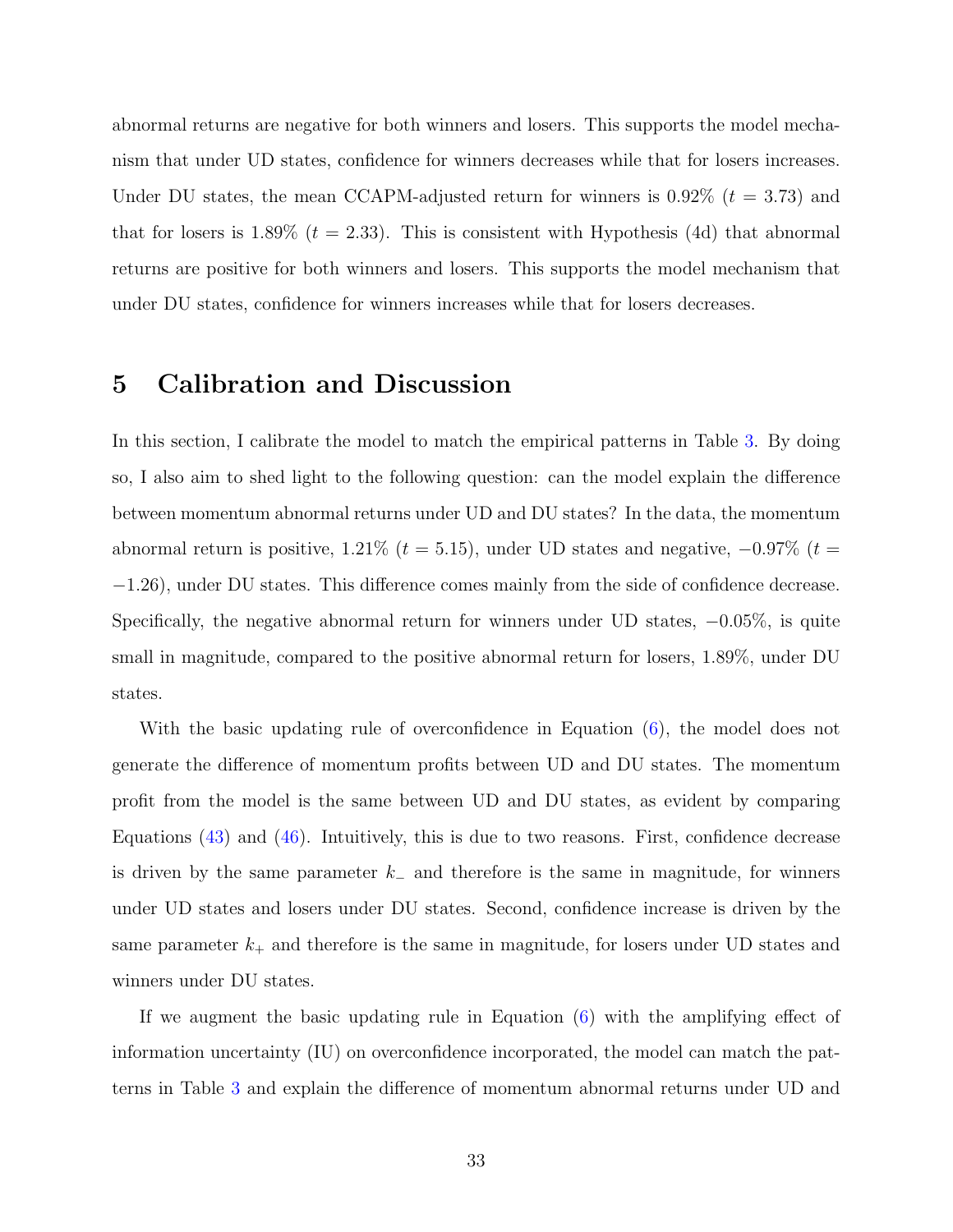abnormal returns are negative for both winners and losers. This supports the model mechanism that under UD states, confidence for winners decreases while that for losers increases. Under DU states, the mean CCAPM-adjusted return for winners is 0.92% ($t = 3.73$) and that for losers is 1.89% ($t = 2.33$). This is consistent with Hypothesis (4d) that abnormal returns are positive for both winners and losers. This supports the model mechanism that under DU states, confidence for winners increases while that for losers decreases.

# 5 Calibration and Discussion

In this section, I calibrate the model to match the empirical patterns in Table 3. By doing so, I also aim to shed light to the following question: can the model explain the difference between momentum abnormal returns under UD and DU states? In the data, the momentum abnormal return is positive, 1.21% ($t = 5.15$), under UD states and negative, −0.97% ($t = -1.26$), under DU states. This difference comes mainly from the side of confidence decrease. Specifically, the negative abnormal return for winners under UD states, −0.05%, is quite small in magnitude, compared to the positive abnormal return for losers, 1.89%, under DU states.

With the basic updating rule of overconfidence in Equation (6), the model does not generate the difference of momentum profits between UD and DU states. The momentum profit from the model is the same between UD and DU states, as evident by comparing Equations (43) and (46). Intuitively, this is due to two reasons. First, confidence decrease is driven by the same parameter $k_-$ and therefore is the same in magnitude, for winners under UD states and losers under DU states. Second, confidence increase is driven by the same parameter $k_+$ and therefore is the same in magnitude, for losers under UD states and winners under DU states.

If we augment the basic updating rule in Equation (6) with the amplifying effect of information uncertainty (IU) on overconfidence incorporated, the model can match the patterns in Table 3 and explain the difference of momentum abnormal returns under UD and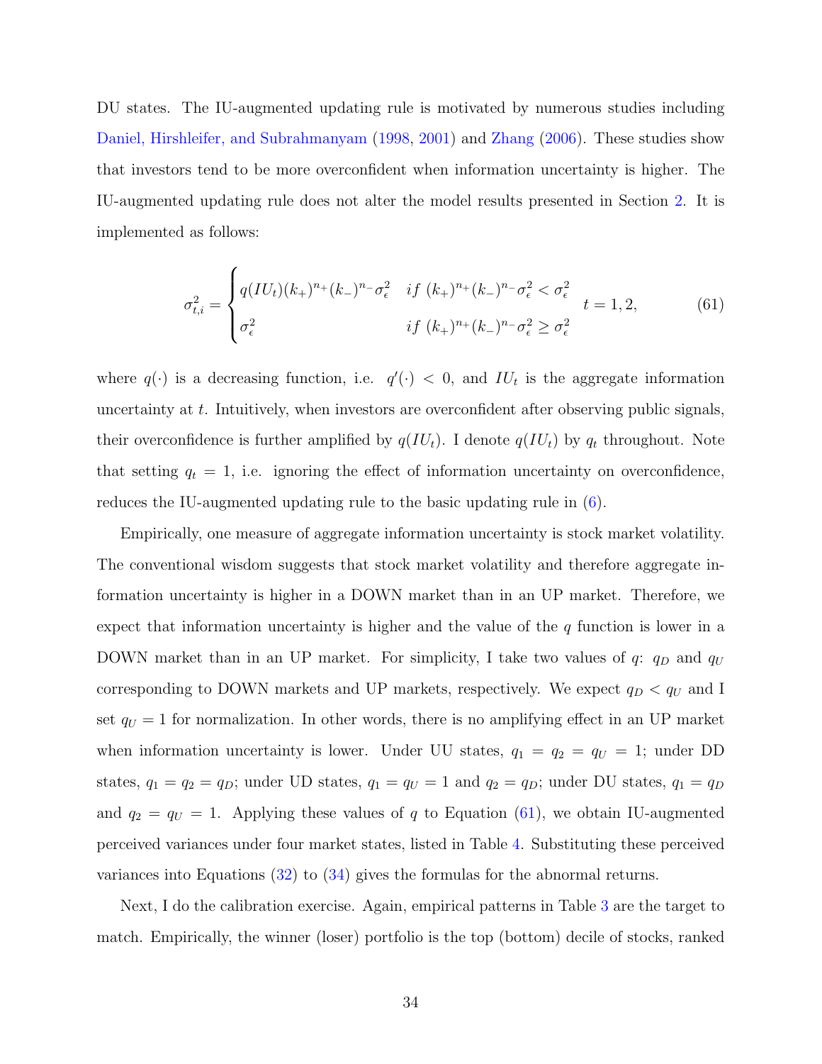DU states. The IU-augmented updating rule is motivated by numerous studies including Daniel, Hirshleifer, and Subrahmanyam (1998, 2001) and Zhang (2006). These studies show that investors tend to be more overconfident when information uncertainty is higher. The IU-augmented updating rule does not alter the model results presented in Section 2. It is implemented as follows:

$$
\sigma_{t,i}^2 = \begin{cases} q(IU_t)(k_+)^{n_+}(k_-)^{n_-}\sigma_\epsilon^2 & if \ (k_+)^{n_+}(k_-)^{n_-}\sigma_\epsilon^2 < \sigma_\epsilon^2 \\ \sigma_\epsilon^2 & if \ (k_+)^{n_+}(k_-)^{n_-}\sigma_\epsilon^2 \geq \sigma_\epsilon^2 \end{cases} \quad t = 1, 2, \tag{61}
$$

where $q(\cdot)$ is a decreasing function, i.e. $q'(\cdot) < 0$, and $IU_t$ is the aggregate information uncertainty at $t$. Intuitively, when investors are overconfident after observing public signals, their overconfidence is further amplified by $q(IU_t)$. I denote $q(IU_t)$ by $q_t$ throughout. Note that setting $q_t = 1$, i.e. ignoring the effect of information uncertainty on overconfidence, reduces the IU-augmented updating rule to the basic updating rule in (6).

Empirically, one measure of aggregate information uncertainty is stock market volatility. The conventional wisdom suggests that stock market volatility and therefore aggregate information uncertainty is higher in a DOWN market than in an UP market. Therefore, we expect that information uncertainty is higher and the value of the $q$ function is lower in a DOWN market than in an UP market. For simplicity, I take two values of $q$: $q_D$ and $q_U$ corresponding to DOWN markets and UP markets, respectively. We expect $q_D < q_U$ and I set $q_U = 1$ for normalization. In other words, there is no amplifying effect in an UP market when information uncertainty is lower. Under UU states, $q_1 = q_2 = q_U = 1$; under DD states, $q_1 = q_2 = q_D$; under UD states, $q_1 = q_U = 1$ and $q_2 = q_D$; under DU states, $q_1 = q_D$ and $q_2 = q_U = 1$. Applying these values of $q$ to Equation (61), we obtain IU-augmented perceived variances under four market states, listed in Table 4. Substituting these perceived variances into Equations (32) to (34) gives the formulas for the abnormal returns.

Next, I do the calibration exercise. Again, empirical patterns in Table 3 are the target to match. Empirically, the winner (loser) portfolio is the top (bottom) decile of stocks, ranked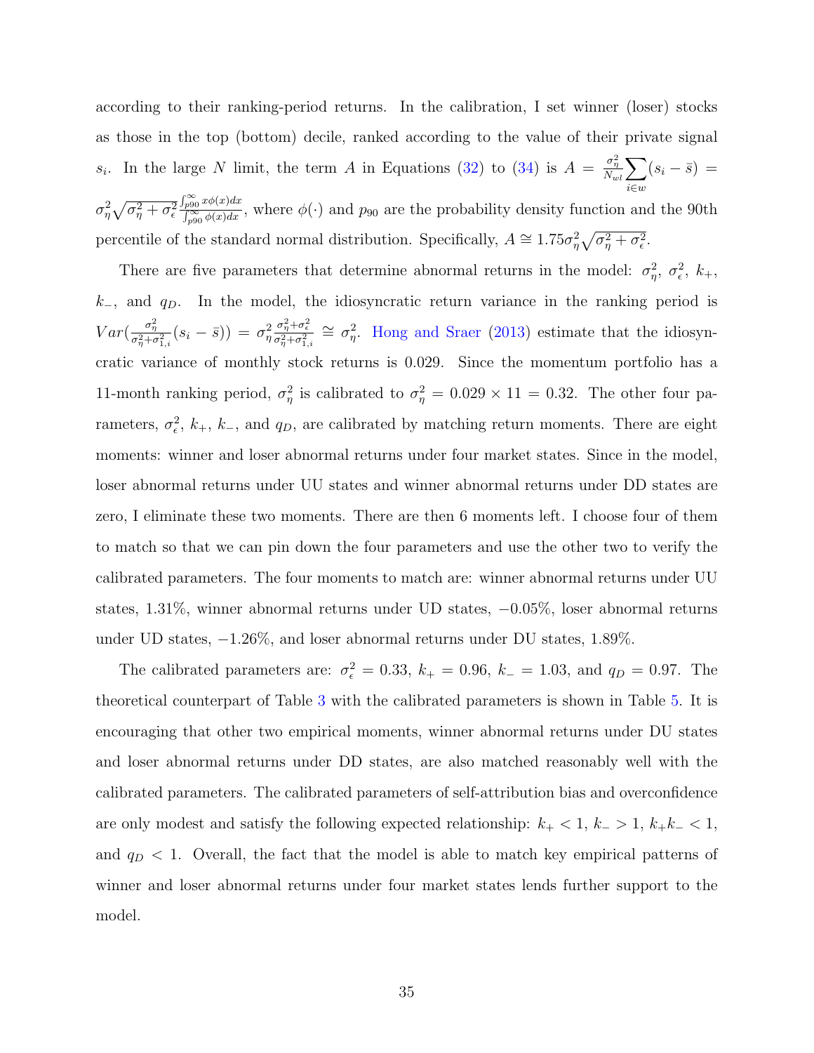according to their ranking-period returns. In the calibration, I set winner (loser) stocks as those in the top (bottom) decile, ranked according to the value of their private signal $s_i$. In the large $N$ limit, the term $A$ in Equations (32) to (34) is $A = \frac{\sigma_\eta^2}{N_{wl}} \sum_{i \in w} (s_i - \bar{s}) = \sigma_\eta^2 \sqrt{\sigma_\eta^2 + \sigma_\epsilon^2} \frac{\int_{p90}^{\infty} x\phi(x)dx}{\int_{p90}^{\infty} \phi(x)dx}$, where $\phi(\cdot)$ and $p_{90}$ are the probability density function and the 90th percentile of the standard normal distribution. Specifically, $A \cong 1.75\sigma_\eta^2 \sqrt{\sigma_\eta^2 + \sigma_\epsilon^2}$.

There are five parameters that determine abnormal returns in the model: $\sigma_\eta^2$, $\sigma_\epsilon^2$, $k_+$, $k_-$, and $q_D$. In the model, the idiosyncratic return variance in the ranking period is $Var(\frac{\sigma_\eta^2}{\sigma_\eta^2 + \sigma_{1,i}^2}(s_i - \bar{s})) = \sigma_\eta^2 \frac{\sigma_\eta^2 + \sigma_\epsilon^2}{\sigma_\eta^2 + \sigma_{1,i}^2} \cong \sigma_\eta^2$. Hong and Sraer (2013) estimate that the idiosyncratic variance of monthly stock returns is 0.029. Since the momentum portfolio has a 11-month ranking period, $\sigma_\eta^2$ is calibrated to $\sigma_\eta^2 = 0.029 \times 11 = 0.32$. The other four parameters, $\sigma_\epsilon^2$, $k_+$, $k_-$, and $q_D$, are calibrated by matching return moments. There are eight moments: winner and loser abnormal returns under four market states. Since in the model, loser abnormal returns under UU states and winner abnormal returns under DD states are zero, I eliminate these two moments. There are then 6 moments left. I choose four of them to match so that we can pin down the four parameters and use the other two to verify the calibrated parameters. The four moments to match are: winner abnormal returns under UU states, 1.31%, winner abnormal returns under UD states, −0.05%, loser abnormal returns under UD states, −1.26%, and loser abnormal returns under DU states, 1.89%.

The calibrated parameters are: $\sigma_\epsilon^2 = 0.33$, $k_+ = 0.96$, $k_- = 1.03$, and $q_D = 0.97$. The theoretical counterpart of Table 3 with the calibrated parameters is shown in Table 5. It is encouraging that other two empirical moments, winner abnormal returns under DU states and loser abnormal returns under DD states, are also matched reasonably well with the calibrated parameters. The calibrated parameters of self-attribution bias and overconfidence are only modest and satisfy the following expected relationship: $k_+ < 1$, $k_- > 1$, $k_+ k_- < 1$, and $q_D < 1$. Overall, the fact that the model is able to match key empirical patterns of winner and loser abnormal returns under four market states lends further support to the model.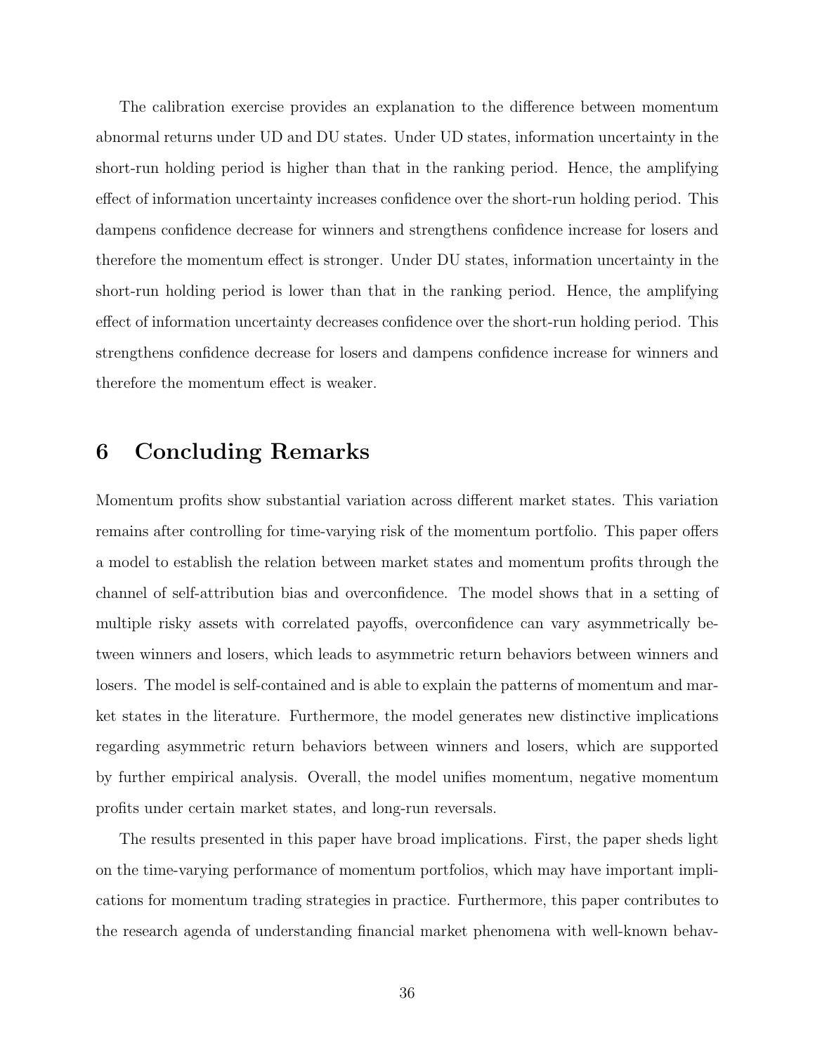The calibration exercise provides an explanation to the difference between momentum abnormal returns under UD and DU states. Under UD states, information uncertainty in the short-run holding period is higher than that in the ranking period. Hence, the amplifying effect of information uncertainty increases confidence over the short-run holding period. This dampens confidence decrease for winners and strengthens confidence increase for losers and therefore the momentum effect is stronger. Under DU states, information uncertainty in the short-run holding period is lower than that in the ranking period. Hence, the amplifying effect of information uncertainty decreases confidence over the short-run holding period. This strengthens confidence decrease for losers and dampens confidence increase for winners and therefore the momentum effect is weaker.

## 6 Concluding Remarks

Momentum profits show substantial variation across different market states. This variation remains after controlling for time-varying risk of the momentum portfolio. This paper offers a model to establish the relation between market states and momentum profits through the channel of self-attribution bias and overconfidence. The model shows that in a setting of multiple risky assets with correlated payoffs, overconfidence can vary asymmetrically between winners and losers, which leads to asymmetric return behaviors between winners and losers. The model is self-contained and is able to explain the patterns of momentum and market states in the literature. Furthermore, the model generates new distinctive implications regarding asymmetric return behaviors between winners and losers, which are supported by further empirical analysis. Overall, the model unifies momentum, negative momentum profits under certain market states, and long-run reversals.

The results presented in this paper have broad implications. First, the paper sheds light on the time-varying performance of momentum portfolios, which may have important implications for momentum trading strategies in practice. Furthermore, this paper contributes to the research agenda of understanding financial market phenomena with well-known behav-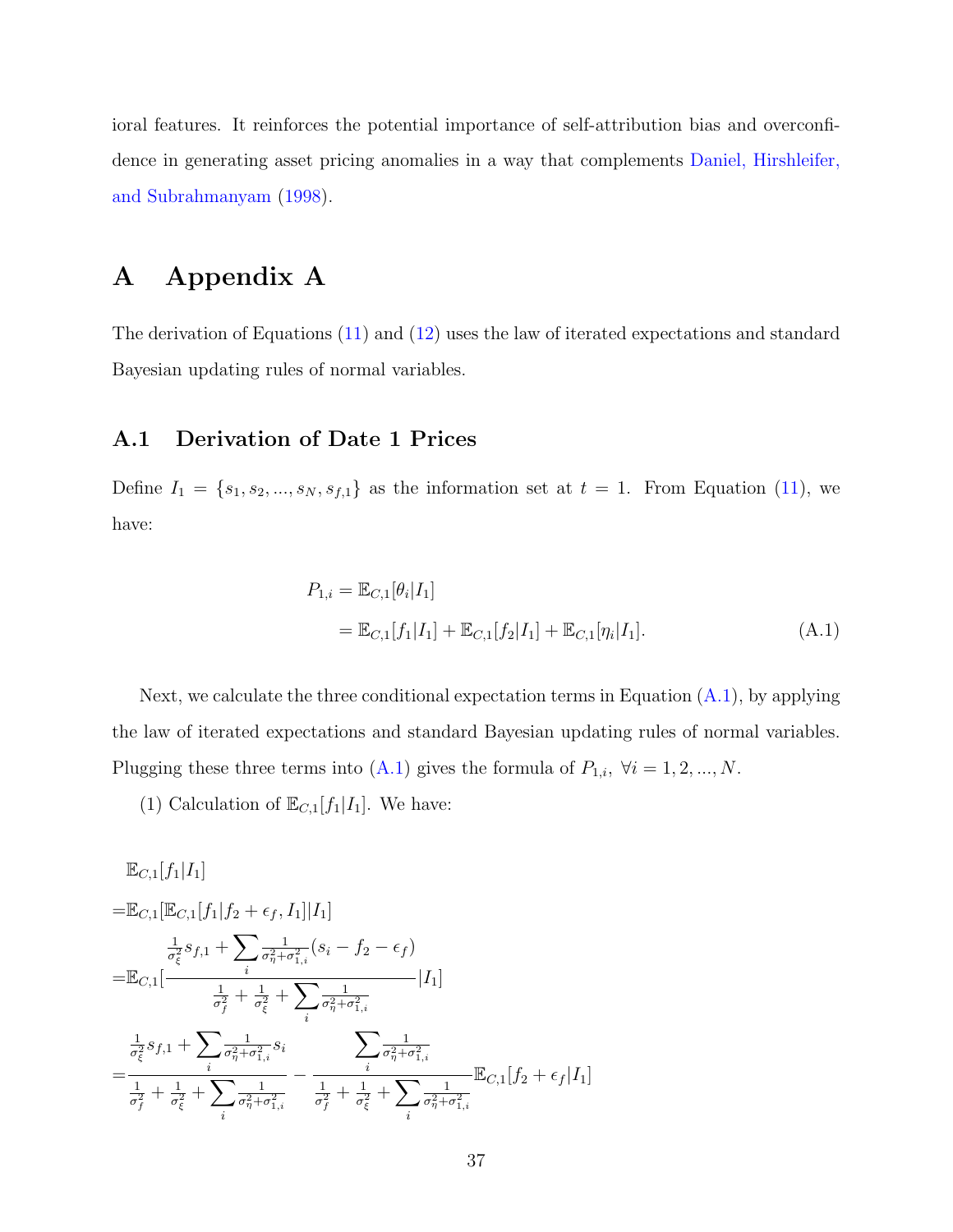ioral features. It reinforces the potential importance of self-attribution bias and overconfidence in generating asset pricing anomalies in a way that complements Daniel, Hirshleifer, and Subrahmanyam (1998).

# A Appendix A

The derivation of Equations (11) and (12) uses the law of iterated expectations and standard Bayesian updating rules of normal variables.

## A.1 Derivation of Date 1 Prices

Define $I_1 = \{s_1, s_2, ..., s_N, s_{f,1}\}$ as the information set at $t = 1$. From Equation (11), we have:

$$
\begin{aligned}
P_{1,i} &= \mathbb{E}_{C,1}[\theta_i|I_1] \\
&= \mathbb{E}_{C,1}[f_1|I_1] + \mathbb{E}_{C,1}[f_2|I_1] + \mathbb{E}_{C,1}[\eta_i|I_1]. \qquad \text{(A.1)}
\end{aligned}
$$

Next, we calculate the three conditional expectation terms in Equation (A.1), by applying the law of iterated expectations and standard Bayesian updating rules of normal variables. Plugging these three terms into (A.1) gives the formula of $P_{1,i},\ \forall i = 1, 2, ..., N$.

(1) Calculation of $\mathbb{E}_{C,1}[f_1|I_1]$. We have:

$$
\begin{aligned}
&\mathbb{E}_{C,1}[f_1|I_1] \\
=&\mathbb{E}_{C,1}[\mathbb{E}_{C,1}[f_1|f_2 + \epsilon_f, I_1]|I_1] \\
=&\mathbb{E}_{C,1}\left[\frac{\frac{1}{\sigma_\xi^2}s_{f,1} + \sum_i \frac{1}{\sigma_\eta^2+\sigma_{1,i}^2}(s_i - f_2 - \epsilon_f)}{\frac{1}{\sigma_f^2} + \frac{1}{\sigma_\xi^2} + \sum_i \frac{1}{\sigma_\eta^2+\sigma_{1,i}^2}}|I_1\right] \\
=&\frac{\frac{1}{\sigma_\xi^2}s_{f,1} + \sum_i \frac{1}{\sigma_\eta^2+\sigma_{1,i}^2}s_i}{\frac{1}{\sigma_f^2} + \frac{1}{\sigma_\xi^2} + \sum_i \frac{1}{\sigma_\eta^2+\sigma_{1,i}^2}} - \frac{\sum_i \frac{1}{\sigma_\eta^2+\sigma_{1,i}^2}}{\frac{1}{\sigma_f^2} + \frac{1}{\sigma_\xi^2} + \sum_i \frac{1}{\sigma_\eta^2+\sigma_{1,i}^2}}\mathbb{E}_{C,1}[f_2 + \epsilon_f|I_1]
\end{aligned}
$$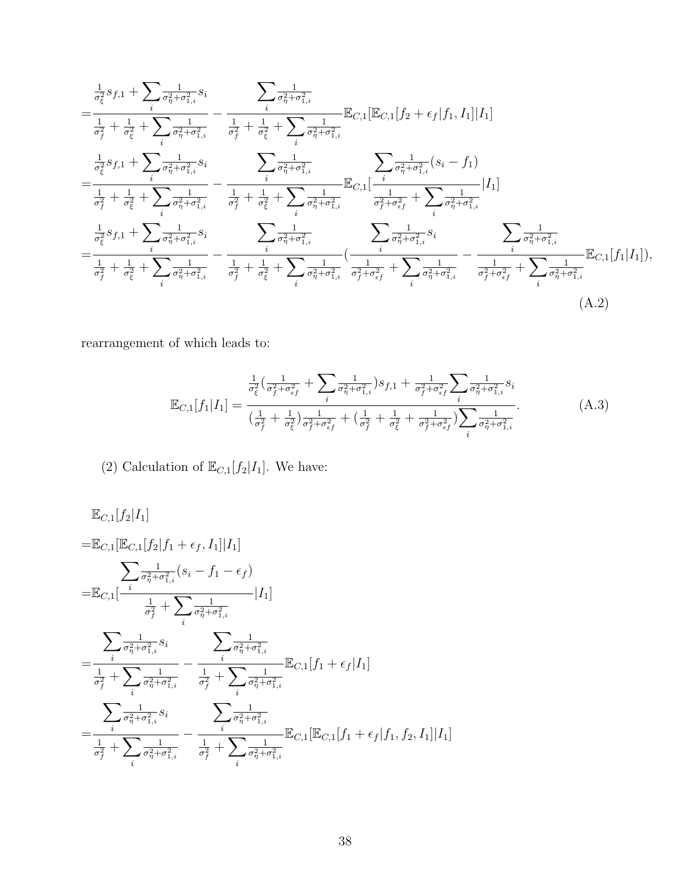$$
\begin{aligned}
&=\frac{\frac{1}{\sigma_\xi^2}s_{f,1}+\sum_i\frac{1}{\sigma_\eta^2+\sigma_{1,i}^2}s_i}{\frac{1}{\sigma_f^2}+\frac{1}{\sigma_\xi^2}+\sum_i\frac{1}{\sigma_\eta^2+\sigma_{1,i}^2}}-\frac{\sum_i\frac{1}{\sigma_\eta^2+\sigma_{1,i}^2}}{\frac{1}{\sigma_f^2}+\frac{1}{\sigma_\xi^2}+\sum_i\frac{1}{\sigma_\eta^2+\sigma_{1,i}^2}}\mathbb{E}_{C,1}[\mathbb{E}_{C,1}[f_2+\epsilon_f|f_1,I_1]|I_1]\\
&=\frac{\frac{1}{\sigma_\xi^2}s_{f,1}+\sum_i\frac{1}{\sigma_\eta^2+\sigma_{1,i}^2}s_i}{\frac{1}{\sigma_f^2}+\frac{1}{\sigma_\xi^2}+\sum_i\frac{1}{\sigma_\eta^2+\sigma_{1,i}^2}}-\frac{\sum_i\frac{1}{\sigma_\eta^2+\sigma_{1,i}^2}}{\frac{1}{\sigma_f^2}+\frac{1}{\sigma_\xi^2}+\sum_i\frac{1}{\sigma_\eta^2+\sigma_{1,i}^2}}\mathbb{E}_{C,1}[\frac{\sum_i\frac{1}{\sigma_\eta^2+\sigma_{1,i}^2}(s_i-f_1)}{\frac{1}{\sigma_f^2+\sigma_{\epsilon f}^2}+\sum_i\frac{1}{\sigma_\eta^2+\sigma_{1,i}^2}}|I_1]\\
&=\frac{\frac{1}{\sigma_\xi^2}s_{f,1}+\sum_i\frac{1}{\sigma_\eta^2+\sigma_{1,i}^2}s_i}{\frac{1}{\sigma_f^2}+\frac{1}{\sigma_\xi^2}+\sum_i\frac{1}{\sigma_\eta^2+\sigma_{1,i}^2}}-\frac{\sum_i\frac{1}{\sigma_\eta^2+\sigma_{1,i}^2}}{\frac{1}{\sigma_f^2}+\frac{1}{\sigma_\xi^2}+\sum_i\frac{1}{\sigma_\eta^2+\sigma_{1,i}^2}}(\frac{\sum_i\frac{1}{\sigma_\eta^2+\sigma_{1,i}^2}s_i}{\frac{1}{\sigma_f^2+\sigma_{\epsilon f}^2}+\sum_i\frac{1}{\sigma_\eta^2+\sigma_{1,i}^2}}-\frac{\sum_i\frac{1}{\sigma_\eta^2+\sigma_{1,i}^2}}{\frac{1}{\sigma_f^2+\sigma_{\epsilon f}^2}+\sum_i\frac{1}{\sigma_\eta^2+\sigma_{1,i}^2}}\mathbb{E}_{C,1}[f_1|I_1]),
\end{aligned}
\tag{A.2}
$$

rearrangement of which leads to:

$$
\mathbb{E}_{C,1}[f_1|I_1]=\frac{\frac{1}{\sigma_\xi^2}(\frac{1}{\sigma_f^2+\sigma_{\epsilon f}^2}+\sum_i\frac{1}{\sigma_\eta^2+\sigma_{1,i}^2})s_{f,1}+\frac{1}{\sigma_f^2+\sigma_{\epsilon f}^2}\sum_i\frac{1}{\sigma_\eta^2+\sigma_{1,i}^2}s_i}{(\frac{1}{\sigma_f^2}+\frac{1}{\sigma_\xi^2})\frac{1}{\sigma_f^2+\sigma_{\epsilon f}^2}+(\frac{1}{\sigma_f^2}+\frac{1}{\sigma_\xi^2}+\frac{1}{\sigma_f^2+\sigma_{\epsilon f}^2})\sum_i\frac{1}{\sigma_\eta^2+\sigma_{1,i}^2}}. \tag{A.3}
$$

(2) Calculation of $\mathbb{E}_{C,1}[f_2|I_1]$. We have:

$$
\begin{aligned}
&\mathbb{E}_{C,1}[f_2|I_1]\\
=&\mathbb{E}_{C,1}[\mathbb{E}_{C,1}[f_2|f_1+\epsilon_f,I_1]|I_1]\\
=&\mathbb{E}_{C,1}[\frac{\sum_i\frac{1}{\sigma_\eta^2+\sigma_{1,i}^2}(s_i-f_1-\epsilon_f)}{\frac{1}{\sigma_f^2}+\sum_i\frac{1}{\sigma_\eta^2+\sigma_{1,i}^2}}|I_1]\\
=&\frac{\sum_i\frac{1}{\sigma_\eta^2+\sigma_{1,i}^2}s_i}{\frac{1}{\sigma_f^2}+\sum_i\frac{1}{\sigma_\eta^2+\sigma_{1,i}^2}}-\frac{\sum_i\frac{1}{\sigma_\eta^2+\sigma_{1,i}^2}}{\frac{1}{\sigma_f^2}+\sum_i\frac{1}{\sigma_\eta^2+\sigma_{1,i}^2}}\mathbb{E}_{C,1}[f_1+\epsilon_f|I_1]\\
=&\frac{\sum_i\frac{1}{\sigma_\eta^2+\sigma_{1,i}^2}s_i}{\frac{1}{\sigma_f^2}+\sum_i\frac{1}{\sigma_\eta^2+\sigma_{1,i}^2}}-\frac{\sum_i\frac{1}{\sigma_\eta^2+\sigma_{1,i}^2}}{\frac{1}{\sigma_f^2}+\sum_i\frac{1}{\sigma_\eta^2+\sigma_{1,i}^2}}\mathbb{E}_{C,1}[\mathbb{E}_{C,1}[f_1+\epsilon_f|f_1,f_2,I_1]|I_1]
\end{aligned}
$$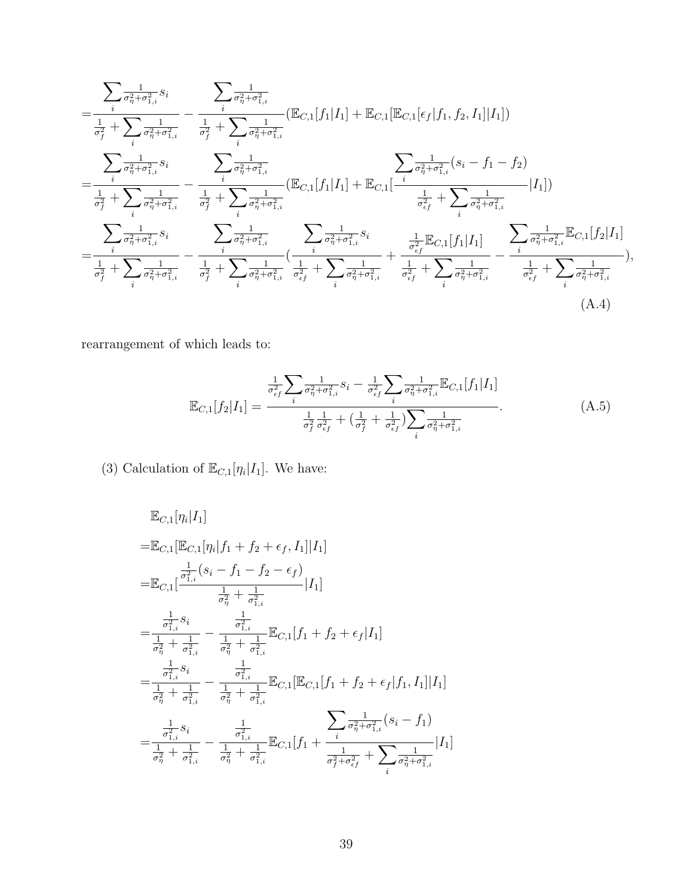$$
\begin{aligned}
=&\frac{\sum\limits_i \frac{1}{\sigma_\eta^2+\sigma_{1,i}^2} s_i}{\frac{1}{\sigma_f^2}+\sum\limits_i \frac{1}{\sigma_\eta^2+\sigma_{1,i}^2}} - \frac{\sum\limits_i \frac{1}{\sigma_\eta^2+\sigma_{1,i}^2}}{\frac{1}{\sigma_f^2}+\sum\limits_i \frac{1}{\sigma_\eta^2+\sigma_{1,i}^2}} (\mathbb{E}_{C,1}[f_1|I_1] + \mathbb{E}_{C,1}[\mathbb{E}_{C,1}[\epsilon_f|f_1,f_2,I_1]|I_1]) \\
=&\frac{\sum\limits_i \frac{1}{\sigma_\eta^2+\sigma_{1,i}^2} s_i}{\frac{1}{\sigma_f^2}+\sum\limits_i \frac{1}{\sigma_\eta^2+\sigma_{1,i}^2}} - \frac{\sum\limits_i \frac{1}{\sigma_\eta^2+\sigma_{1,i}^2}}{\frac{1}{\sigma_f^2}+\sum\limits_i \frac{1}{\sigma_\eta^2+\sigma_{1,i}^2}} (\mathbb{E}_{C,1}[f_1|I_1] + \mathbb{E}_{C,1}[\frac{\sum\limits_i \frac{1}{\sigma_\eta^2+\sigma_{1,i}^2}(s_i - f_1 - f_2)}{\frac{1}{\sigma_{\epsilon f}^2}+\sum\limits_i \frac{1}{\sigma_\eta^2+\sigma_{1,i}^2}}|I_1]) \\
=&\frac{\sum\limits_i \frac{1}{\sigma_\eta^2+\sigma_{1,i}^2} s_i}{\frac{1}{\sigma_f^2}+\sum\limits_i \frac{1}{\sigma_\eta^2+\sigma_{1,i}^2}} - \frac{\sum\limits_i \frac{1}{\sigma_\eta^2+\sigma_{1,i}^2}}{\frac{1}{\sigma_f^2}+\sum\limits_i \frac{1}{\sigma_\eta^2+\sigma_{1,i}^2}} (\frac{\sum\limits_i \frac{1}{\sigma_\eta^2+\sigma_{1,i}^2} s_i}{\frac{1}{\sigma_{\epsilon f}^2}+\sum\limits_i \frac{1}{\sigma_\eta^2+\sigma_{1,i}^2}} + \frac{\frac{1}{\sigma_{\epsilon f}^2}\mathbb{E}_{C,1}[f_1|I_1]}{\frac{1}{\sigma_{\epsilon f}^2}+\sum\limits_i \frac{1}{\sigma_\eta^2+\sigma_{1,i}^2}} - \frac{\sum\limits_i \frac{1}{\sigma_\eta^2+\sigma_{1,i}^2}\mathbb{E}_{C,1}[f_2|I_1]}{\frac{1}{\sigma_{\epsilon f}^2}+\sum\limits_i \frac{1}{\sigma_\eta^2+\sigma_{1,i}^2}}),
\end{aligned}
\tag{A.4}
$$

rearrangement of which leads to:

$$
\mathbb{E}_{C,1}[f_2|I_1] = \frac{\frac{1}{\sigma_{\epsilon f}^2}\sum\limits_i \frac{1}{\sigma_\eta^2+\sigma_{1,i}^2} s_i - \frac{1}{\sigma_{\epsilon f}^2}\sum\limits_i \frac{1}{\sigma_\eta^2+\sigma_{1,i}^2}\mathbb{E}_{C,1}[f_1|I_1]}{\frac{1}{\sigma_f^2}\frac{1}{\sigma_{\epsilon f}^2} + (\frac{1}{\sigma_f^2}+\frac{1}{\sigma_{\epsilon f}^2})\sum\limits_i \frac{1}{\sigma_\eta^2+\sigma_{1,i}^2}}.
\tag{A.5}
$$

(3) Calculation of $\mathbb{E}_{C,1}[\eta_i|I_1]$. We have:

$$
\begin{aligned}
&\mathbb{E}_{C,1}[\eta_i|I_1] \\
=&\mathbb{E}_{C,1}[\mathbb{E}_{C,1}[\eta_i|f_1+f_2+\epsilon_f, I_1]|I_1] \\
=&\mathbb{E}_{C,1}[\frac{\frac{1}{\sigma_{1,i}^2}(s_i - f_1 - f_2 - \epsilon_f)}{\frac{1}{\sigma_\eta^2}+\frac{1}{\sigma_{1,i}^2}}|I_1] \\
=&\frac{\frac{1}{\sigma_{1,i}^2}s_i}{\frac{1}{\sigma_\eta^2}+\frac{1}{\sigma_{1,i}^2}} - \frac{\frac{1}{\sigma_{1,i}^2}}{\frac{1}{\sigma_\eta^2}+\frac{1}{\sigma_{1,i}^2}}\mathbb{E}_{C,1}[f_1+f_2+\epsilon_f|I_1] \\
=&\frac{\frac{1}{\sigma_{1,i}^2}s_i}{\frac{1}{\sigma_\eta^2}+\frac{1}{\sigma_{1,i}^2}} - \frac{\frac{1}{\sigma_{1,i}^2}}{\frac{1}{\sigma_\eta^2}+\frac{1}{\sigma_{1,i}^2}}\mathbb{E}_{C,1}[\mathbb{E}_{C,1}[f_1+f_2+\epsilon_f|f_1, I_1]|I_1] \\
=&\frac{\frac{1}{\sigma_{1,i}^2}s_i}{\frac{1}{\sigma_\eta^2}+\frac{1}{\sigma_{1,i}^2}} - \frac{\frac{1}{\sigma_{1,i}^2}}{\frac{1}{\sigma_\eta^2}+\frac{1}{\sigma_{1,i}^2}}\mathbb{E}_{C,1}[f_1 + \frac{\sum\limits_i \frac{1}{\sigma_\eta^2+\sigma_{1,i}^2}(s_i - f_1)}{\frac{1}{\sigma_f^2+\sigma_{\epsilon f}^2}+\sum\limits_i \frac{1}{\sigma_\eta^2+\sigma_{1,i}^2}}|I_1]
\end{aligned}
$$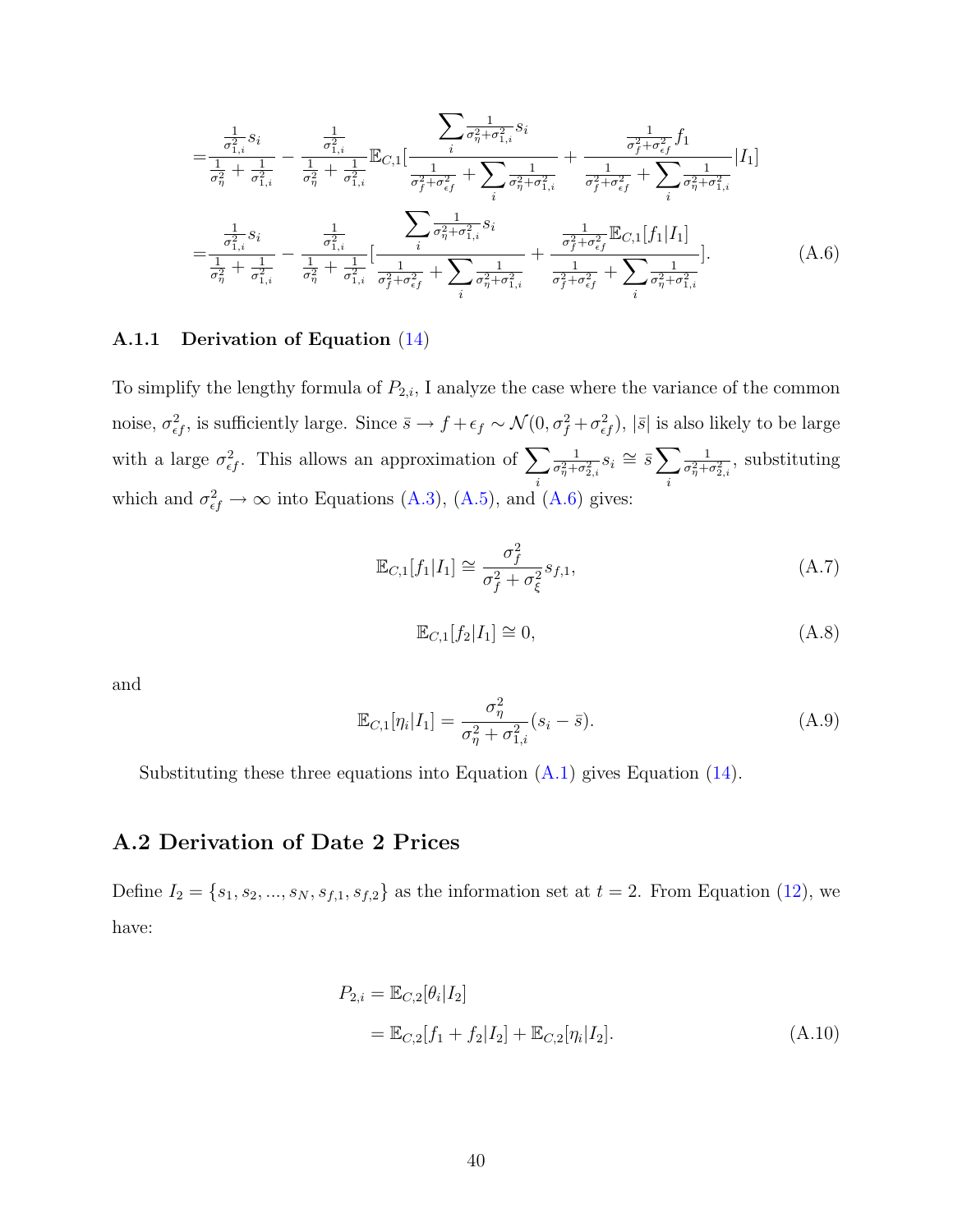$$
=\frac{\frac{1}{\sigma_{1,i}^2}s_i}{\frac{1}{\sigma_\eta^2}+\frac{1}{\sigma_{1,i}^2}} - \frac{\frac{1}{\sigma_{1,i}^2}}{\frac{1}{\sigma_\eta^2}+\frac{1}{\sigma_{1,i}^2}}\mathbb{E}_{C,1}[\frac{\sum_i \frac{1}{\sigma_\eta^2+\sigma_{1,i}^2}s_i}{\frac{1}{\sigma_f^2+\sigma_{\epsilon f}^2}+\sum_i \frac{1}{\sigma_\eta^2+\sigma_{1,i}^2}} + \frac{\frac{1}{\sigma_f^2+\sigma_{\epsilon f}^2}f_1}{\frac{1}{\sigma_f^2+\sigma_{\epsilon f}^2}+\sum_i \frac{1}{\sigma_\eta^2+\sigma_{1,i}^2}}|I_1]
$$

$$
=\frac{\frac{1}{\sigma_{1,i}^2}s_i}{\frac{1}{\sigma_\eta^2}+\frac{1}{\sigma_{1,i}^2}} - \frac{\frac{1}{\sigma_{1,i}^2}}{\frac{1}{\sigma_\eta^2}+\frac{1}{\sigma_{1,i}^2}}[\frac{\sum_i \frac{1}{\sigma_\eta^2+\sigma_{1,i}^2}s_i}{\frac{1}{\sigma_f^2+\sigma_{\epsilon f}^2}+\sum_i \frac{1}{\sigma_\eta^2+\sigma_{1,i}^2}} + \frac{\frac{1}{\sigma_f^2+\sigma_{\epsilon f}^2}\mathbb{E}_{C,1}[f_1|I_1]}{\frac{1}{\sigma_f^2+\sigma_{\epsilon f}^2}+\sum_i \frac{1}{\sigma_\eta^2+\sigma_{1,i}^2}}]. \tag{A.6}
$$

### A.1.1 Derivation of Equation (14)

To simplify the lengthy formula of $P_{2,i}$, I analyze the case where the variance of the common noise, $\sigma_{\epsilon f}^2$, is sufficiently large. Since $\bar{s} \to f + \epsilon_f \sim \mathcal{N}(0, \sigma_f^2 + \sigma_{\epsilon f}^2)$, $|\bar{s}|$ is also likely to be large with a large $\sigma_{\epsilon f}^2$. This allows an approximation of $\sum_i \frac{1}{\sigma_\eta^2+\sigma_{2,i}^2}s_i \cong \bar{s}\sum_i \frac{1}{\sigma_\eta^2+\sigma_{2,i}^2}$, substituting which and $\sigma_{\epsilon f}^2 \to \infty$ into Equations (A.3), (A.5), and (A.6) gives:

$$
\mathbb{E}_{C,1}[f_1|I_1] \cong \frac{\sigma_f^2}{\sigma_f^2+\sigma_\xi^2}s_{f,1}, \tag{A.7}
$$

$$
\mathbb{E}_{C,1}[f_2|I_1] \cong 0, \tag{A.8}
$$

and

$$
\mathbb{E}_{C,1}[\eta_i|I_1] = \frac{\sigma_\eta^2}{\sigma_\eta^2+\sigma_{1,i}^2}(s_i - \bar{s}). \tag{A.9}
$$

Substituting these three equations into Equation (A.1) gives Equation (14).

## A.2 Derivation of Date 2 Prices

Define $I_2 = \{s_1, s_2, ..., s_N, s_{f,1}, s_{f,2}\}$ as the information set at $t = 2$. From Equation (12), we have:

$$
\begin{aligned}
P_{2,i} &= \mathbb{E}_{C,2}[\theta_i|I_2] \\
&= \mathbb{E}_{C,2}[f_1 + f_2|I_2] + \mathbb{E}_{C,2}[\eta_i|I_2].
\end{aligned} \tag{A.10}
$$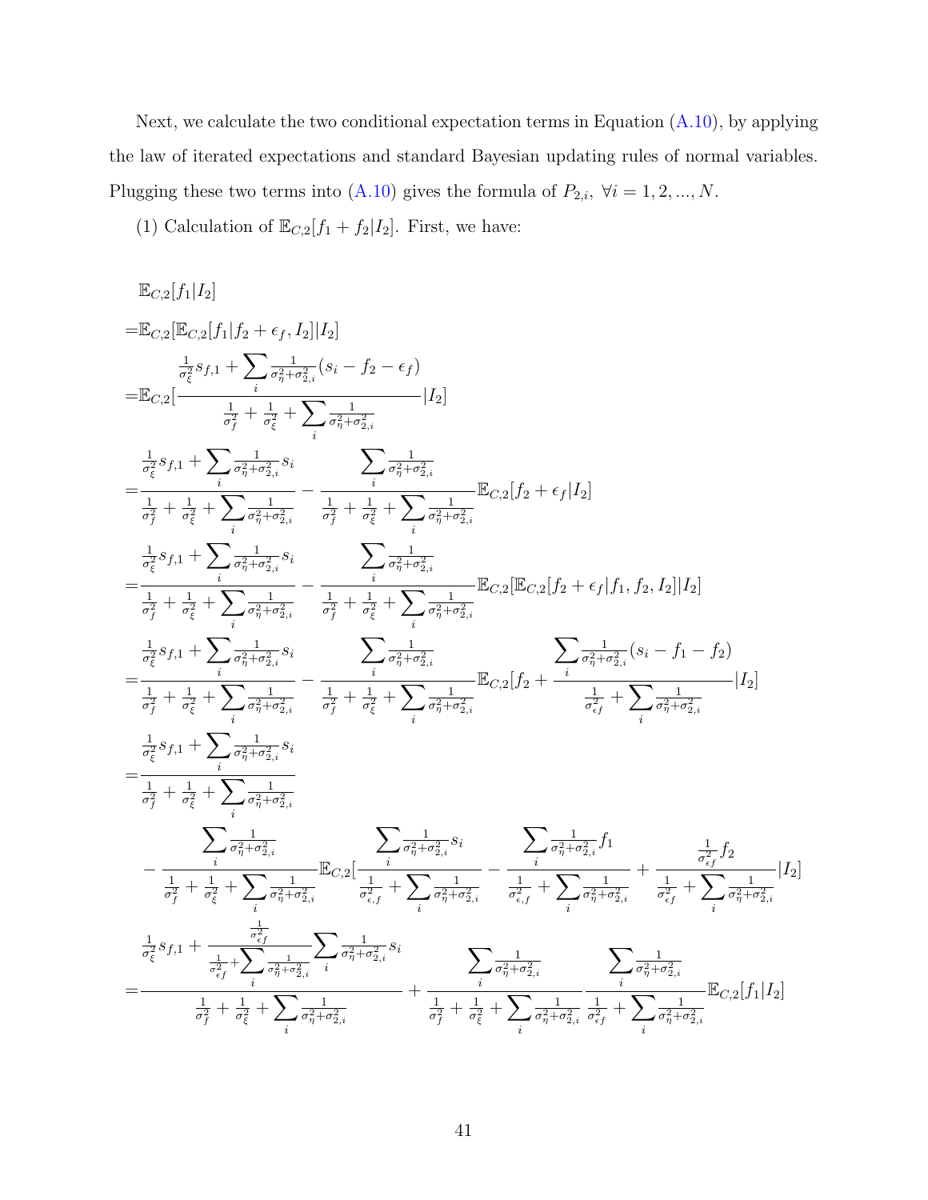Next, we calculate the two conditional expectation terms in Equation (A.10), by applying the law of iterated expectations and standard Bayesian updating rules of normal variables. Plugging these two terms into (A.10) gives the formula of $P_{2,i},\ \forall i = 1, 2, ..., N$.

(1) Calculation of $\mathbb{E}_{C,2}[f_1 + f_2|I_2]$. First, we have:

$$
\begin{aligned}
&\mathbb{E}_{C,2}[f_1|I_2] \\
=&\mathbb{E}_{C,2}[\mathbb{E}_{C,2}[f_1|f_2+\epsilon_f, I_2]|I_2] \\
=&\mathbb{E}_{C,2}[\frac{\frac{1}{\sigma_\xi^2}s_{f,1} + \sum\limits_i \frac{1}{\sigma_\eta^2+\sigma_{2,i}^2}(s_i - f_2 - \epsilon_f)}{\frac{1}{\sigma_f^2} + \frac{1}{\sigma_\xi^2} + \sum\limits_i \frac{1}{\sigma_\eta^2+\sigma_{2,i}^2}}|I_2] \\
=&\frac{\frac{1}{\sigma_\xi^2}s_{f,1} + \sum\limits_i \frac{1}{\sigma_\eta^2+\sigma_{2,i}^2}s_i}{\frac{1}{\sigma_f^2} + \frac{1}{\sigma_\xi^2} + \sum\limits_i \frac{1}{\sigma_\eta^2+\sigma_{2,i}^2}} - \frac{\sum\limits_i \frac{1}{\sigma_\eta^2+\sigma_{2,i}^2}}{\frac{1}{\sigma_f^2} + \frac{1}{\sigma_\xi^2} + \sum\limits_i \frac{1}{\sigma_\eta^2+\sigma_{2,i}^2}}\mathbb{E}_{C,2}[f_2+\epsilon_f|I_2] \\
=&\frac{\frac{1}{\sigma_\xi^2}s_{f,1} + \sum\limits_i \frac{1}{\sigma_\eta^2+\sigma_{2,i}^2}s_i}{\frac{1}{\sigma_f^2} + \frac{1}{\sigma_\xi^2} + \sum\limits_i \frac{1}{\sigma_\eta^2+\sigma_{2,i}^2}} - \frac{\sum\limits_i \frac{1}{\sigma_\eta^2+\sigma_{2,i}^2}}{\frac{1}{\sigma_f^2} + \frac{1}{\sigma_\xi^2} + \sum\limits_i \frac{1}{\sigma_\eta^2+\sigma_{2,i}^2}}\mathbb{E}_{C,2}[\mathbb{E}_{C,2}[f_2+\epsilon_f|f_1, f_2, I_2]|I_2] \\
=&\frac{\frac{1}{\sigma_\xi^2}s_{f,1} + \sum\limits_i \frac{1}{\sigma_\eta^2+\sigma_{2,i}^2}s_i}{\frac{1}{\sigma_f^2} + \frac{1}{\sigma_\xi^2} + \sum\limits_i \frac{1}{\sigma_\eta^2+\sigma_{2,i}^2}} - \frac{\sum\limits_i \frac{1}{\sigma_\eta^2+\sigma_{2,i}^2}}{\frac{1}{\sigma_f^2} + \frac{1}{\sigma_\xi^2} + \sum\limits_i \frac{1}{\sigma_\eta^2+\sigma_{2,i}^2}}\mathbb{E}_{C,2}[f_2 + \frac{\sum\limits_i \frac{1}{\sigma_\eta^2+\sigma_{2,i}^2}(s_i - f_1 - f_2)}{\frac{1}{\sigma_{\epsilon f}^2} + \sum\limits_i \frac{1}{\sigma_\eta^2+\sigma_{2,i}^2}}|I_2] \\
=&\frac{\frac{1}{\sigma_\xi^2}s_{f,1} + \sum\limits_i \frac{1}{\sigma_\eta^2+\sigma_{2,i}^2}s_i}{\frac{1}{\sigma_f^2} + \frac{1}{\sigma_\xi^2} + \sum\limits_i \frac{1}{\sigma_\eta^2+\sigma_{2,i}^2}} \\
&- \frac{\sum\limits_i \frac{1}{\sigma_\eta^2+\sigma_{2,i}^2}}{\frac{1}{\sigma_f^2} + \frac{1}{\sigma_\xi^2} + \sum\limits_i \frac{1}{\sigma_\eta^2+\sigma_{2,i}^2}}\mathbb{E}_{C,2}[\frac{\sum\limits_i \frac{1}{\sigma_\eta^2+\sigma_{2,i}^2}s_i}{\frac{1}{\sigma_{\epsilon,f}^2} + \sum\limits_i \frac{1}{\sigma_\eta^2+\sigma_{2,i}^2}} - \frac{\sum\limits_i \frac{1}{\sigma_\eta^2+\sigma_{2,i}^2}f_1}{\frac{1}{\sigma_{\epsilon,f}^2} + \sum\limits_i \frac{1}{\sigma_\eta^2+\sigma_{2,i}^2}} + \frac{\frac{1}{\sigma_{\epsilon f}^2}f_2}{\frac{1}{\sigma_{\epsilon f}^2} + \sum\limits_i \frac{1}{\sigma_\eta^2+\sigma_{2,i}^2}}|I_2] \\
=&\frac{\frac{1}{\sigma_\xi^2}s_{f,1} + \frac{\frac{1}{\sigma_{\epsilon f}^2}}{\frac{1}{\sigma_{\epsilon f}^2} + \sum\limits_i \frac{1}{\sigma_\eta^2+\sigma_{2,i}^2}}\sum\limits_i \frac{1}{\sigma_\eta^2+\sigma_{2,i}^2}s_i}{\frac{1}{\sigma_f^2} + \frac{1}{\sigma_\xi^2} + \sum\limits_i \frac{1}{\sigma_\eta^2+\sigma_{2,i}^2}} + \frac{\sum\limits_i \frac{1}{\sigma_\eta^2+\sigma_{2,i}^2}}{\frac{1}{\sigma_f^2} + \frac{1}{\sigma_\xi^2} + \sum\limits_i \frac{1}{\sigma_\eta^2+\sigma_{2,i}^2}}\frac{\sum\limits_i \frac{1}{\sigma_\eta^2+\sigma_{2,i}^2}}{\frac{1}{\sigma_{\epsilon f}^2} + \sum\limits_i \frac{1}{\sigma_\eta^2+\sigma_{2,i}^2}}\mathbb{E}_{C,2}[f_1|I_2]
\end{aligned}
$$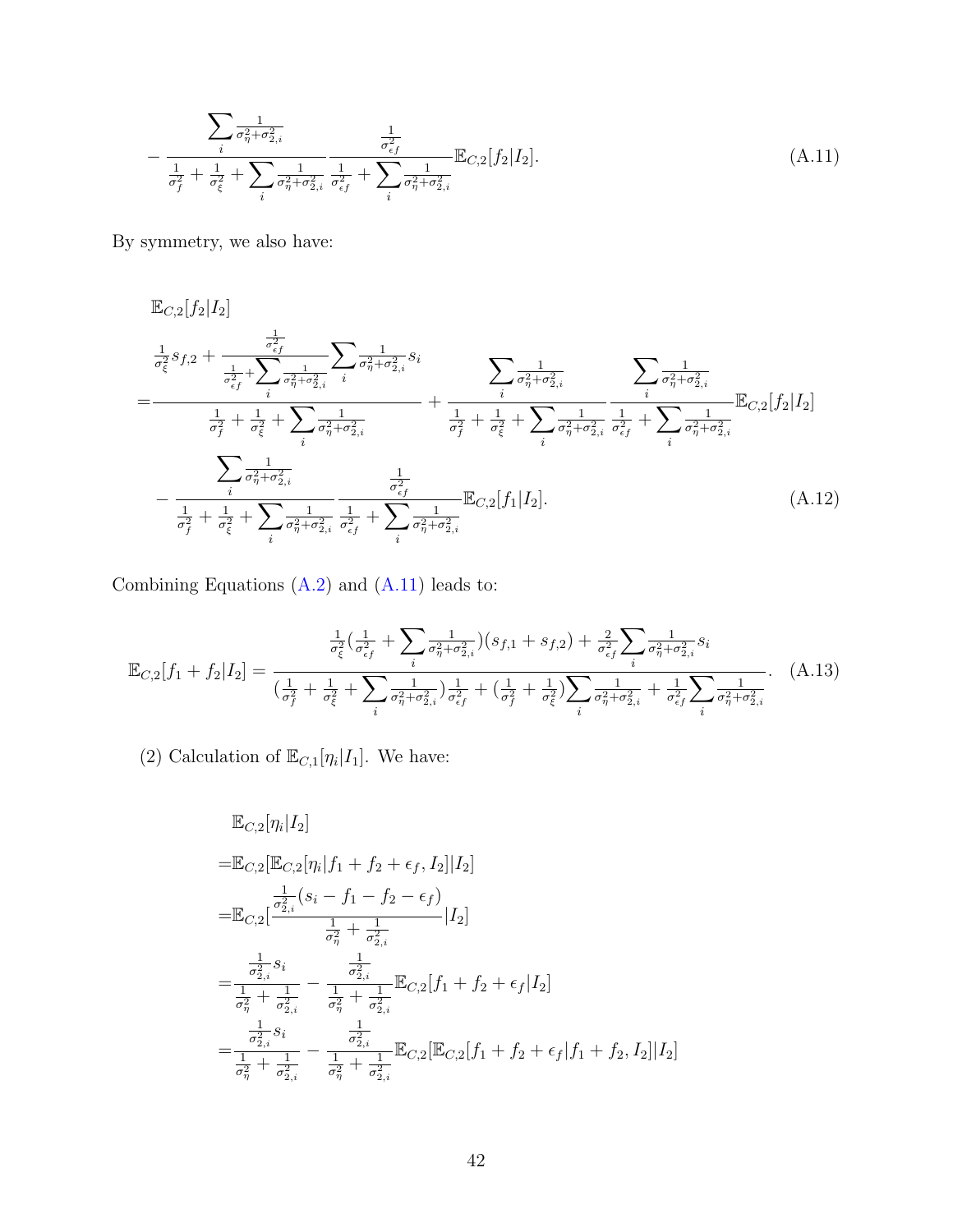$$
- \frac{\sum_i \frac{1}{\sigma_\eta^2+\sigma_{2,i}^2}}{\frac{1}{\sigma_f^2} + \frac{1}{\sigma_\xi^2} + \sum_i \frac{1}{\sigma_\eta^2+\sigma_{2,i}^2}} \frac{\frac{1}{\sigma_{\epsilon f}^2}}{\frac{1}{\sigma_{\epsilon f}^2} + \sum_i \frac{1}{\sigma_\eta^2+\sigma_{2,i}^2}} \mathbb{E}_{C,2}[f_2|I_2]. \tag{A.11}
$$

By symmetry, we also have:

$$
\begin{aligned}
&\mathbb{E}_{C,2}[f_2|I_2] \\
=&\frac{\frac{1}{\sigma_\xi^2} s_{f,2} + \frac{\frac{1}{\sigma_{\epsilon f}^2}}{\frac{1}{\sigma_{\epsilon f}^2} + \sum_i \frac{1}{\sigma_\eta^2+\sigma_{2,i}^2}} \sum_i \frac{1}{\sigma_\eta^2+\sigma_{2,i}^2} s_i}{\frac{1}{\sigma_f^2} + \frac{1}{\sigma_\xi^2} + \sum_i \frac{1}{\sigma_\eta^2+\sigma_{2,i}^2}} + \frac{\sum_i \frac{1}{\sigma_\eta^2+\sigma_{2,i}^2}}{\frac{1}{\sigma_f^2} + \frac{1}{\sigma_\xi^2} + \sum_i \frac{1}{\sigma_\eta^2+\sigma_{2,i}^2}} \frac{\sum_i \frac{1}{\sigma_\eta^2+\sigma_{2,i}^2}}{\frac{1}{\sigma_{\epsilon f}^2} + \sum_i \frac{1}{\sigma_\eta^2+\sigma_{2,i}^2}} \mathbb{E}_{C,2}[f_2|I_2] \\
&- \frac{\sum_i \frac{1}{\sigma_\eta^2+\sigma_{2,i}^2}}{\frac{1}{\sigma_f^2} + \frac{1}{\sigma_\xi^2} + \sum_i \frac{1}{\sigma_\eta^2+\sigma_{2,i}^2}} \frac{\frac{1}{\sigma_{\epsilon f}^2}}{\frac{1}{\sigma_{\epsilon f}^2} + \sum_i \frac{1}{\sigma_\eta^2+\sigma_{2,i}^2}} \mathbb{E}_{C,2}[f_1|I_2].
\end{aligned} \tag{A.12}
$$

Combining Equations (A.2) and (A.11) leads to:

$$
\mathbb{E}_{C,2}[f_1+f_2|I_2] = \frac{\frac{1}{\sigma_\xi^2}(\frac{1}{\sigma_{\epsilon f}^2} + \sum_i \frac{1}{\sigma_\eta^2+\sigma_{2,i}^2})(s_{f,1}+s_{f,2}) + \frac{2}{\sigma_{\epsilon f}^2} \sum_i \frac{1}{\sigma_\eta^2+\sigma_{2,i}^2} s_i}{(\frac{1}{\sigma_f^2} + \frac{1}{\sigma_\xi^2} + \sum_i \frac{1}{\sigma_\eta^2+\sigma_{2,i}^2})\frac{1}{\sigma_{\epsilon f}^2} + (\frac{1}{\sigma_f^2} + \frac{1}{\sigma_\xi^2})\sum_i \frac{1}{\sigma_\eta^2+\sigma_{2,i}^2} + \frac{1}{\sigma_{\epsilon f}^2}\sum_i \frac{1}{\sigma_\eta^2+\sigma_{2,i}^2}}. \tag{A.13}
$$

(2) Calculation of $\mathbb{E}_{C,1}[\eta_i|I_1]$. We have:

$$
\begin{aligned}
&\mathbb{E}_{C,2}[\eta_i|I_2] \\
=&\mathbb{E}_{C,2}[\mathbb{E}_{C,2}[\eta_i|f_1+f_2+\epsilon_f, I_2]|I_2] \\
=&\mathbb{E}_{C,2}[\frac{\frac{1}{\sigma_{2,i}^2}(s_i - f_1 - f_2 - \epsilon_f)}{\frac{1}{\sigma_\eta^2} + \frac{1}{\sigma_{2,i}^2}}|I_2] \\
=&\frac{\frac{1}{\sigma_{2,i}^2} s_i}{\frac{1}{\sigma_\eta^2} + \frac{1}{\sigma_{2,i}^2}} - \frac{\frac{1}{\sigma_{2,i}^2}}{\frac{1}{\sigma_\eta^2} + \frac{1}{\sigma_{2,i}^2}} \mathbb{E}_{C,2}[f_1+f_2+\epsilon_f|I_2] \\
=&\frac{\frac{1}{\sigma_{2,i}^2} s_i}{\frac{1}{\sigma_\eta^2} + \frac{1}{\sigma_{2,i}^2}} - \frac{\frac{1}{\sigma_{2,i}^2}}{\frac{1}{\sigma_\eta^2} + \frac{1}{\sigma_{2,i}^2}} \mathbb{E}_{C,2}[\mathbb{E}_{C,2}[f_1+f_2+\epsilon_f|f_1+f_2, I_2]|I_2]
\end{aligned}
$$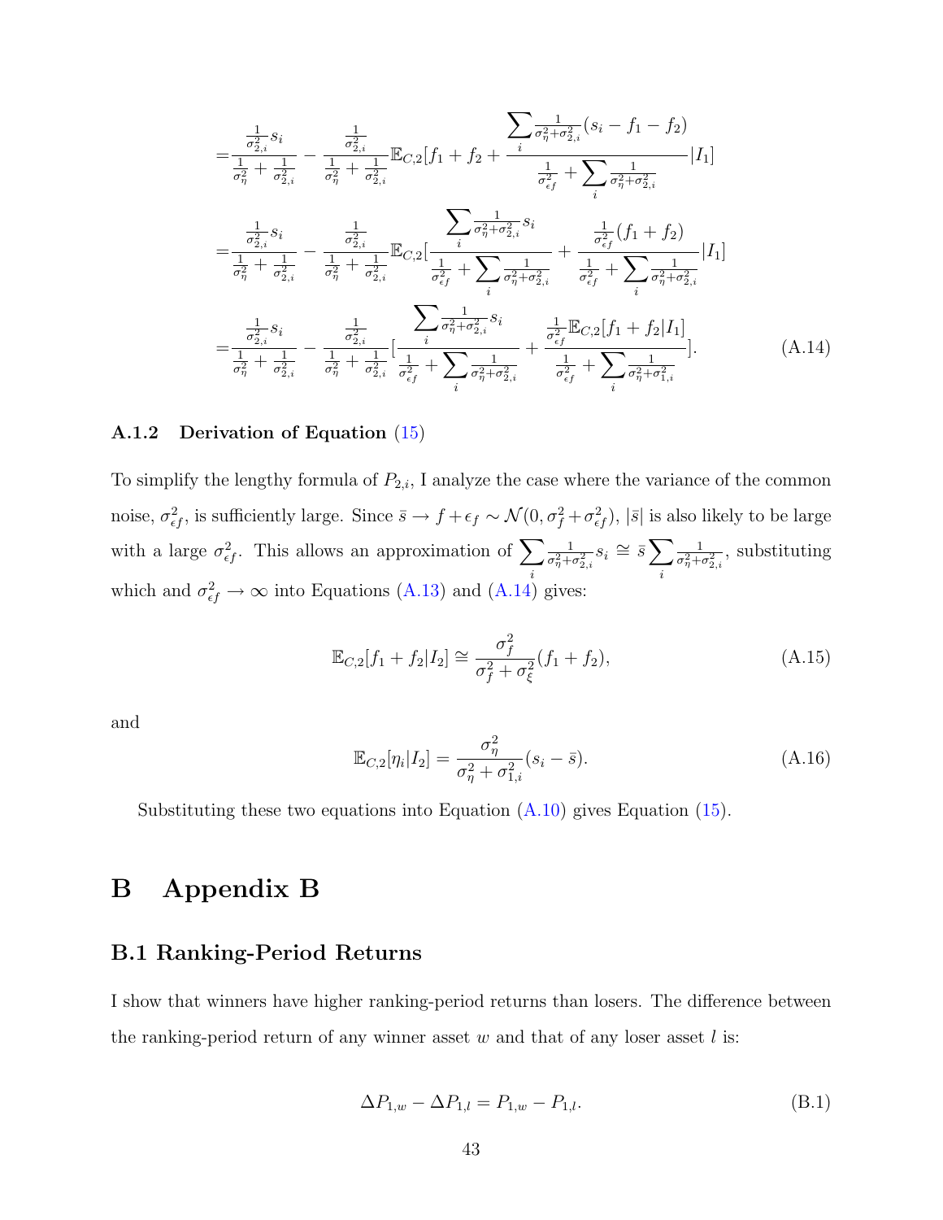$$
\begin{aligned}
=&\frac{\frac{1}{\sigma_{2,i}^2}s_i}{\frac{1}{\sigma_\eta^2}+\frac{1}{\sigma_{2,i}^2}}-\frac{\frac{1}{\sigma_{2,i}^2}}{\frac{1}{\sigma_\eta^2}+\frac{1}{\sigma_{2,i}^2}}\mathbb{E}_{C,2}[f_1+f_2+\frac{\sum_i\frac{1}{\sigma_\eta^2+\sigma_{2,i}^2}(s_i-f_1-f_2)}{\frac{1}{\sigma_{\epsilon f}^2}+\sum_i\frac{1}{\sigma_\eta^2+\sigma_{2,i}^2}}|I_1]\\
=&\frac{\frac{1}{\sigma_{2,i}^2}s_i}{\frac{1}{\sigma_\eta^2}+\frac{1}{\sigma_{2,i}^2}}-\frac{\frac{1}{\sigma_{2,i}^2}}{\frac{1}{\sigma_\eta^2}+\frac{1}{\sigma_{2,i}^2}}\mathbb{E}_{C,2}[\frac{\sum_i\frac{1}{\sigma_\eta^2+\sigma_{2,i}^2}s_i}{\frac{1}{\sigma_{\epsilon f}^2}+\sum_i\frac{1}{\sigma_\eta^2+\sigma_{2,i}^2}}+\frac{\frac{1}{\sigma_{\epsilon f}^2}(f_1+f_2)}{\frac{1}{\sigma_{\epsilon f}^2}+\sum_i\frac{1}{\sigma_\eta^2+\sigma_{2,i}^2}}|I_1]\\
=&\frac{\frac{1}{\sigma_{2,i}^2}s_i}{\frac{1}{\sigma_\eta^2}+\frac{1}{\sigma_{2,i}^2}}-\frac{\frac{1}{\sigma_{2,i}^2}}{\frac{1}{\sigma_\eta^2}+\frac{1}{\sigma_{2,i}^2}}[\frac{\sum_i\frac{1}{\sigma_\eta^2+\sigma_{2,i}^2}s_i}{\frac{1}{\sigma_{\epsilon f}^2}+\sum_i\frac{1}{\sigma_\eta^2+\sigma_{2,i}^2}}+\frac{\frac{1}{\sigma_{\epsilon f}^2}\mathbb{E}_{C,2}[f_1+f_2|I_1]}{\frac{1}{\sigma_{\epsilon f}^2}+\sum_i\frac{1}{\sigma_\eta^2+\sigma_{1,i}^2}}].
\end{aligned}
\tag{A.14}
$$

### A.1.2 Derivation of Equation (15)

To simplify the lengthy formula of $P_{2,i}$, I analyze the case where the variance of the common noise, $\sigma_{\epsilon f}^2$, is sufficiently large. Since $\bar{s} \to f + \epsilon_f \sim \mathcal{N}(0, \sigma_f^2 + \sigma_{\epsilon f}^2)$, $|\bar{s}|$ is also likely to be large with a large $\sigma_{\epsilon f}^2$. This allows an approximation of $\sum_i \frac{1}{\sigma_\eta^2+\sigma_{2,i}^2} s_i \cong \bar{s} \sum_i \frac{1}{\sigma_\eta^2+\sigma_{2,i}^2}$, substituting which and $\sigma_{\epsilon f}^2 \to \infty$ into Equations (A.13) and (A.14) gives:

$$
\mathbb{E}_{C,2}[f_1+f_2|I_2] \cong \frac{\sigma_f^2}{\sigma_f^2+\sigma_\xi^2}(f_1+f_2), \tag{A.15}
$$

and

$$
\mathbb{E}_{C,2}[\eta_i|I_2] = \frac{\sigma_\eta^2}{\sigma_\eta^2+\sigma_{1,i}^2}(s_i-\bar{s}). \tag{A.16}
$$

Substituting these two equations into Equation (A.10) gives Equation (15).

# B Appendix B

## B.1 Ranking-Period Returns

I show that winners have higher ranking-period returns than losers. The difference between the ranking-period return of any winner asset $w$ and that of any loser asset $l$ is:

$$
\Delta P_{1,w} - \Delta P_{1,l} = P_{1,w} - P_{1,l}. \tag{B.1}
$$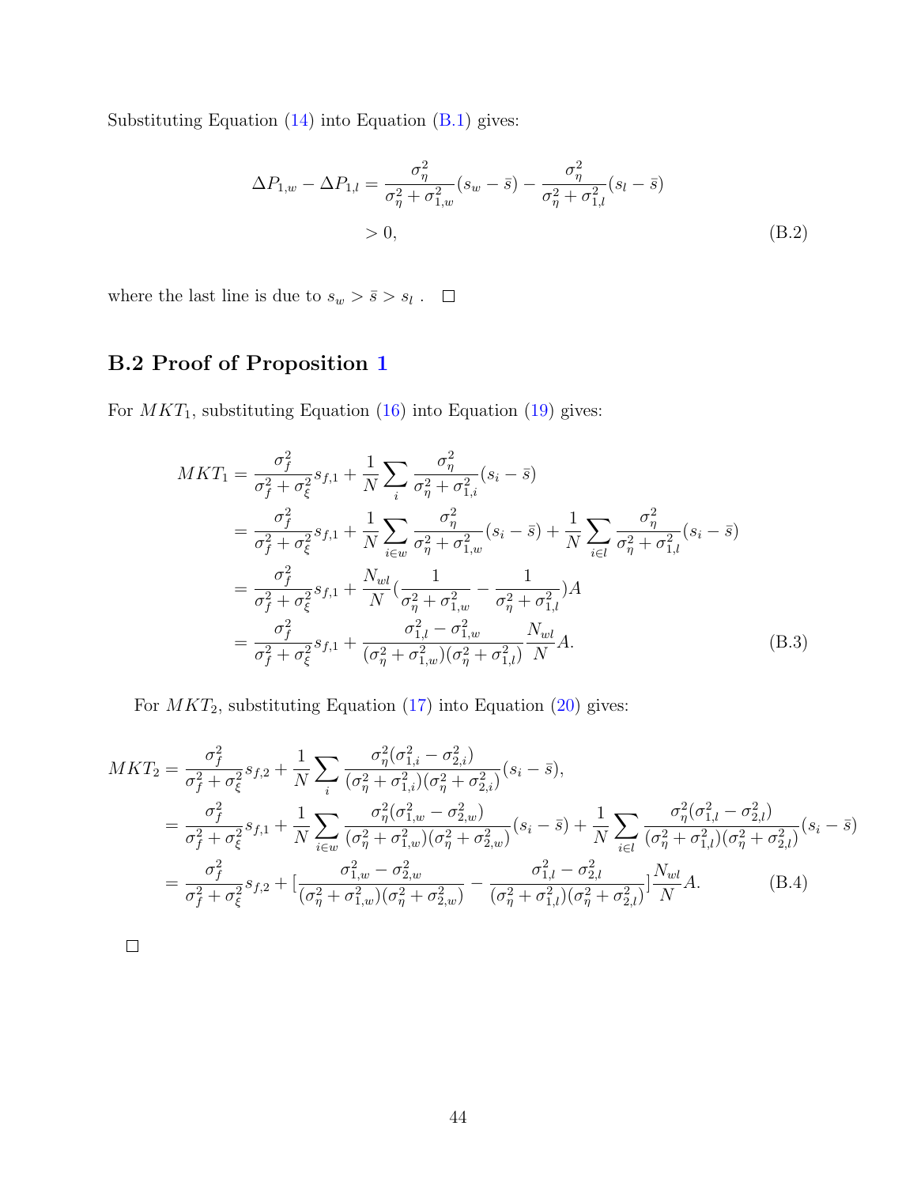Substituting Equation (14) into Equation (B.1) gives:

$$
\begin{aligned}
\Delta P_{1,w} - \Delta P_{1,l} &= \frac{\sigma_\eta^2}{\sigma_\eta^2 + \sigma_{1,w}^2}(s_w - \bar{s}) - \frac{\sigma_\eta^2}{\sigma_\eta^2 + \sigma_{1,l}^2}(s_l - \bar{s}) \\
&> 0,
\end{aligned} \tag{B.2}
$$

where the last line is due to $s_w > \bar{s} > s_l$ . □

## B.2 Proof of Proposition 1

For $MKT_1$, substituting Equation (16) into Equation (19) gives:

$$
\begin{aligned}
MKT_1 &= \frac{\sigma_f^2}{\sigma_f^2 + \sigma_\xi^2} s_{f,1} + \frac{1}{N}\sum_i \frac{\sigma_\eta^2}{\sigma_\eta^2 + \sigma_{1,i}^2}(s_i - \bar{s}) \\
&= \frac{\sigma_f^2}{\sigma_f^2 + \sigma_\xi^2} s_{f,1} + \frac{1}{N}\sum_{i \in w} \frac{\sigma_\eta^2}{\sigma_\eta^2 + \sigma_{1,w}^2}(s_i - \bar{s}) + \frac{1}{N}\sum_{i \in l} \frac{\sigma_\eta^2}{\sigma_\eta^2 + \sigma_{1,l}^2}(s_i - \bar{s}) \\
&= \frac{\sigma_f^2}{\sigma_f^2 + \sigma_\xi^2} s_{f,1} + \frac{N_{wl}}{N}\left(\frac{1}{\sigma_\eta^2 + \sigma_{1,w}^2} - \frac{1}{\sigma_\eta^2 + \sigma_{1,l}^2}\right)A \\
&= \frac{\sigma_f^2}{\sigma_f^2 + \sigma_\xi^2} s_{f,1} + \frac{\sigma_{1,l}^2 - \sigma_{1,w}^2}{(\sigma_\eta^2 + \sigma_{1,w}^2)(\sigma_\eta^2 + \sigma_{1,l}^2)}\frac{N_{wl}}{N}A.
\end{aligned} \tag{B.3}
$$

For $MKT_2$, substituting Equation (17) into Equation (20) gives:

$$
\begin{aligned}
MKT_2 &= \frac{\sigma_f^2}{\sigma_f^2 + \sigma_\xi^2} s_{f,2} + \frac{1}{N}\sum_i \frac{\sigma_\eta^2(\sigma_{1,i}^2 - \sigma_{2,i}^2)}{(\sigma_\eta^2 + \sigma_{1,i}^2)(\sigma_\eta^2 + \sigma_{2,i}^2)}(s_i - \bar{s}), \\
&= \frac{\sigma_f^2}{\sigma_f^2 + \sigma_\xi^2} s_{f,1} + \frac{1}{N}\sum_{i \in w} \frac{\sigma_\eta^2(\sigma_{1,w}^2 - \sigma_{2,w}^2)}{(\sigma_\eta^2 + \sigma_{1,w}^2)(\sigma_\eta^2 + \sigma_{2,w}^2)}(s_i - \bar{s}) + \frac{1}{N}\sum_{i \in l} \frac{\sigma_\eta^2(\sigma_{1,l}^2 - \sigma_{2,l}^2)}{(\sigma_\eta^2 + \sigma_{1,l}^2)(\sigma_\eta^2 + \sigma_{2,l}^2)}(s_i - \bar{s}) \\
&= \frac{\sigma_f^2}{\sigma_f^2 + \sigma_\xi^2} s_{f,2} + \left[\frac{\sigma_{1,w}^2 - \sigma_{2,w}^2}{(\sigma_\eta^2 + \sigma_{1,w}^2)(\sigma_\eta^2 + \sigma_{2,w}^2)} - \frac{\sigma_{1,l}^2 - \sigma_{2,l}^2}{(\sigma_\eta^2 + \sigma_{1,l}^2)(\sigma_\eta^2 + \sigma_{2,l}^2)}\right]\frac{N_{wl}}{N}A.
\end{aligned} \tag{B.4}
$$

□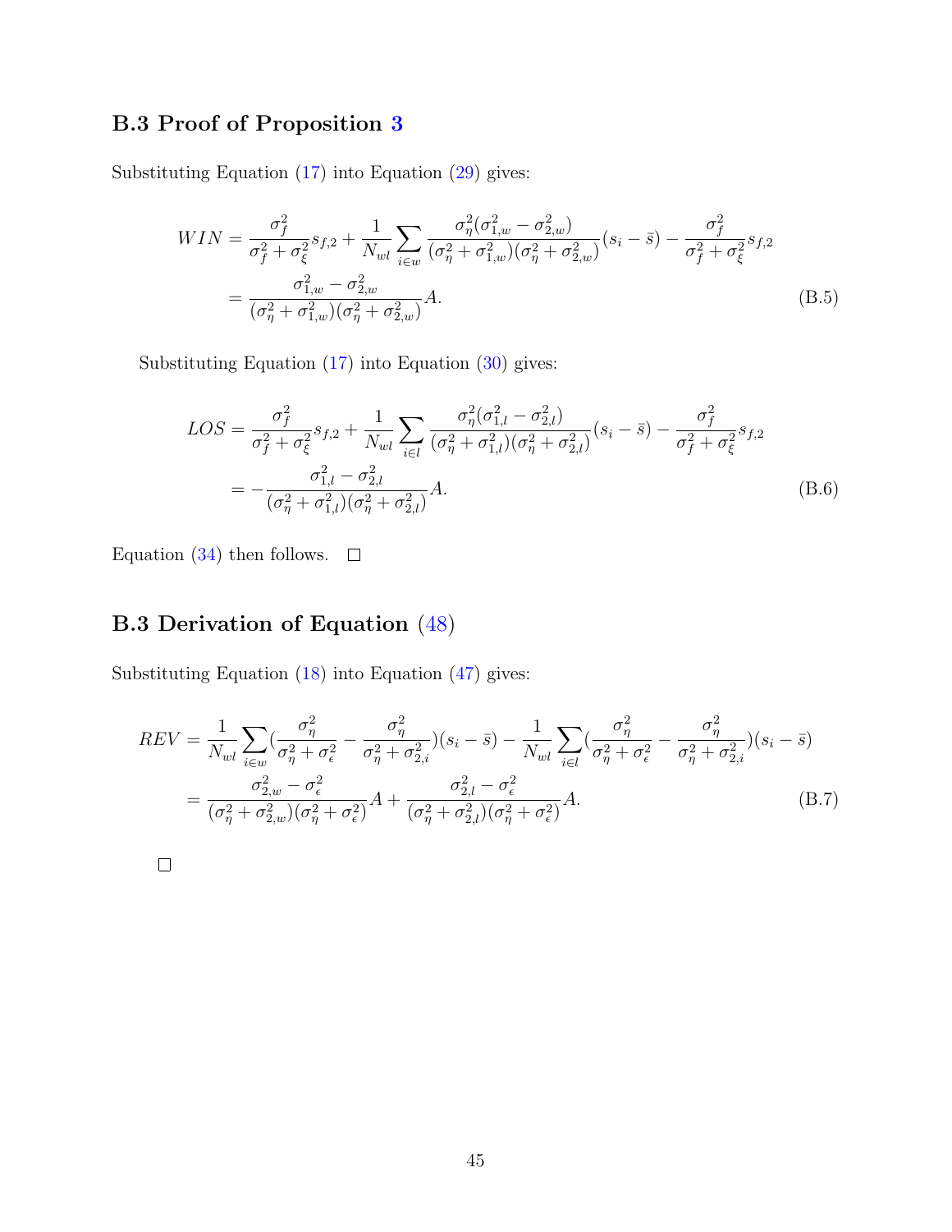### B.3 Proof of Proposition 3

Substituting Equation (17) into Equation (29) gives:

$$
\begin{aligned}
WIN &= \frac{\sigma_f^2}{\sigma_f^2 + \sigma_\xi^2} s_{f,2} + \frac{1}{N_{wl}} \sum_{i \in w} \frac{\sigma_\eta^2 (\sigma_{1,w}^2 - \sigma_{2,w}^2)}{(\sigma_\eta^2 + \sigma_{1,w}^2)(\sigma_\eta^2 + \sigma_{2,w}^2)} (s_i - \bar{s}) - \frac{\sigma_f^2}{\sigma_f^2 + \sigma_\xi^2} s_{f,2} \\
&= \frac{\sigma_{1,w}^2 - \sigma_{2,w}^2}{(\sigma_\eta^2 + \sigma_{1,w}^2)(\sigma_\eta^2 + \sigma_{2,w}^2)} A. \qquad \text{(B.5)}
\end{aligned}
$$

Substituting Equation (17) into Equation (30) gives:

$$
\begin{aligned}
LOS &= \frac{\sigma_f^2}{\sigma_f^2 + \sigma_\xi^2} s_{f,2} + \frac{1}{N_{wl}} \sum_{i \in l} \frac{\sigma_\eta^2 (\sigma_{1,l}^2 - \sigma_{2,l}^2)}{(\sigma_\eta^2 + \sigma_{1,l}^2)(\sigma_\eta^2 + \sigma_{2,l}^2)} (s_i - \bar{s}) - \frac{\sigma_f^2}{\sigma_f^2 + \sigma_\xi^2} s_{f,2} \\
&= -\frac{\sigma_{1,l}^2 - \sigma_{2,l}^2}{(\sigma_\eta^2 + \sigma_{1,l}^2)(\sigma_\eta^2 + \sigma_{2,l}^2)} A. \qquad \text{(B.6)}
\end{aligned}
$$

Equation (34) then follows. □

### B.3 Derivation of Equation (48)

Substituting Equation (18) into Equation (47) gives:

$$
\begin{aligned}
REV &= \frac{1}{N_{wl}} \sum_{i \in w} \left( \frac{\sigma_\eta^2}{\sigma_\eta^2 + \sigma_\epsilon^2} - \frac{\sigma_\eta^2}{\sigma_\eta^2 + \sigma_{2,i}^2} \right)(s_i - \bar{s}) - \frac{1}{N_{wl}} \sum_{i \in l} \left( \frac{\sigma_\eta^2}{\sigma_\eta^2 + \sigma_\epsilon^2} - \frac{\sigma_\eta^2}{\sigma_\eta^2 + \sigma_{2,i}^2} \right)(s_i - \bar{s}) \\
&= \frac{\sigma_{2,w}^2 - \sigma_\epsilon^2}{(\sigma_\eta^2 + \sigma_{2,w}^2)(\sigma_\eta^2 + \sigma_\epsilon^2)} A + \frac{\sigma_{2,l}^2 - \sigma_\epsilon^2}{(\sigma_\eta^2 + \sigma_{2,l}^2)(\sigma_\eta^2 + \sigma_\epsilon^2)} A. \qquad \text{(B.7)}
\end{aligned}
$$

□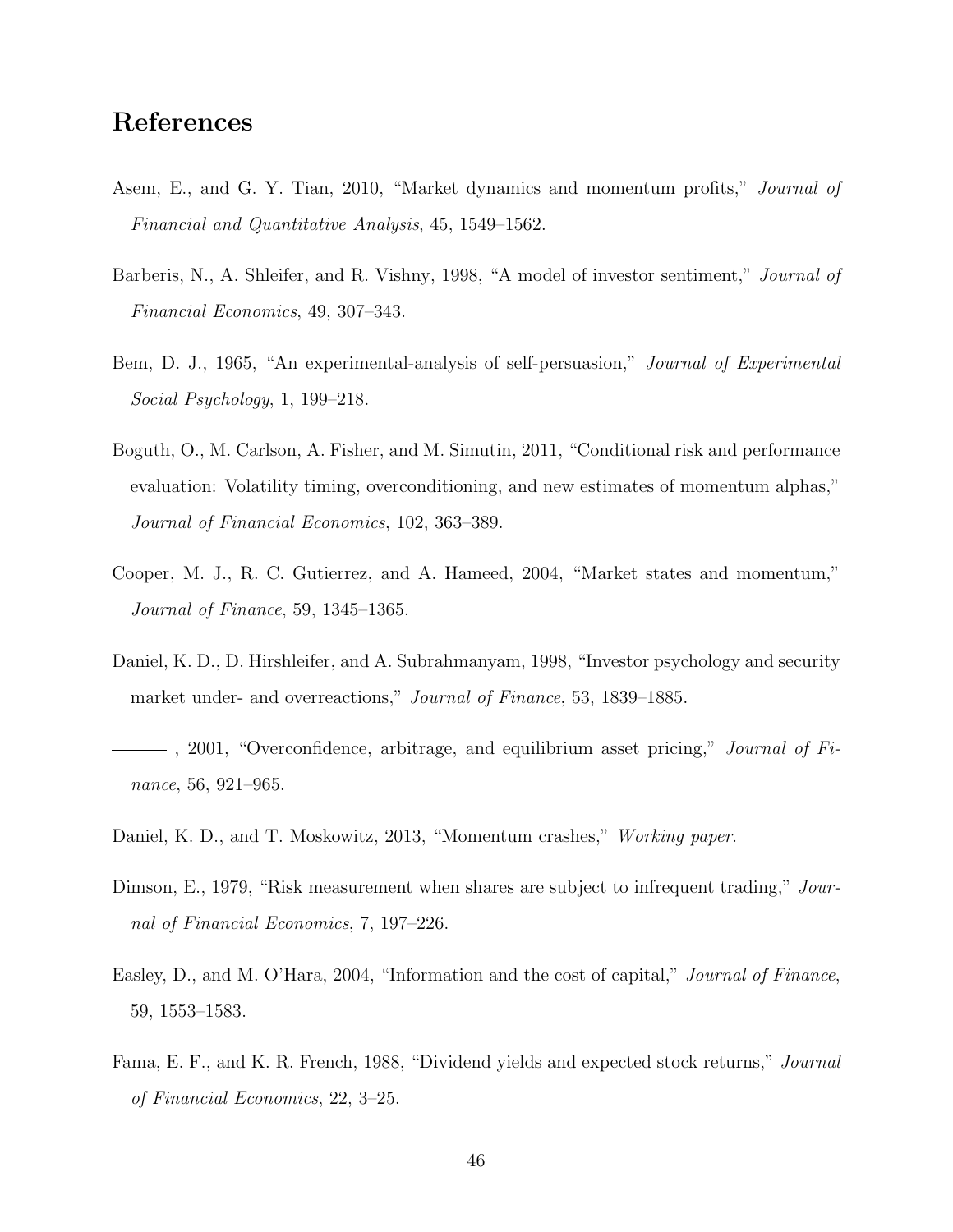## References

Asem, E., and G. Y. Tian, 2010, "Market dynamics and momentum profits," *Journal of Financial and Quantitative Analysis*, 45, 1549–1562.

Barberis, N., A. Shleifer, and R. Vishny, 1998, "A model of investor sentiment," *Journal of Financial Economics*, 49, 307–343.

Bem, D. J., 1965, "An experimental-analysis of self-persuasion," *Journal of Experimental Social Psychology*, 1, 199–218.

Boguth, O., M. Carlson, A. Fisher, and M. Simutin, 2011, "Conditional risk and performance evaluation: Volatility timing, overconditioning, and new estimates of momentum alphas," *Journal of Financial Economics*, 102, 363–389.

Cooper, M. J., R. C. Gutierrez, and A. Hameed, 2004, "Market states and momentum," *Journal of Finance*, 59, 1345–1365.

Daniel, K. D., D. Hirshleifer, and A. Subrahmanyam, 1998, "Investor psychology and security market under- and overreactions," *Journal of Finance*, 53, 1839–1885.

——— , 2001, "Overconfidence, arbitrage, and equilibrium asset pricing," *Journal of Finance*, 56, 921–965.

Daniel, K. D., and T. Moskowitz, 2013, "Momentum crashes," *Working paper*.

Dimson, E., 1979, "Risk measurement when shares are subject to infrequent trading," *Journal of Financial Economics*, 7, 197–226.

Easley, D., and M. O'Hara, 2004, "Information and the cost of capital," *Journal of Finance*, 59, 1553–1583.

Fama, E. F., and K. R. French, 1988, "Dividend yields and expected stock returns," *Journal of Financial Economics*, 22, 3–25.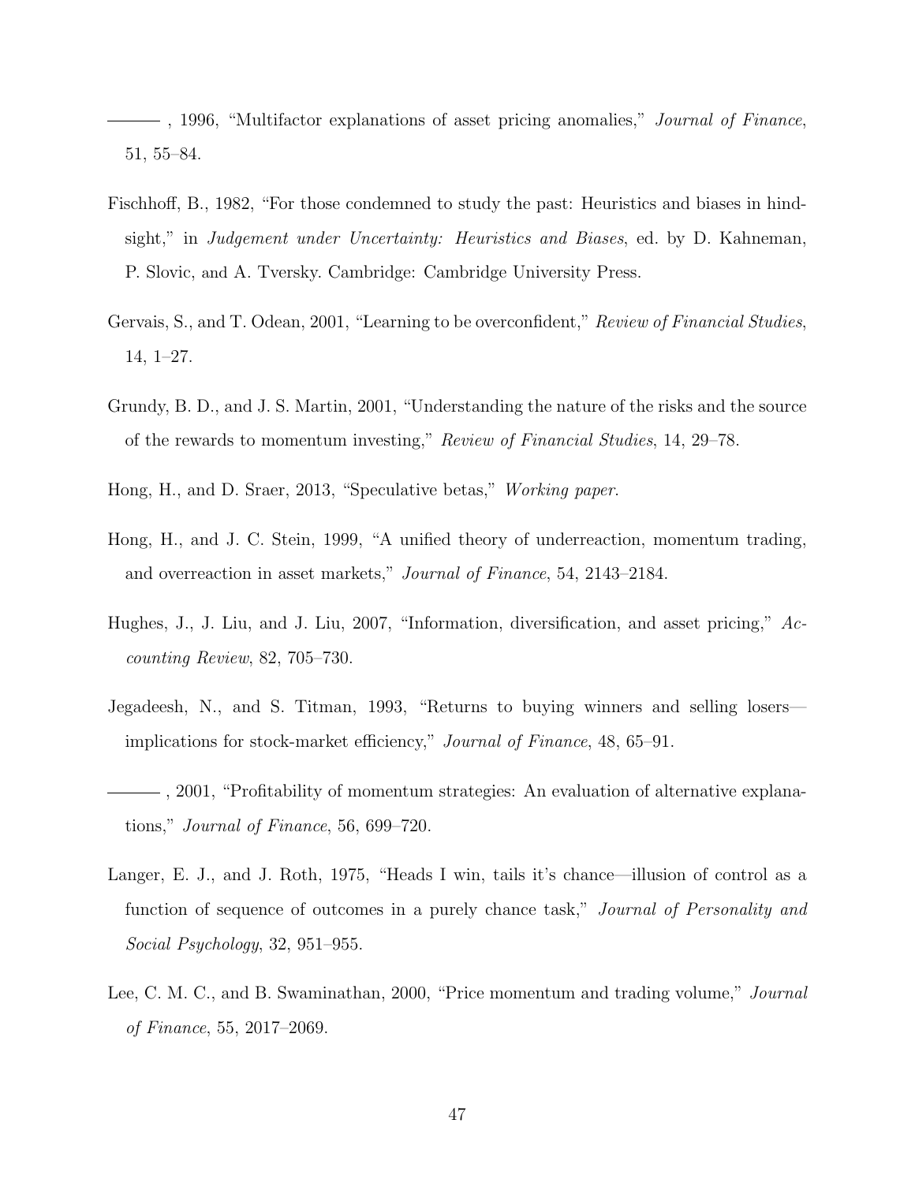———, 1996, "Multifactor explanations of asset pricing anomalies," *Journal of Finance*, 51, 55–84.

Fischhoff, B., 1982, "For those condemned to study the past: Heuristics and biases in hindsight," in *Judgement under Uncertainty: Heuristics and Biases*, ed. by D. Kahneman, P. Slovic, and A. Tversky. Cambridge: Cambridge University Press.

Gervais, S., and T. Odean, 2001, "Learning to be overconfident," *Review of Financial Studies*, 14, 1–27.

Grundy, B. D., and J. S. Martin, 2001, "Understanding the nature of the risks and the source of the rewards to momentum investing," *Review of Financial Studies*, 14, 29–78.

Hong, H., and D. Sraer, 2013, "Speculative betas," *Working paper*.

Hong, H., and J. C. Stein, 1999, "A unified theory of underreaction, momentum trading, and overreaction in asset markets," *Journal of Finance*, 54, 2143–2184.

Hughes, J., J. Liu, and J. Liu, 2007, "Information, diversification, and asset pricing," *Accounting Review*, 82, 705–730.

Jegadeesh, N., and S. Titman, 1993, "Returns to buying winners and selling losers—implications for stock-market efficiency," *Journal of Finance*, 48, 65–91.

———, 2001, "Profitability of momentum strategies: An evaluation of alternative explanations," *Journal of Finance*, 56, 699–720.

Langer, E. J., and J. Roth, 1975, "Heads I win, tails it's chance—illusion of control as a function of sequence of outcomes in a purely chance task," *Journal of Personality and Social Psychology*, 32, 951–955.

Lee, C. M. C., and B. Swaminathan, 2000, "Price momentum and trading volume," *Journal of Finance*, 55, 2017–2069.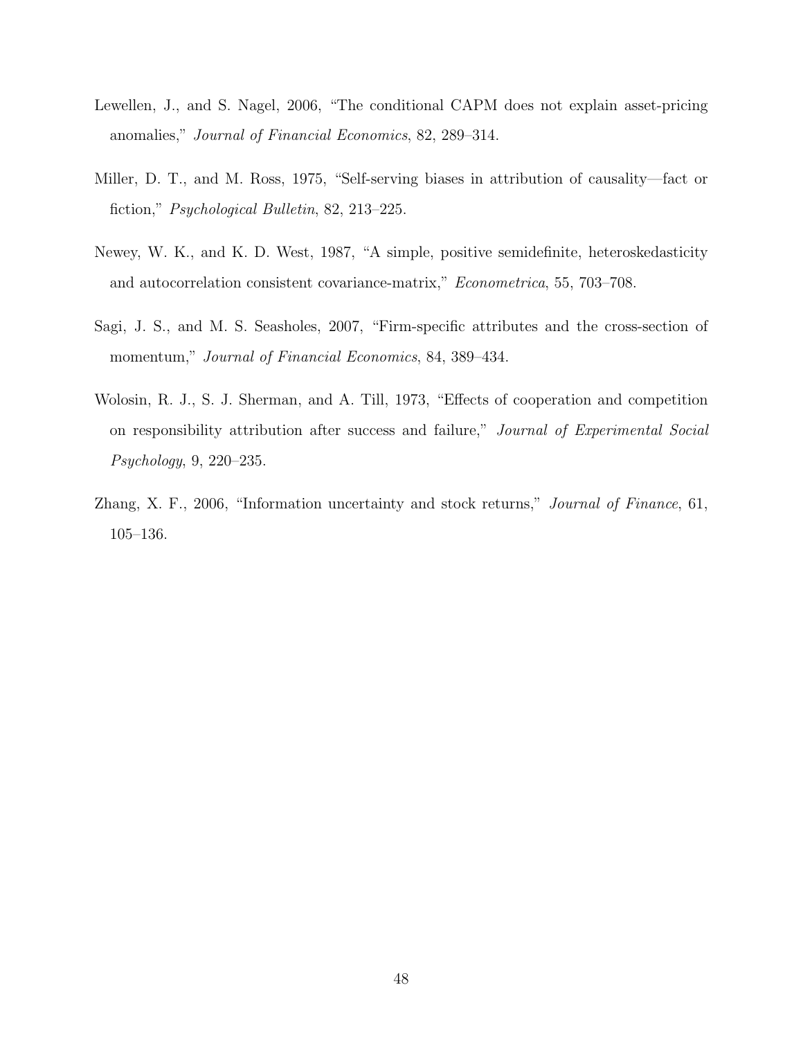Lewellen, J., and S. Nagel, 2006, "The conditional CAPM does not explain asset-pricing anomalies," *Journal of Financial Economics*, 82, 289–314.

Miller, D. T., and M. Ross, 1975, "Self-serving biases in attribution of causality—fact or fiction," *Psychological Bulletin*, 82, 213–225.

Newey, W. K., and K. D. West, 1987, "A simple, positive semidefinite, heteroskedasticity and autocorrelation consistent covariance-matrix," *Econometrica*, 55, 703–708.

Sagi, J. S., and M. S. Seasholes, 2007, "Firm-specific attributes and the cross-section of momentum," *Journal of Financial Economics*, 84, 389–434.

Wolosin, R. J., S. J. Sherman, and A. Till, 1973, "Effects of cooperation and competition on responsibility attribution after success and failure," *Journal of Experimental Social Psychology*, 9, 220–235.

Zhang, X. F., 2006, "Information uncertainty and stock returns," *Journal of Finance*, 61, 105–136.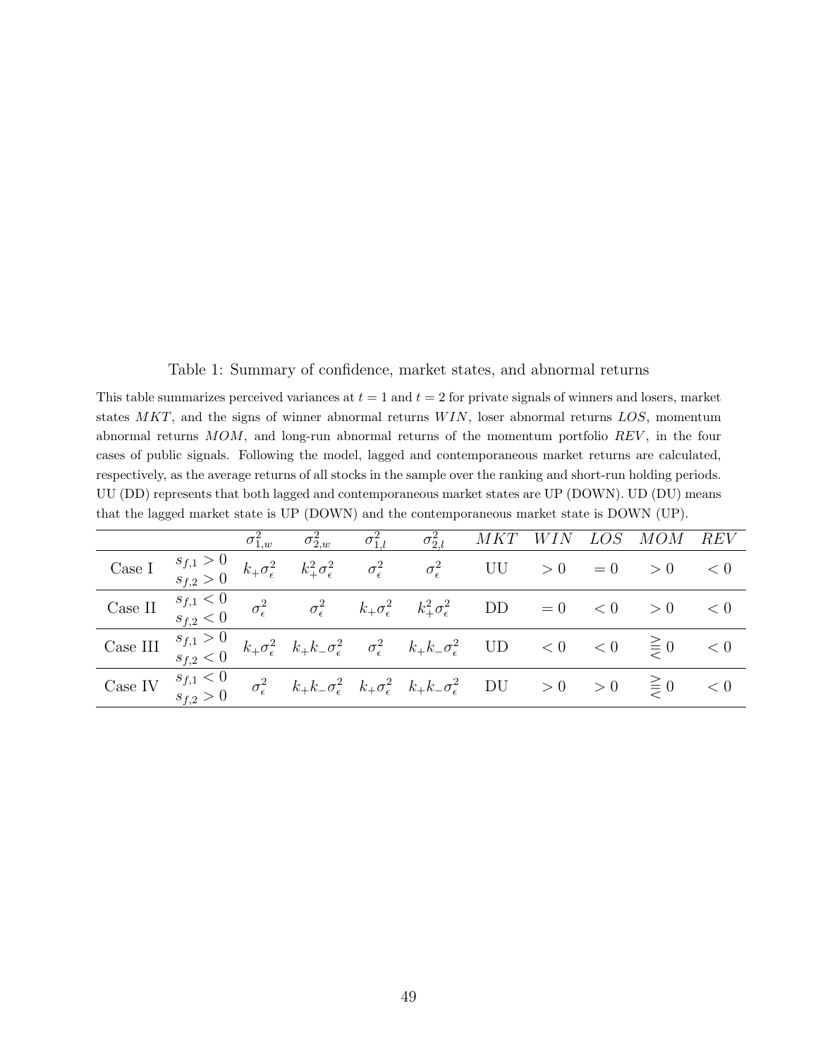Table 1: Summary of confidence, market states, and abnormal returns

This table summarizes perceived variances at $t = 1$ and $t = 2$ for private signals of winners and losers, market states $MKT$, and the signs of winner abnormal returns $WIN$, loser abnormal returns $LOS$, momentum abnormal returns $MOM$, and long-run abnormal returns of the momentum portfolio $REV$, in the four cases of public signals. Following the model, lagged and contemporaneous market returns are calculated, respectively, as the average returns of all stocks in the sample over the ranking and short-run holding periods. UU (DD) represents that both lagged and contemporaneous market states are UP (DOWN). UD (DU) means that the lagged market state is UP (DOWN) and the contemporaneous market state is DOWN (UP).

| | | $\sigma^2_{1,w}$ | $\sigma^2_{2,w}$ | $\sigma^2_{1,l}$ | $\sigma^2_{2,l}$ | $MKT$ | $WIN$ | $LOS$ | $MOM$ | $REV$ |
|---|---|---|---|---|---|---|---|---|---|---|
| Case I | $s_{f,1} > 0$ $s_{f,2} > 0$ | $k_+\sigma^2_\epsilon$ | $k^2_+\sigma^2_\epsilon$ | $\sigma^2_\epsilon$ | $\sigma^2_\epsilon$ | UU | $> 0$ | $= 0$ | $> 0$ | $< 0$ |
| Case II | $s_{f,1} < 0$ $s_{f,2} < 0$ | $\sigma^2_\epsilon$ | $\sigma^2_\epsilon$ | $k_+\sigma^2_\epsilon$ | $k^2_+\sigma^2_\epsilon$ | DD | $= 0$ | $< 0$ | $> 0$ | $< 0$ |
| Case III | $s_{f,1} > 0$ $s_{f,2} < 0$ | $k_+\sigma^2_\epsilon$ | $k_+k_-\sigma^2_\epsilon$ | $\sigma^2_\epsilon$ | $k_+k_-\sigma^2_\epsilon$ | UD | $< 0$ | $< 0$ | $\gtreqless 0$ | $< 0$ |
| Case IV | $s_{f,1} < 0$ $s_{f,2} > 0$ | $\sigma^2_\epsilon$ | $k_+k_-\sigma^2_\epsilon$ | $k_+\sigma^2_\epsilon$ | $k_+k_-\sigma^2_\epsilon$ | DU | $> 0$ | $> 0$ | $\gtreqless 0$ | $< 0$ |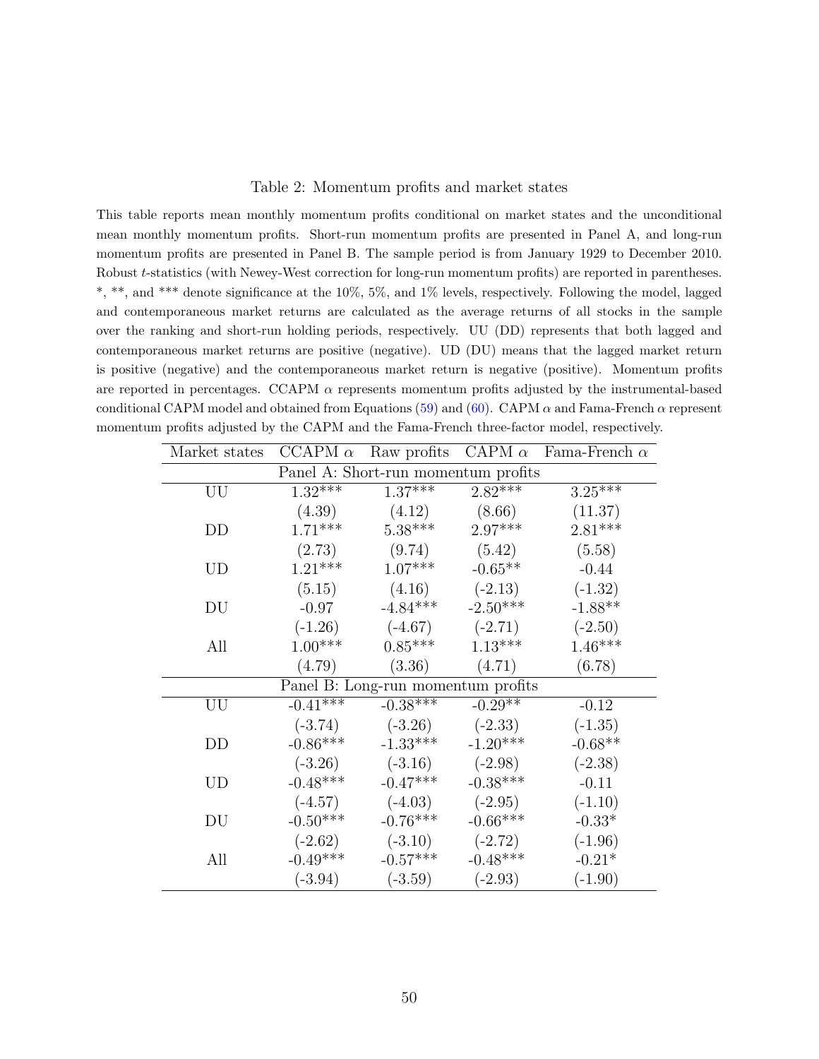Table 2: Momentum profits and market states

This table reports mean monthly momentum profits conditional on market states and the unconditional mean monthly momentum profits. Short-run momentum profits are presented in Panel A, and long-run momentum profits are presented in Panel B. The sample period is from January 1929 to December 2010. Robust $t$-statistics (with Newey-West correction for long-run momentum profits) are reported in parentheses. *, **, and *** denote significance at the 10%, 5%, and 1% levels, respectively. Following the model, lagged and contemporaneous market returns are calculated as the average returns of all stocks in the sample over the ranking and short-run holding periods, respectively. UU (DD) represents that both lagged and contemporaneous market returns are positive (negative). UD (DU) means that the lagged market return is positive (negative) and the contemporaneous market return is negative (positive). Momentum profits are reported in percentages. CCAPM $\alpha$ represents momentum profits adjusted by the instrumental-based conditional CAPM model and obtained from Equations (59) and (60). CAPM $\alpha$ and Fama-French $\alpha$ represent momentum profits adjusted by the CAPM and the Fama-French three-factor model, respectively.

| Market states | CCAPM $\alpha$ | Raw profits | CAPM $\alpha$ | Fama-French $\alpha$ |
|---|---|---|---|---|
| Panel A: Short-run momentum profits | | | | |
| UU | 1.32*** | 1.37*** | 2.82*** | 3.25*** |
| | (4.39) | (4.12) | (8.66) | (11.37) |
| DD | 1.71*** | 5.38*** | 2.97*** | 2.81*** |
| | (2.73) | (9.74) | (5.42) | (5.58) |
| UD | 1.21*** | 1.07*** | -0.65** | -0.44 |
| | (5.15) | (4.16) | (-2.13) | (-1.32) |
| DU | -0.97 | -4.84*** | -2.50*** | -1.88** |
| | (-1.26) | (-4.67) | (-2.71) | (-2.50) |
| All | 1.00*** | 0.85*** | 1.13*** | 1.46*** |
| | (4.79) | (3.36) | (4.71) | (6.78) |
| Panel B: Long-run momentum profits | | | | |
| UU | -0.41*** | -0.38*** | -0.29** | -0.12 |
| | (-3.74) | (-3.26) | (-2.33) | (-1.35) |
| DD | -0.86*** | -1.33*** | -1.20*** | -0.68** |
| | (-3.26) | (-3.16) | (-2.98) | (-2.38) |
| UD | -0.48*** | -0.47*** | -0.38*** | -0.11 |
| | (-4.57) | (-4.03) | (-2.95) | (-1.10) |
| DU | -0.50*** | -0.76*** | -0.66*** | -0.33* |
| | (-2.62) | (-3.10) | (-2.72) | (-1.96) |
| All | -0.49*** | -0.57*** | -0.48*** | -0.21* |
| | (-3.94) | (-3.59) | (-2.93) | (-1.90) |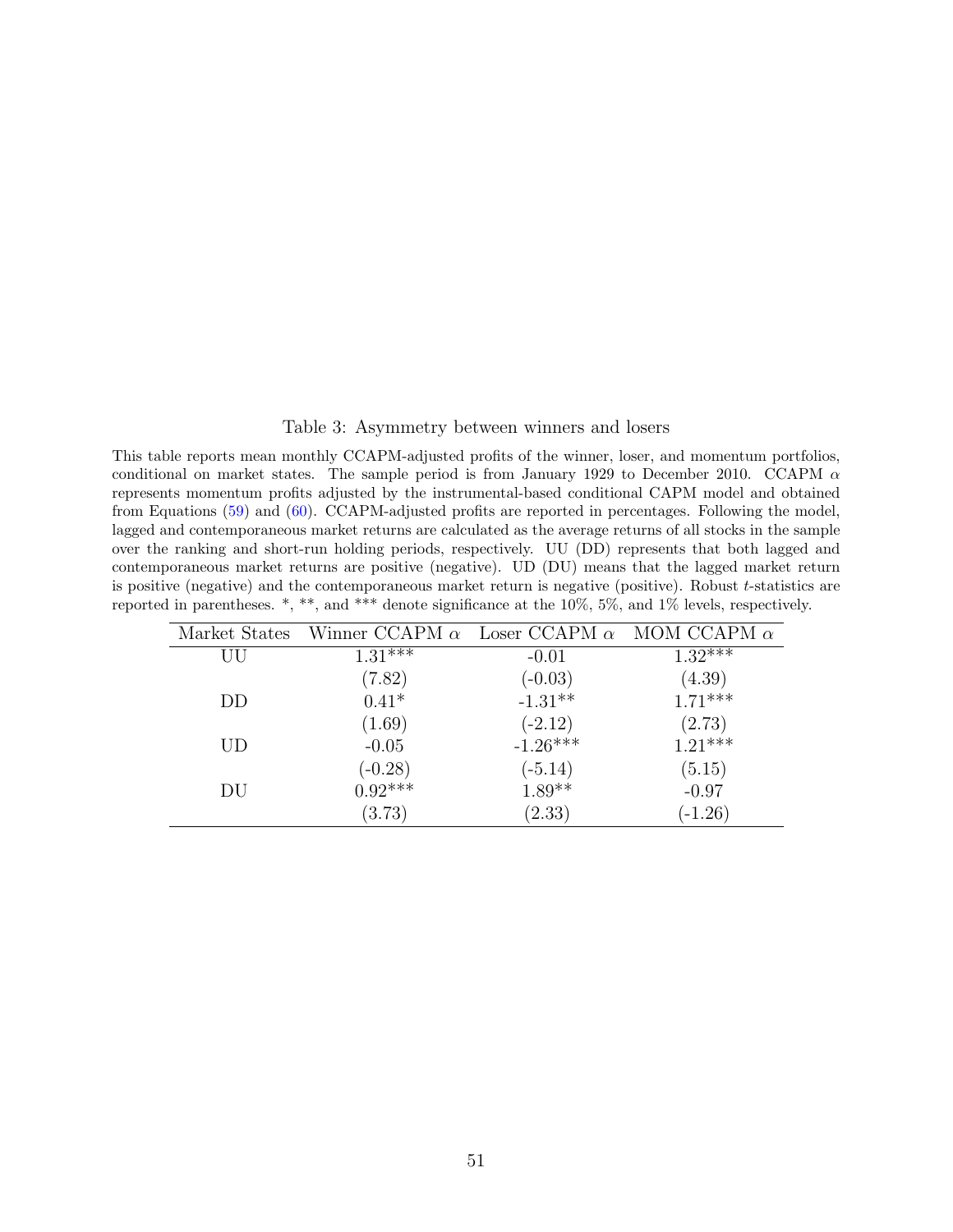Table 3: Asymmetry between winners and losers

This table reports mean monthly CCAPM-adjusted profits of the winner, loser, and momentum portfolios, conditional on market states. The sample period is from January 1929 to December 2010. CCAPM $\alpha$ represents momentum profits adjusted by the instrumental-based conditional CAPM model and obtained from Equations (59) and (60). CCAPM-adjusted profits are reported in percentages. Following the model, lagged and contemporaneous market returns are calculated as the average returns of all stocks in the sample over the ranking and short-run holding periods, respectively. UU (DD) represents that both lagged and contemporaneous market returns are positive (negative). UD (DU) means that the lagged market return is positive (negative) and the contemporaneous market return is negative (positive). Robust $t$-statistics are reported in parentheses. *, **, and *** denote significance at the 10%, 5%, and 1% levels, respectively.

| Market States | Winner CCAPM $\alpha$ | Loser CCAPM $\alpha$ | MOM CCAPM $\alpha$ |
|---|---|---|---|
| UU | 1.31*** | -0.01 | 1.32*** |
| | (7.82) | (-0.03) | (4.39) |
| DD | 0.41* | -1.31** | 1.71*** |
| | (1.69) | (-2.12) | (2.73) |
| UD | -0.05 | -1.26*** | 1.21*** |
| | (-0.28) | (-5.14) | (5.15) |
| DU | 0.92*** | 1.89** | -0.97 |
| | (3.73) | (2.33) | (-1.26) |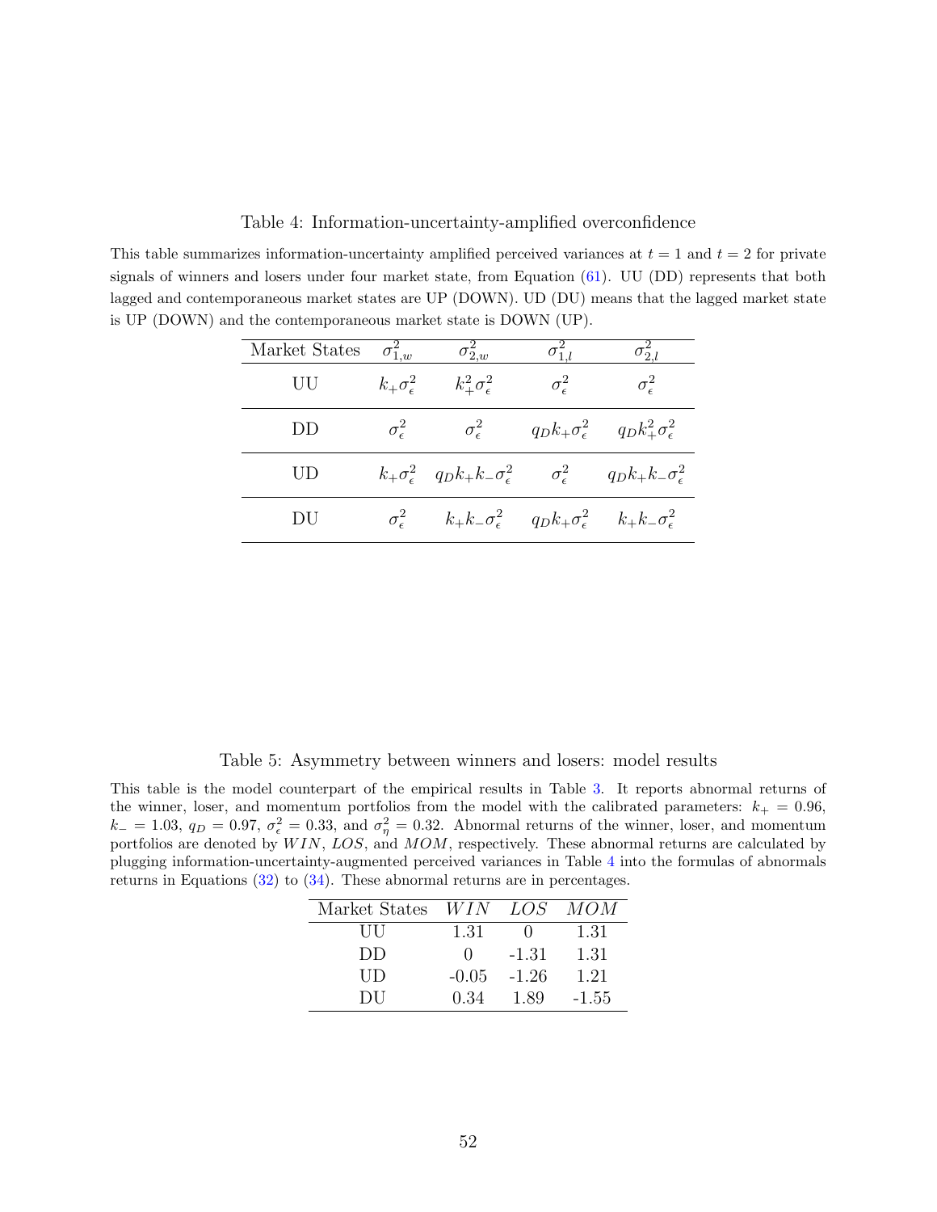Table 4: Information-uncertainty-amplified overconfidence

This table summarizes information-uncertainty amplified perceived variances at $t = 1$ and $t = 2$ for private signals of winners and losers under four market state, from Equation (61). UU (DD) represents that both lagged and contemporaneous market states are UP (DOWN). UD (DU) means that the lagged market state is UP (DOWN) and the contemporaneous market state is DOWN (UP).

| Market States | $\sigma^2_{1,w}$ | $\sigma^2_{2,w}$ | $\sigma^2_{1,l}$ | $\sigma^2_{2,l}$ |
|---|---|---|---|---|
| UU | $k_+\sigma^2_\epsilon$ | $k^2_+\sigma^2_\epsilon$ | $\sigma^2_\epsilon$ | $\sigma^2_\epsilon$ |
| DD | $\sigma^2_\epsilon$ | $\sigma^2_\epsilon$ | $q_D k_+\sigma^2_\epsilon$ | $q_D k^2_+\sigma^2_\epsilon$ |
| UD | $k_+\sigma^2_\epsilon$ | $q_D k_+ k_-\sigma^2_\epsilon$ | $\sigma^2_\epsilon$ | $q_D k_+ k_-\sigma^2_\epsilon$ |
| DU | $\sigma^2_\epsilon$ | $k_+ k_-\sigma^2_\epsilon$ | $q_D k_+\sigma^2_\epsilon$ | $k_+ k_-\sigma^2_\epsilon$ |

Table 5: Asymmetry between winners and losers: model results

This table is the model counterpart of the empirical results in Table 3. It reports abnormal returns of the winner, loser, and momentum portfolios from the model with the calibrated parameters: $k_+ = 0.96$, $k_- = 1.03$, $q_D = 0.97$, $\sigma^2_\epsilon = 0.33$, and $\sigma^2_\eta = 0.32$. Abnormal returns of the winner, loser, and momentum portfolios are denoted by $WIN$, $LOS$, and $MOM$, respectively. These abnormal returns are calculated by plugging information-uncertainty-augmented perceived variances in Table 4 into the formulas of abnormals returns in Equations (32) to (34). These abnormal returns are in percentages.

| Market States | $WIN$ | $LOS$ | $MOM$ |
|---|---|---|---|
| UU | 1.31 | 0 | 1.31 |
| DD | 0 | -1.31 | 1.31 |
| UD | -0.05 | -1.26 | 1.21 |
| DU | 0.34 | 1.89 | -1.55 |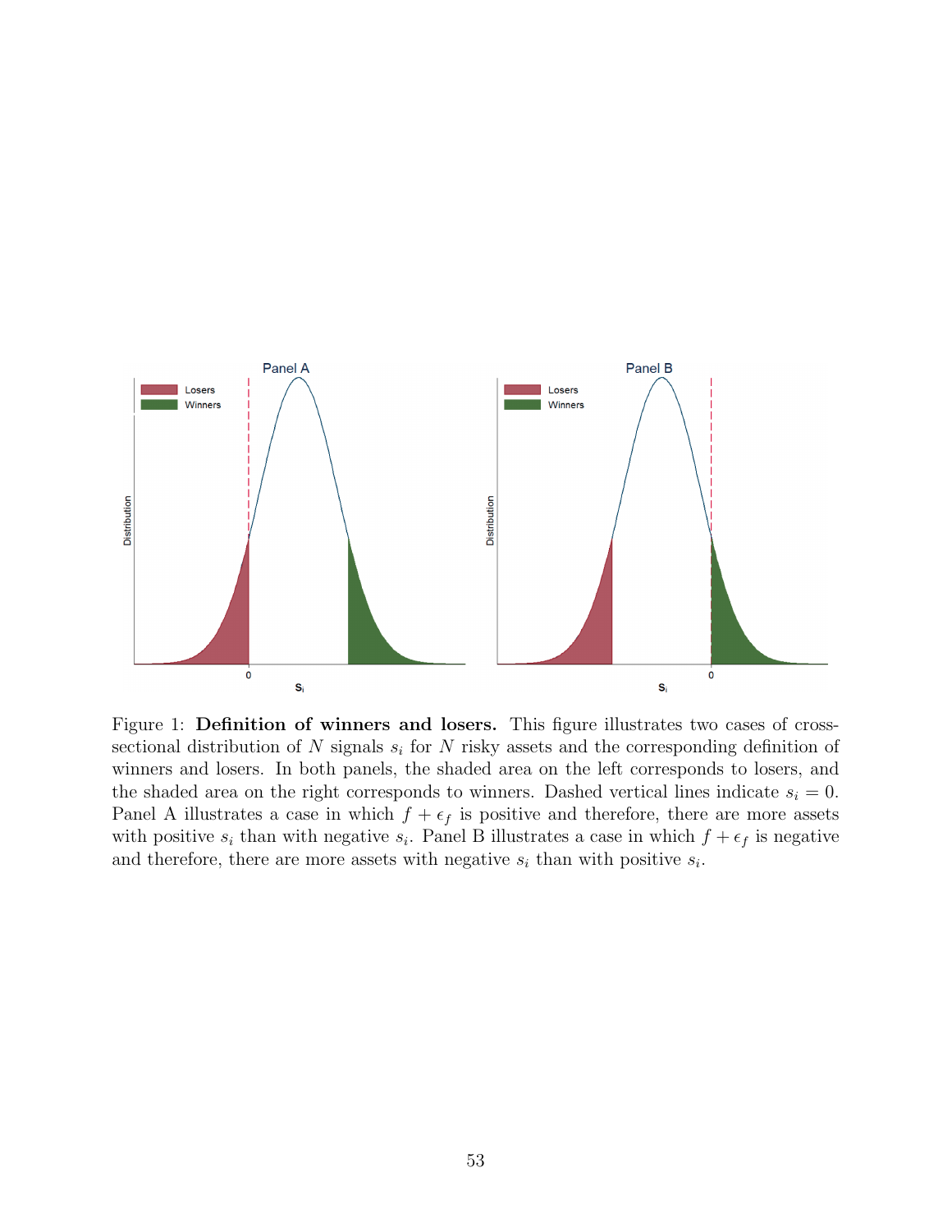Figure 1: **Definition of winners and losers.** This figure illustrates two cases of cross-sectional distribution of $N$ signals $s_i$ for $N$ risky assets and the corresponding definition of winners and losers. In both panels, the shaded area on the left corresponds to losers, and the shaded area on the right corresponds to winners. Dashed vertical lines indicate $s_i = 0$. Panel A illustrates a case in which $f + \epsilon_f$ is positive and therefore, there are more assets with positive $s_i$ than with negative $s_i$. Panel B illustrates a case in which $f + \epsilon_f$ is negative and therefore, there are more assets with negative $s_i$ than with positive $s_i$.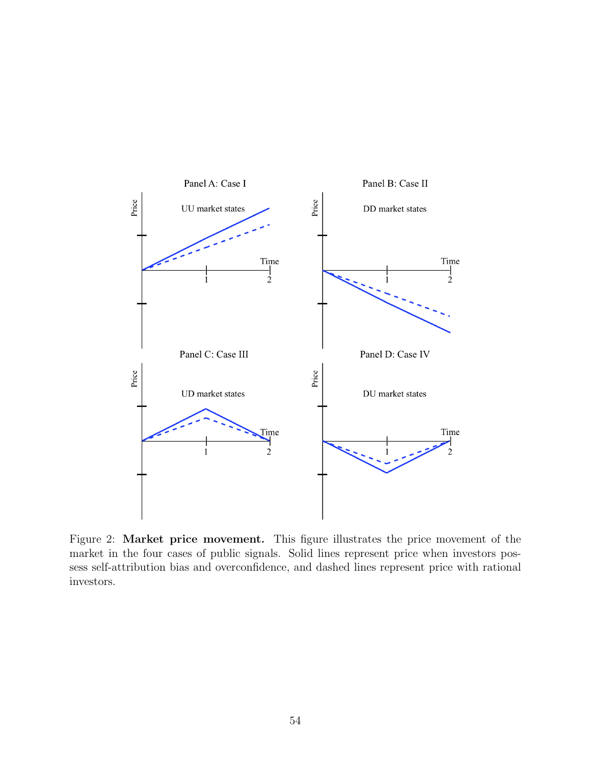Figure 2: **Market price movement.** This figure illustrates the price movement of the market in the four cases of public signals. Solid lines represent price when investors possess self-attribution bias and overconfidence, and dashed lines represent price with rational investors.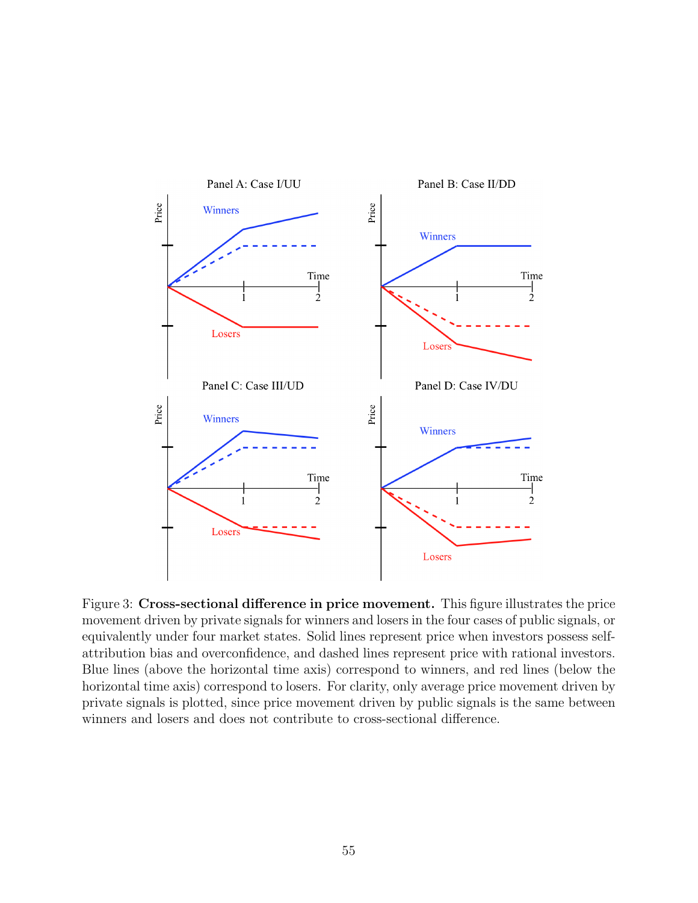Panel A: Case I/UU

Price

Winners

Time

1

2

Losers

Panel B: Case II/DD

Price

Winners

Time

1

2

Losers

Panel C: Case III/UD

Price

Winners

Time

1

2

Losers

Panel D: Case IV/DU

Price

Winners

Time

1

2

Losers

Figure 3: **Cross-sectional difference in price movement.** This figure illustrates the price movement driven by private signals for winners and losers in the four cases of public signals, or equivalently under four market states. Solid lines represent price when investors possess self-attribution bias and overconfidence, and dashed lines represent price with rational investors. Blue lines (above the horizontal time axis) correspond to winners, and red lines (below the horizontal time axis) correspond to losers. For clarity, only average price movement driven by private signals is plotted, since price movement driven by public signals is the same between winners and losers and does not contribute to cross-sectional difference.